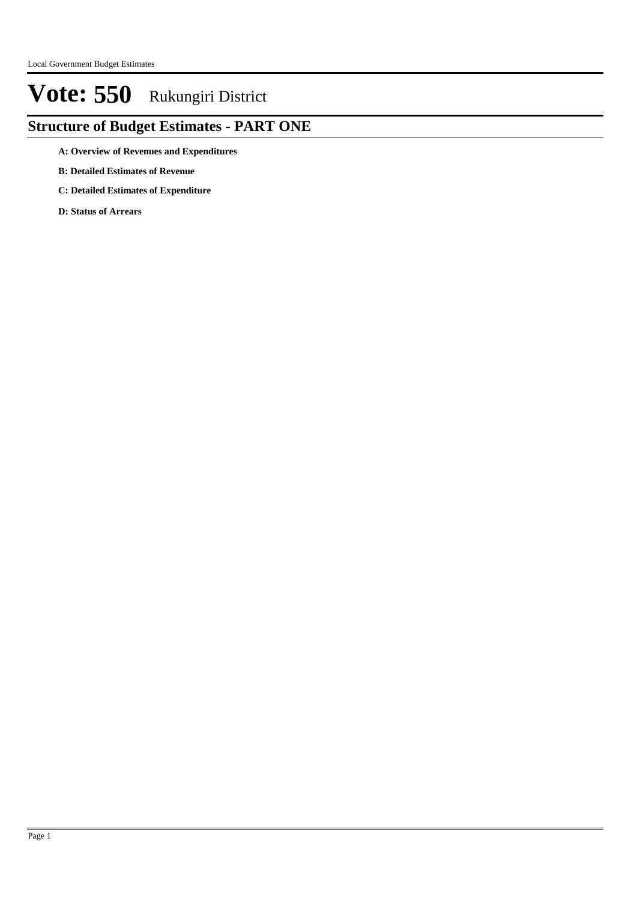# Vote: 550 Rukungiri District

## Structure of Budget Estimates - PART ONE

**A: Overview of Revenues and Expenditures**

**B: Detailed Estimates of Revenue**

**C: Detailed Estimates of Expenditure**

**D: Status of Arrears**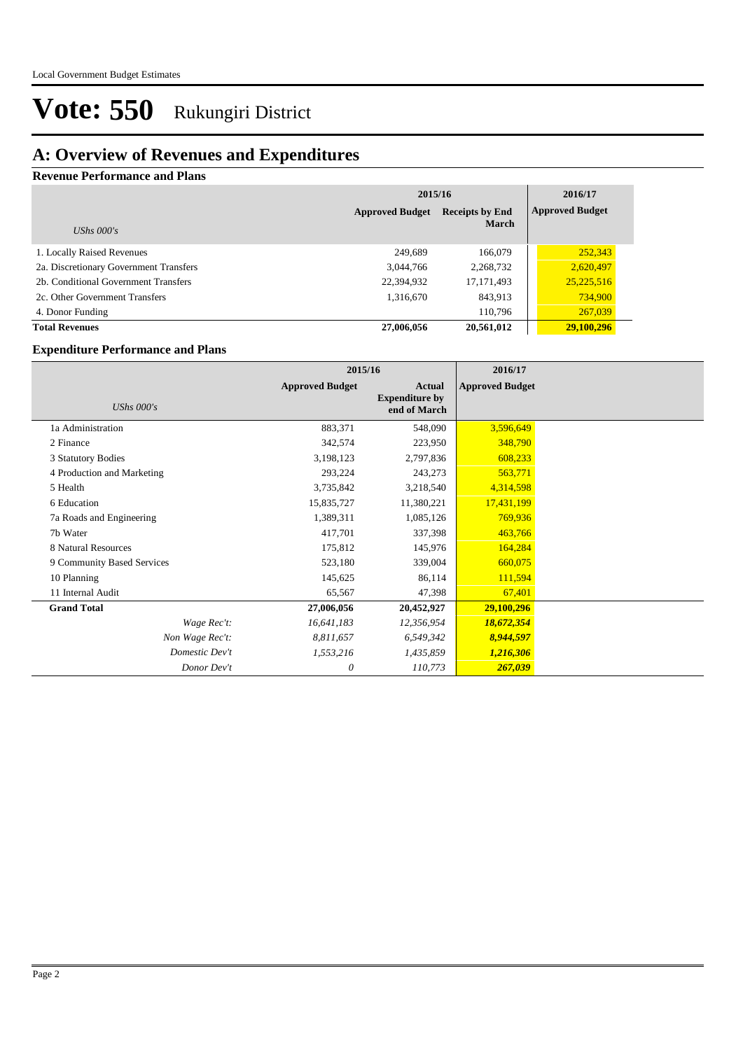# Vote: 550 Rukungiri District

## A: Overview of Revenues and Expenditures

### Revenue Performance and Plans

| *UShs 000's* | 2015/16 Approved Budget | 2015/16 Receipts by End March | 2016/17 Approved Budget |
|---|---|---|---|
| 1. Locally Raised Revenues | 249,689 | 166,079 | 252,343 |
| 2a. Discretionary Government Transfers | 3,044,766 | 2,268,732 | 2,620,497 |
| 2b. Conditional Government Transfers | 22,394,932 | 17,171,493 | 25,225,516 |
| 2c. Other Government Transfers | 1,316,670 | 843,913 | 734,900 |
| 4. Donor Funding | | 110,796 | 267,039 |
| **Total Revenues** | **27,006,056** | **20,561,012** | **29,100,296** |

### Expenditure Performance and Plans

| *UShs 000's* | 2015/16 Approved Budget | 2015/16 Actual Expenditure by end of March | 2016/17 Approved Budget |
|---|---|---|---|
| 1a Administration | 883,371 | 548,090 | 3,596,649 |
| 2 Finance | 342,574 | 223,950 | 348,790 |
| 3 Statutory Bodies | 3,198,123 | 2,797,836 | 608,233 |
| 4 Production and Marketing | 293,224 | 243,273 | 563,771 |
| 5 Health | 3,735,842 | 3,218,540 | 4,314,598 |
| 6 Education | 15,835,727 | 11,380,221 | 17,431,199 |
| 7a Roads and Engineering | 1,389,311 | 1,085,126 | 769,936 |
| 7b Water | 417,701 | 337,398 | 463,766 |
| 8 Natural Resources | 175,812 | 145,976 | 164,284 |
| 9 Community Based Services | 523,180 | 339,004 | 660,075 |
| 10 Planning | 145,625 | 86,114 | 111,594 |
| 11 Internal Audit | 65,567 | 47,398 | 67,401 |
| **Grand Total** | **27,006,056** | **20,452,927** | **29,100,296** |
| *Wage Rec't:* | *16,641,183* | *12,356,954* | ***18,672,354*** |
| *Non Wage Rec't:* | *8,811,657* | *6,549,342* | ***8,944,597*** |
| *Domestic Dev't* | *1,553,216* | *1,435,859* | ***1,216,306*** |
| *Donor Dev't* | *0* | *110,773* | ***267,039*** |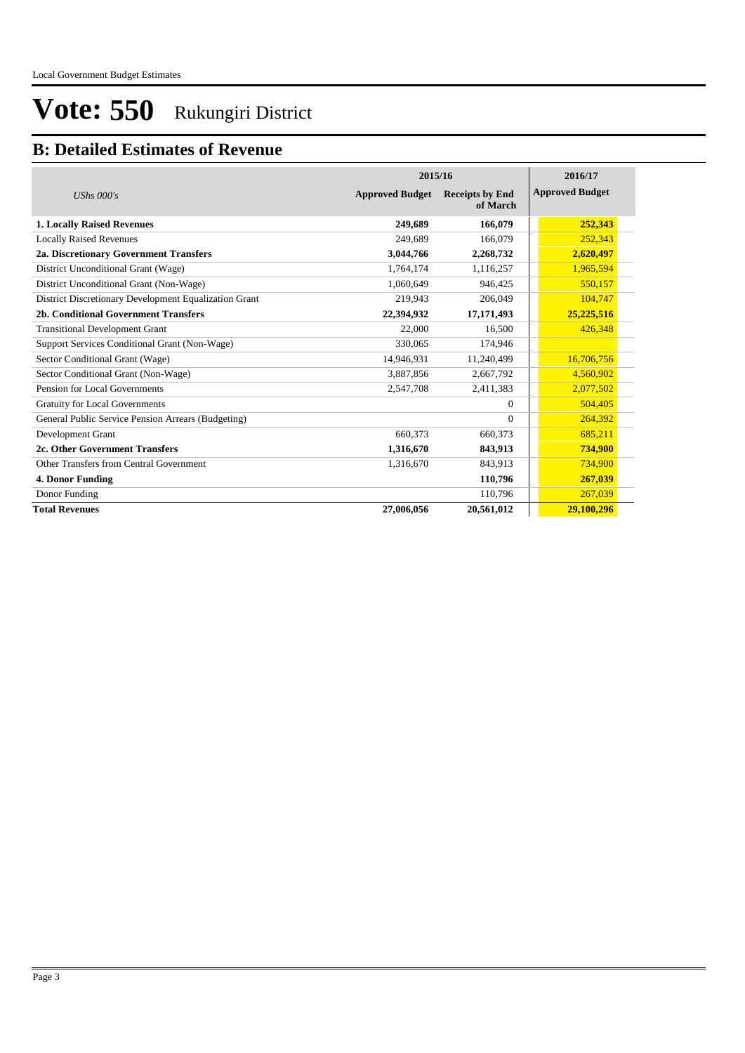# Vote: 550 Rukungiri District

## B: Detailed Estimates of Revenue

| *UShs 000's* | 2015/16 Approved Budget | 2015/16 Receipts by End of March | 2016/17 Approved Budget |
|---|---|---|---|
| **1. Locally Raised Revenues** | **249,689** | **166,079** | **252,343** |
| Locally Raised Revenues | 249,689 | 166,079 | 252,343 |
| **2a. Discretionary Government Transfers** | **3,044,766** | **2,268,732** | **2,620,497** |
| District Unconditional Grant (Wage) | 1,764,174 | 1,116,257 | 1,965,594 |
| District Unconditional Grant (Non-Wage) | 1,060,649 | 946,425 | 550,157 |
| District Discretionary Development Equalization Grant | 219,943 | 206,049 | 104,747 |
| **2b. Conditional Government Transfers** | **22,394,932** | **17,171,493** | **25,225,516** |
| Transitional Development Grant | 22,000 | 16,500 | 426,348 |
| Support Services Conditional Grant (Non-Wage) | 330,065 | 174,946 | |
| Sector Conditional Grant (Wage) | 14,946,931 | 11,240,499 | 16,706,756 |
| Sector Conditional Grant (Non-Wage) | 3,887,856 | 2,667,792 | 4,560,902 |
| Pension for Local Governments | 2,547,708 | 2,411,383 | 2,077,502 |
| Gratuity for Local Governments | | 0 | 504,405 |
| General Public Service Pension Arrears (Budgeting) | | 0 | 264,392 |
| Development Grant | 660,373 | 660,373 | 685,211 |
| **2c. Other Government Transfers** | **1,316,670** | **843,913** | **734,900** |
| Other Transfers from Central Government | 1,316,670 | 843,913 | 734,900 |
| **4. Donor Funding** | | **110,796** | **267,039** |
| Donor Funding | | 110,796 | 267,039 |
| **Total Revenues** | **27,006,056** | **20,561,012** | **29,100,296** |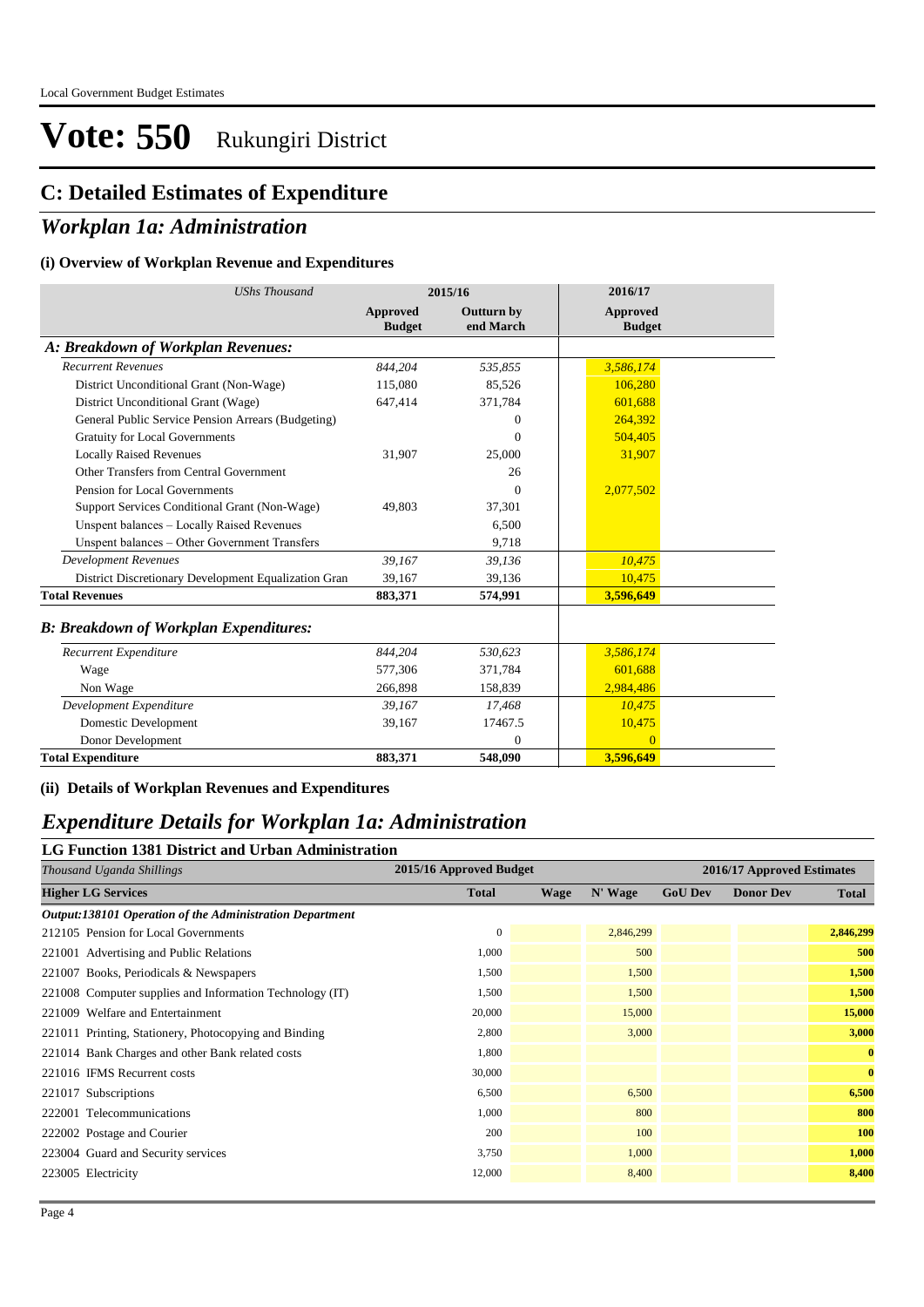Local Government Budget Estimates

# Vote: 550 Rukungiri District

## C: Detailed Estimates of Expenditure

## *Workplan 1a: Administration*

### (i) Overview of Workplan Revenue and Expenditures

| *UShs Thousand* | 2015/16 | | 2016/17 |
|---|---|---|---|
| | **Approved Budget** | **Outturn by end March** | **Approved Budget** |
| ***A: Breakdown of Workplan Revenues:*** | | | |
| *Recurrent Revenues* | *844,204* | *535,855* | *3,586,174* |
| District Unconditional Grant (Non-Wage) | 115,080 | 85,526 | 106,280 |
| District Unconditional Grant (Wage) | 647,414 | 371,784 | 601,688 |
| General Public Service Pension Arrears (Budgeting) | | 0 | 264,392 |
| Gratuity for Local Governments | | 0 | 504,405 |
| Locally Raised Revenues | 31,907 | 25,000 | 31,907 |
| Other Transfers from Central Government | | 26 | |
| Pension for Local Governments | | 0 | 2,077,502 |
| Support Services Conditional Grant (Non-Wage) | 49,803 | 37,301 | |
| Unspent balances – Locally Raised Revenues | | 6,500 | |
| Unspent balances – Other Government Transfers | | 9,718 | |
| *Development Revenues* | *39,167* | *39,136* | *10,475* |
| District Discretionary Development Equalization Gran | 39,167 | 39,136 | 10,475 |
| **Total Revenues** | **883,371** | **574,991** | **3,596,649** |
| ***B: Breakdown of Workplan Expenditures:*** | | | |
| *Recurrent Expenditure* | *844,204* | *530,623* | *3,586,174* |
| Wage | 577,306 | 371,784 | 601,688 |
| Non Wage | 266,898 | 158,839 | 2,984,486 |
| *Development Expenditure* | *39,167* | *17,468* | *10,475* |
| Domestic Development | 39,167 | 17467.5 | 10,475 |
| Donor Development | | 0 | 0 |
| **Total Expenditure** | **883,371** | **548,090** | **3,596,649** |

### (ii) Details of Workplan Revenues and Expenditures

## *Expenditure Details for Workplan 1a: Administration*

### LG Function 1381 District and Urban Administration

| *Thousand Uganda Shillings* | 2015/16 Approved Budget | 2016/17 Approved Estimates | | | | |
|---|---|---|---|---|---|---|
| **Higher LG Services** | **Total** | **Wage** | **N' Wage** | **GoU Dev** | **Donor Dev** | **Total** |
| ***Output:138101 Operation of the Administration Department*** | | | | | | |
| 212105 Pension for Local Governments | 0 | | 2,846,299 | | | **2,846,299** |
| 221001 Advertising and Public Relations | 1,000 | | 500 | | | **500** |
| 221007 Books, Periodicals & Newspapers | 1,500 | | 1,500 | | | **1,500** |
| 221008 Computer supplies and Information Technology (IT) | 1,500 | | 1,500 | | | **1,500** |
| 221009 Welfare and Entertainment | 20,000 | | 15,000 | | | **15,000** |
| 221011 Printing, Stationery, Photocopying and Binding | 2,800 | | 3,000 | | | **3,000** |
| 221014 Bank Charges and other Bank related costs | 1,800 | | | | | **0** |
| 221016 IFMS Recurrent costs | 30,000 | | | | | **0** |
| 221017 Subscriptions | 6,500 | | 6,500 | | | **6,500** |
| 222001 Telecommunications | 1,000 | | 800 | | | **800** |
| 222002 Postage and Courier | 200 | | 100 | | | **100** |
| 223004 Guard and Security services | 3,750 | | 1,000 | | | **1,000** |
| 223005 Electricity | 12,000 | | 8,400 | | | **8,400** |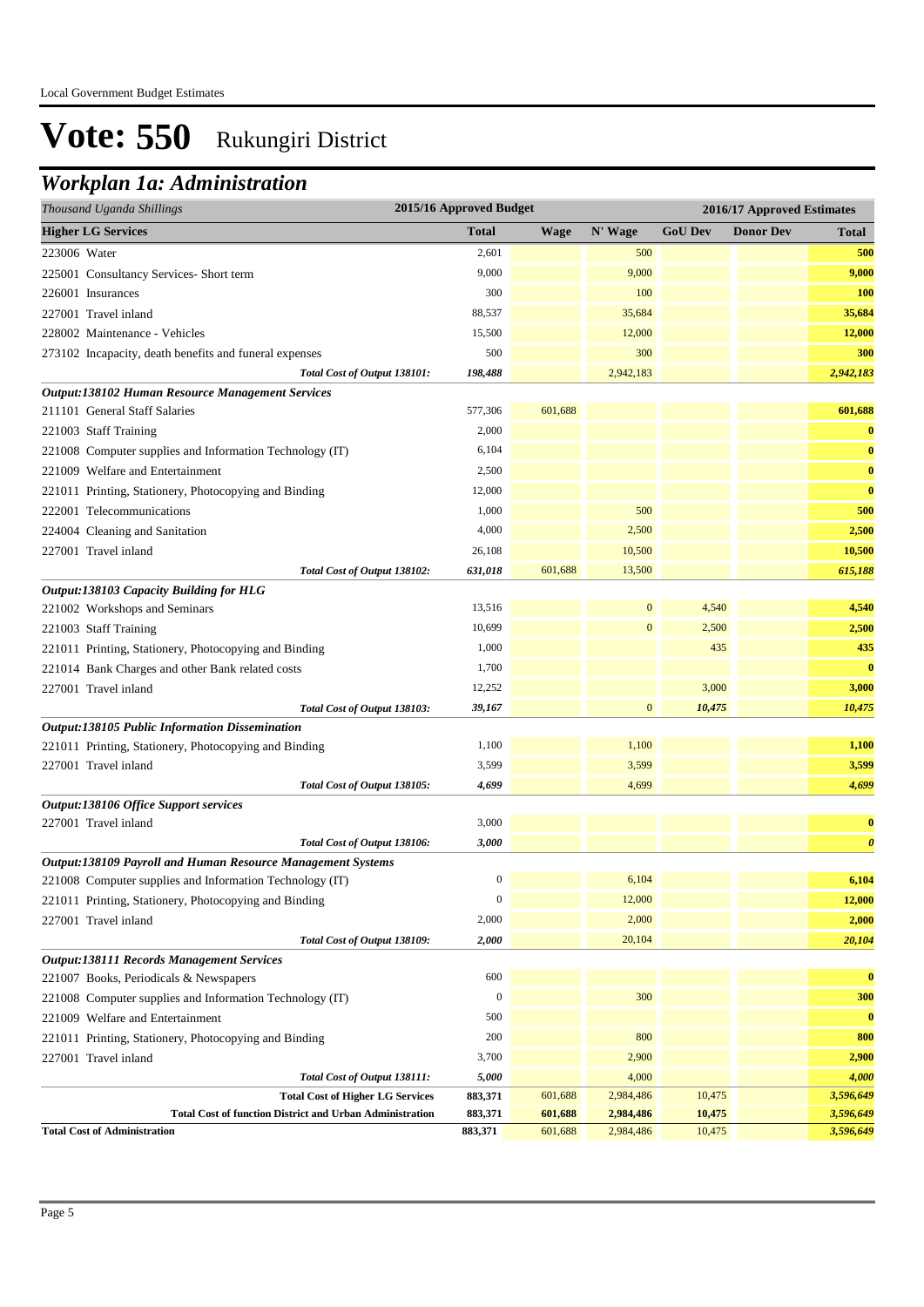# Vote: 550 Rukungiri District

## Workplan 1a: Administration

| Thousand Uganda Shillings | 2015/16 Approved Budget | 2016/17 Approved Estimates | | | | |
|---|---|---|---|---|---|---|
| **Higher LG Services** | **Total** | **Wage** | **N' Wage** | **GoU Dev** | **Donor Dev** | **Total** |
| 223006 Water | 2,601 | | 500 | | | 500 |
| 225001 Consultancy Services- Short term | 9,000 | | 9,000 | | | 9,000 |
| 226001 Insurances | 300 | | 100 | | | 100 |
| 227001 Travel inland | 88,537 | | 35,684 | | | 35,684 |
| 228002 Maintenance - Vehicles | 15,500 | | 12,000 | | | 12,000 |
| 273102 Incapacity, death benefits and funeral expenses | 500 | | 300 | | | 300 |
| *Total Cost of Output 138101:* | *198,488* | | 2,942,183 | | | *2,942,183* |
| ***Output:138102 Human Resource Management Services*** | | | | | | |
| 211101 General Staff Salaries | 577,306 | 601,688 | | | | 601,688 |
| 221003 Staff Training | 2,000 | | | | | 0 |
| 221008 Computer supplies and Information Technology (IT) | 6,104 | | | | | 0 |
| 221009 Welfare and Entertainment | 2,500 | | | | | 0 |
| 221011 Printing, Stationery, Photocopying and Binding | 12,000 | | | | | 0 |
| 222001 Telecommunications | 1,000 | | 500 | | | 500 |
| 224004 Cleaning and Sanitation | 4,000 | | 2,500 | | | 2,500 |
| 227001 Travel inland | 26,108 | | 10,500 | | | 10,500 |
| *Total Cost of Output 138102:* | *631,018* | 601,688 | 13,500 | | | *615,188* |
| ***Output:138103 Capacity Building for HLG*** | | | | | | |
| 221002 Workshops and Seminars | 13,516 | | 0 | 4,540 | | 4,540 |
| 221003 Staff Training | 10,699 | | 0 | 2,500 | | 2,500 |
| 221011 Printing, Stationery, Photocopying and Binding | 1,000 | | | 435 | | 435 |
| 221014 Bank Charges and other Bank related costs | 1,700 | | | | | 0 |
| 227001 Travel inland | 12,252 | | | 3,000 | | 3,000 |
| *Total Cost of Output 138103:* | *39,167* | | 0 | *10,475* | | *10,475* |
| ***Output:138105 Public Information Dissemination*** | | | | | | |
| 221011 Printing, Stationery, Photocopying and Binding | 1,100 | | 1,100 | | | 1,100 |
| 227001 Travel inland | 3,599 | | 3,599 | | | 3,599 |
| *Total Cost of Output 138105:* | *4,699* | | 4,699 | | | *4,699* |
| ***Output:138106 Office Support services*** | | | | | | |
| 227001 Travel inland | 3,000 | | | | | 0 |
| *Total Cost of Output 138106:* | *3,000* | | | | | *0* |
| ***Output:138109 Payroll and Human Resource Management Systems*** | | | | | | |
| 221008 Computer supplies and Information Technology (IT) | 0 | | 6,104 | | | 6,104 |
| 221011 Printing, Stationery, Photocopying and Binding | 0 | | 12,000 | | | 12,000 |
| 227001 Travel inland | 2,000 | | 2,000 | | | 2,000 |
| *Total Cost of Output 138109:* | *2,000* | | 20,104 | | | *20,104* |
| ***Output:138111 Records Management Services*** | | | | | | |
| 221007 Books, Periodicals & Newspapers | 600 | | | | | 0 |
| 221008 Computer supplies and Information Technology (IT) | 0 | | 300 | | | 300 |
| 221009 Welfare and Entertainment | 500 | | | | | 0 |
| 221011 Printing, Stationery, Photocopying and Binding | 200 | | 800 | | | 800 |
| 227001 Travel inland | 3,700 | | 2,900 | | | 2,900 |
| *Total Cost of Output 138111:* | *5,000* | | 4,000 | | | *4,000* |
| **Total Cost of Higher LG Services** | **883,371** | 601,688 | 2,984,486 | 10,475 | | *3,596,649* |
| **Total Cost of function District and Urban Administration** | **883,371** | **601,688** | **2,984,486** | **10,475** | | ***3,596,649*** |
| **Total Cost of Administration** | **883,371** | 601,688 | 2,984,486 | 10,475 | | ***3,596,649*** |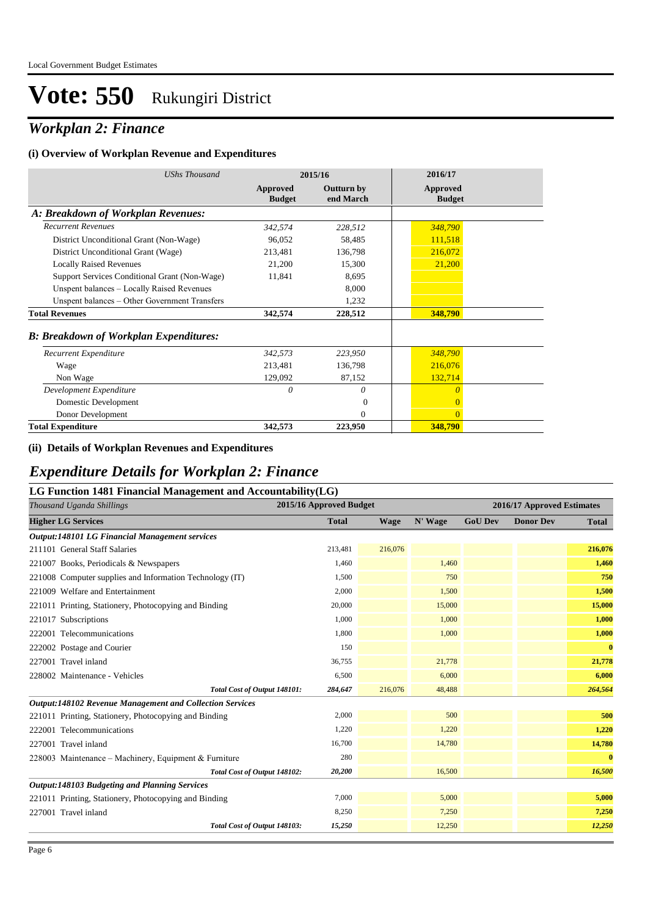Local Government Budget Estimates

# Vote: 550 Rukungiri District

## *Workplan 2: Finance*

### (i) Overview of Workplan Revenue and Expenditures

| *UShs Thousand* | 2015/16 | | 2016/17 |
|---|---|---|---|
| | **Approved Budget** | **Outturn by end March** | **Approved Budget** |
| ***A: Breakdown of Workplan Revenues:*** | | | |
| *Recurrent Revenues* | *342,574* | *228,512* | *348,790* |
| District Unconditional Grant (Non-Wage) | 96,052 | 58,485 | 111,518 |
| District Unconditional Grant (Wage) | 213,481 | 136,798 | 216,072 |
| Locally Raised Revenues | 21,200 | 15,300 | 21,200 |
| Support Services Conditional Grant (Non-Wage) | 11,841 | 8,695 | |
| Unspent balances – Locally Raised Revenues | | 8,000 | |
| Unspent balances – Other Government Transfers | | 1,232 | |
| **Total Revenues** | **342,574** | **228,512** | **348,790** |
| ***B: Breakdown of Workplan Expenditures:*** | | | |
| *Recurrent Expenditure* | *342,573* | *223,950* | *348,790* |
| Wage | 213,481 | 136,798 | 216,076 |
| Non Wage | 129,092 | 87,152 | 132,714 |
| *Development Expenditure* | *0* | *0* | *0* |
| Domestic Development | | 0 | 0 |
| Donor Development | | 0 | 0 |
| **Total Expenditure** | **342,573** | **223,950** | **348,790** |

### (ii) Details of Workplan Revenues and Expenditures

## *Expenditure Details for Workplan 2: Finance*

### LG Function 1481 Financial Management and Accountability(LG)

| *Thousand Uganda Shillings* | 2015/16 Approved Budget | 2016/17 Approved Estimates | | | | |
|---|---|---|---|---|---|---|
| **Higher LG Services** | **Total** | **Wage** | **N' Wage** | **GoU Dev** | **Donor Dev** | **Total** |
| ***Output:148101 LG Financial Management services*** | | | | | | |
| 211101 General Staff Salaries | 213,481 | 216,076 | | | | **216,076** |
| 221007 Books, Periodicals & Newspapers | 1,460 | | 1,460 | | | **1,460** |
| 221008 Computer supplies and Information Technology (IT) | 1,500 | | 750 | | | **750** |
| 221009 Welfare and Entertainment | 2,000 | | 1,500 | | | **1,500** |
| 221011 Printing, Stationery, Photocopying and Binding | 20,000 | | 15,000 | | | **15,000** |
| 221017 Subscriptions | 1,000 | | 1,000 | | | **1,000** |
| 222001 Telecommunications | 1,800 | | 1,000 | | | **1,000** |
| 222002 Postage and Courier | 150 | | | | | **0** |
| 227001 Travel inland | 36,755 | | 21,778 | | | **21,778** |
| 228002 Maintenance - Vehicles | 6,500 | | 6,000 | | | **6,000** |
| ***Total Cost of Output 148101:*** | ***284,647*** | 216,076 | 48,488 | | | ***264,564*** |
| ***Output:148102 Revenue Management and Collection Services*** | | | | | | |
| 221011 Printing, Stationery, Photocopying and Binding | 2,000 | | 500 | | | **500** |
| 222001 Telecommunications | 1,220 | | 1,220 | | | **1,220** |
| 227001 Travel inland | 16,700 | | 14,780 | | | **14,780** |
| 228003 Maintenance – Machinery, Equipment & Furniture | 280 | | | | | **0** |
| ***Total Cost of Output 148102:*** | ***20,200*** | | 16,500 | | | ***16,500*** |
| ***Output:148103 Budgeting and Planning Services*** | | | | | | |
| 221011 Printing, Stationery, Photocopying and Binding | 7,000 | | 5,000 | | | **5,000** |
| 227001 Travel inland | 8,250 | | 7,250 | | | **7,250** |
| ***Total Cost of Output 148103:*** | ***15,250*** | | 12,250 | | | ***12,250*** |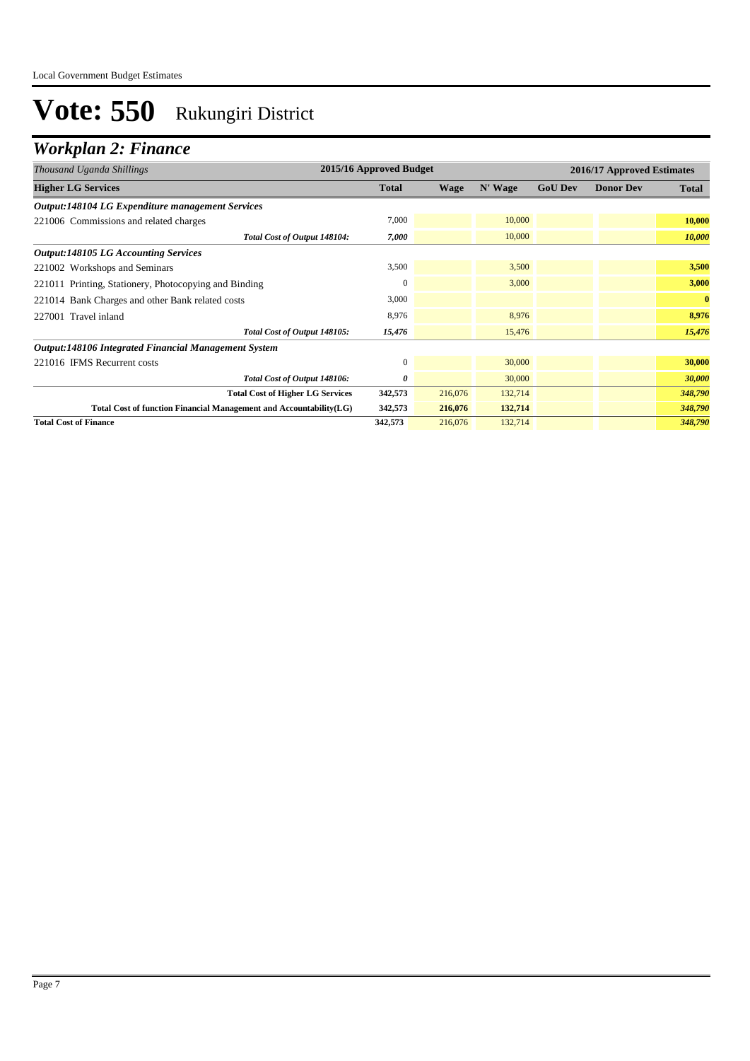# Vote: 550 Rukungiri District

## *Workplan 2: Finance*

| *Thousand Uganda Shillings* | 2015/16 Approved Budget | 2016/17 Approved Estimates | | | | |
|---|---|---|---|---|---|---|
| **Higher LG Services** | **Total** | **Wage** | **N' Wage** | **GoU Dev** | **Donor Dev** | **Total** |
| ***Output:148104 LG Expenditure management Services*** | | | | | | |
| 221006 Commissions and related charges | 7,000 | | 10,000 | | | **10,000** |
| *Total Cost of Output 148104:* | *7,000* | | 10,000 | | | *10,000* |
| ***Output:148105 LG Accounting Services*** | | | | | | |
| 221002 Workshops and Seminars | 3,500 | | 3,500 | | | **3,500** |
| 221011 Printing, Stationery, Photocopying and Binding | 0 | | 3,000 | | | **3,000** |
| 221014 Bank Charges and other Bank related costs | 3,000 | | | | | **0** |
| 227001 Travel inland | 8,976 | | 8,976 | | | **8,976** |
| *Total Cost of Output 148105:* | *15,476* | | 15,476 | | | *15,476* |
| ***Output:148106 Integrated Financial Management System*** | | | | | | |
| 221016 IFMS Recurrent costs | 0 | | 30,000 | | | **30,000** |
| *Total Cost of Output 148106:* | *0* | | 30,000 | | | *30,000* |
| **Total Cost of Higher LG Services** | **342,573** | 216,076 | 132,714 | | | *348,790* |
| **Total Cost of function Financial Management and Accountability(LG)** | **342,573** | **216,076** | **132,714** | | | *348,790* |
| **Total Cost of Finance** | **342,573** | 216,076 | 132,714 | | | *348,790* |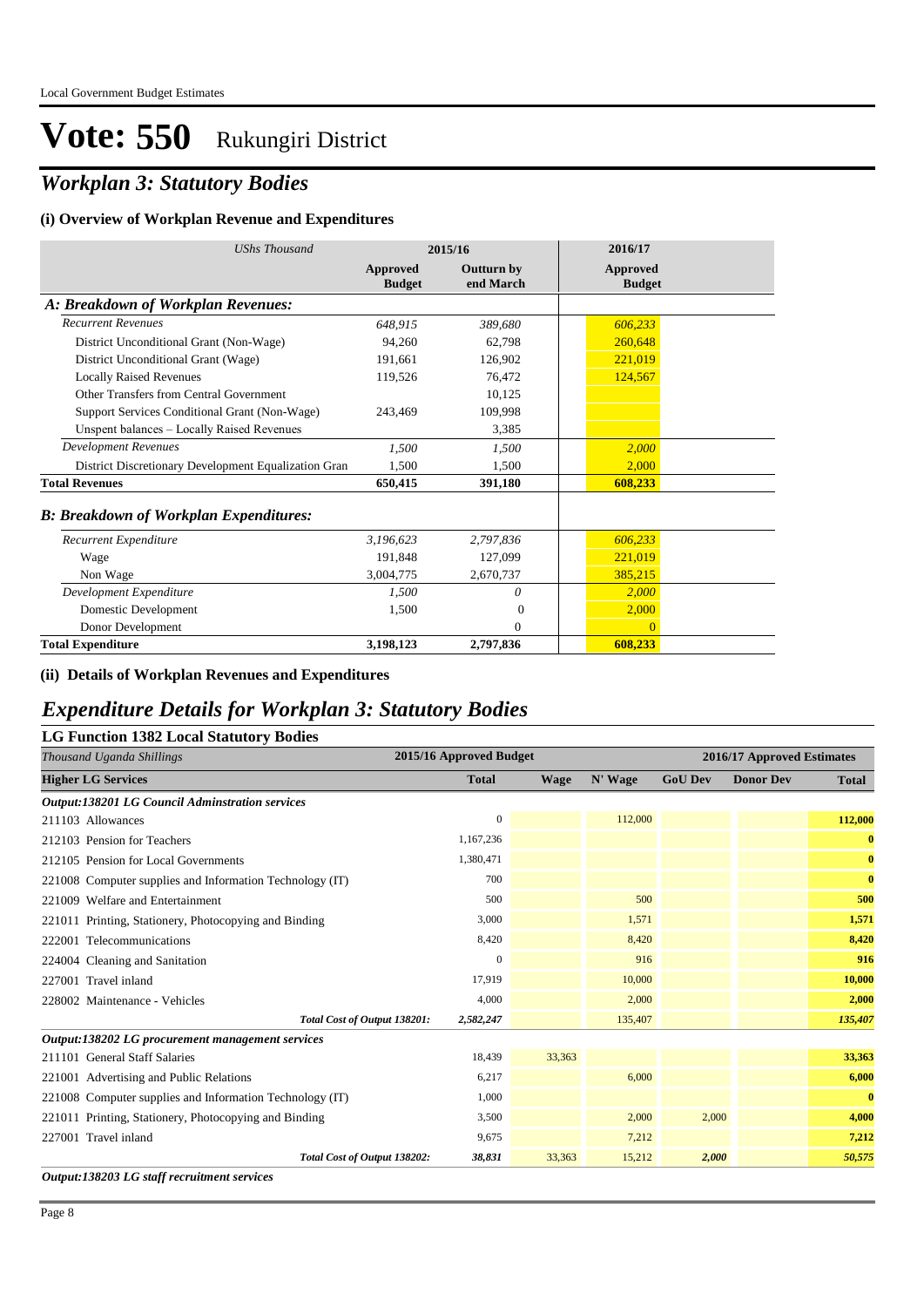# Vote: 550 Rukungiri District

## *Workplan 3: Statutory Bodies*

### (i) Overview of Workplan Revenue and Expenditures

| *UShs Thousand* | 2015/16 | | 2016/17 |
|---|---|---|---|
| | Approved Budget | Outturn by end March | Approved Budget |
| ***A: Breakdown of Workplan Revenues:*** | | | |
| *Recurrent Revenues* | *648,915* | *389,680* | *606,233* |
| District Unconditional Grant (Non-Wage) | 94,260 | 62,798 | 260,648 |
| District Unconditional Grant (Wage) | 191,661 | 126,902 | 221,019 |
| Locally Raised Revenues | 119,526 | 76,472 | 124,567 |
| Other Transfers from Central Government | | 10,125 | |
| Support Services Conditional Grant (Non-Wage) | 243,469 | 109,998 | |
| Unspent balances – Locally Raised Revenues | | 3,385 | |
| *Development Revenues* | *1,500* | *1,500* | *2,000* |
| District Discretionary Development Equalization Gran | 1,500 | 1,500 | 2,000 |
| **Total Revenues** | **650,415** | **391,180** | **608,233** |
| ***B: Breakdown of Workplan Expenditures:*** | | | |
| *Recurrent Expenditure* | *3,196,623* | *2,797,836* | *606,233* |
| Wage | 191,848 | 127,099 | 221,019 |
| Non Wage | 3,004,775 | 2,670,737 | 385,215 |
| *Development Expenditure* | *1,500* | *0* | *2,000* |
| Domestic Development | 1,500 | 0 | 2,000 |
| Donor Development | | 0 | 0 |
| **Total Expenditure** | **3,198,123** | **2,797,836** | **608,233** |

### (ii) Details of Workplan Revenues and Expenditures

## *Expenditure Details for Workplan 3: Statutory Bodies*

### LG Function 1382 Local Statutory Bodies

| *Thousand Uganda Shillings* | 2015/16 Approved Budget | 2016/17 Approved Estimates | | | | |
|---|---|---|---|---|---|---|
| **Higher LG Services** | **Total** | **Wage** | **N' Wage** | **GoU Dev** | **Donor Dev** | **Total** |
| ***Output:138201 LG Council Adminstration services*** | | | | | | |
| 211103 Allowances | 0 | | 112,000 | | | 112,000 |
| 212103 Pension for Teachers | 1,167,236 | | | | | 0 |
| 212105 Pension for Local Governments | 1,380,471 | | | | | 0 |
| 221008 Computer supplies and Information Technology (IT) | 700 | | | | | 0 |
| 221009 Welfare and Entertainment | 500 | | 500 | | | 500 |
| 221011 Printing, Stationery, Photocopying and Binding | 3,000 | | 1,571 | | | 1,571 |
| 222001 Telecommunications | 8,420 | | 8,420 | | | 8,420 |
| 224004 Cleaning and Sanitation | 0 | | 916 | | | 916 |
| 227001 Travel inland | 17,919 | | 10,000 | | | 10,000 |
| 228002 Maintenance - Vehicles | 4,000 | | 2,000 | | | 2,000 |
| *Total Cost of Output 138201:* | *2,582,247* | | 135,407 | | | *135,407* |
| ***Output:138202 LG procurement management services*** | | | | | | |
| 211101 General Staff Salaries | 18,439 | 33,363 | | | | 33,363 |
| 221001 Advertising and Public Relations | 6,217 | | 6,000 | | | 6,000 |
| 221008 Computer supplies and Information Technology (IT) | 1,000 | | | | | 0 |
| 221011 Printing, Stationery, Photocopying and Binding | 3,500 | | 2,000 | 2,000 | | 4,000 |
| 227001 Travel inland | 9,675 | | 7,212 | | | 7,212 |
| *Total Cost of Output 138202:* | *38,831* | 33,363 | 15,212 | *2,000* | | *50,575* |

***Output:138203 LG staff recruitment services***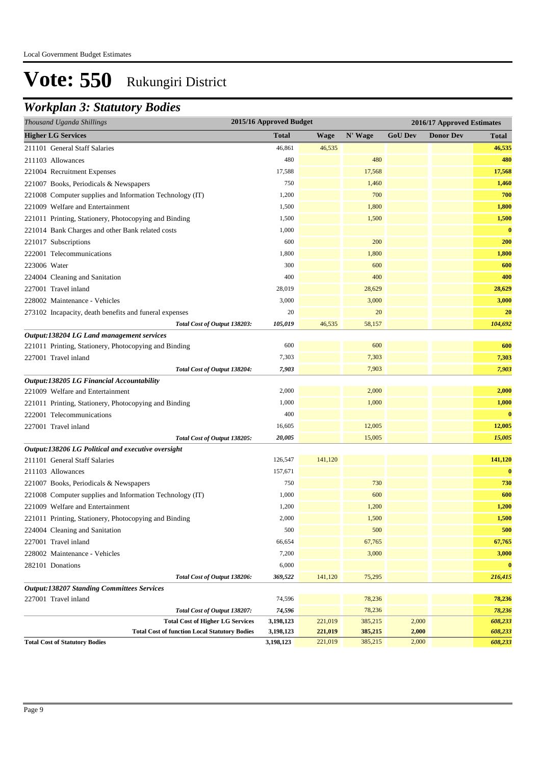# Vote: 550 Rukungiri District

## *Workplan 3: Statutory Bodies*

| *Thousand Uganda Shillings* | 2015/16 Approved Budget | 2016/17 Approved Estimates | | | | |
|---|---|---|---|---|---|---|
| **Higher LG Services** | **Total** | **Wage** | **N' Wage** | **GoU Dev** | **Donor Dev** | **Total** |
| 211101 General Staff Salaries | 46,861 | 46,535 | | | | **46,535** |
| 211103 Allowances | 480 | | 480 | | | **480** |
| 221004 Recruitment Expenses | 17,588 | | 17,568 | | | **17,568** |
| 221007 Books, Periodicals & Newspapers | 750 | | 1,460 | | | **1,460** |
| 221008 Computer supplies and Information Technology (IT) | 1,200 | | 700 | | | **700** |
| 221009 Welfare and Entertainment | 1,500 | | 1,800 | | | **1,800** |
| 221011 Printing, Stationery, Photocopying and Binding | 1,500 | | 1,500 | | | **1,500** |
| 221014 Bank Charges and other Bank related costs | 1,000 | | | | | **0** |
| 221017 Subscriptions | 600 | | 200 | | | **200** |
| 222001 Telecommunications | 1,800 | | 1,800 | | | **1,800** |
| 223006 Water | 300 | | 600 | | | **600** |
| 224004 Cleaning and Sanitation | 400 | | 400 | | | **400** |
| 227001 Travel inland | 28,019 | | 28,629 | | | **28,629** |
| 228002 Maintenance - Vehicles | 3,000 | | 3,000 | | | **3,000** |
| 273102 Incapacity, death benefits and funeral expenses | 20 | | 20 | | | **20** |
| ***Total Cost of Output 138203:*** | ***105,019*** | 46,535 | 58,157 | | | ***104,692*** |
| ***Output:138204 LG Land management services*** | | | | | | |
| 221011 Printing, Stationery, Photocopying and Binding | 600 | | 600 | | | **600** |
| 227001 Travel inland | 7,303 | | 7,303 | | | **7,303** |
| ***Total Cost of Output 138204:*** | ***7,903*** | | 7,903 | | | ***7,903*** |
| ***Output:138205 LG Financial Accountability*** | | | | | | |
| 221009 Welfare and Entertainment | 2,000 | | 2,000 | | | **2,000** |
| 221011 Printing, Stationery, Photocopying and Binding | 1,000 | | 1,000 | | | **1,000** |
| 222001 Telecommunications | 400 | | | | | **0** |
| 227001 Travel inland | 16,605 | | 12,005 | | | **12,005** |
| ***Total Cost of Output 138205:*** | ***20,005*** | | 15,005 | | | ***15,005*** |
| ***Output:138206 LG Political and executive oversight*** | | | | | | |
| 211101 General Staff Salaries | 126,547 | 141,120 | | | | **141,120** |
| 211103 Allowances | 157,671 | | | | | **0** |
| 221007 Books, Periodicals & Newspapers | 750 | | 730 | | | **730** |
| 221008 Computer supplies and Information Technology (IT) | 1,000 | | 600 | | | **600** |
| 221009 Welfare and Entertainment | 1,200 | | 1,200 | | | **1,200** |
| 221011 Printing, Stationery, Photocopying and Binding | 2,000 | | 1,500 | | | **1,500** |
| 224004 Cleaning and Sanitation | 500 | | 500 | | | **500** |
| 227001 Travel inland | 66,654 | | 67,765 | | | **67,765** |
| 228002 Maintenance - Vehicles | 7,200 | | 3,000 | | | **3,000** |
| 282101 Donations | 6,000 | | | | | **0** |
| ***Total Cost of Output 138206:*** | ***369,522*** | 141,120 | 75,295 | | | ***216,415*** |
| ***Output:138207 Standing Committees Services*** | | | | | | |
| 227001 Travel inland | 74,596 | | 78,236 | | | **78,236** |
| ***Total Cost of Output 138207:*** | ***74,596*** | | 78,236 | | | ***78,236*** |
| **Total Cost of Higher LG Services** | **3,198,123** | 221,019 | 385,215 | 2,000 | | ***608,233*** |
| **Total Cost of function Local Statutory Bodies** | **3,198,123** | **221,019** | **385,215** | **2,000** | | ***608,233*** |
| **Total Cost of Statutory Bodies** | **3,198,123** | 221,019 | 385,215 | 2,000 | | ***608,233*** |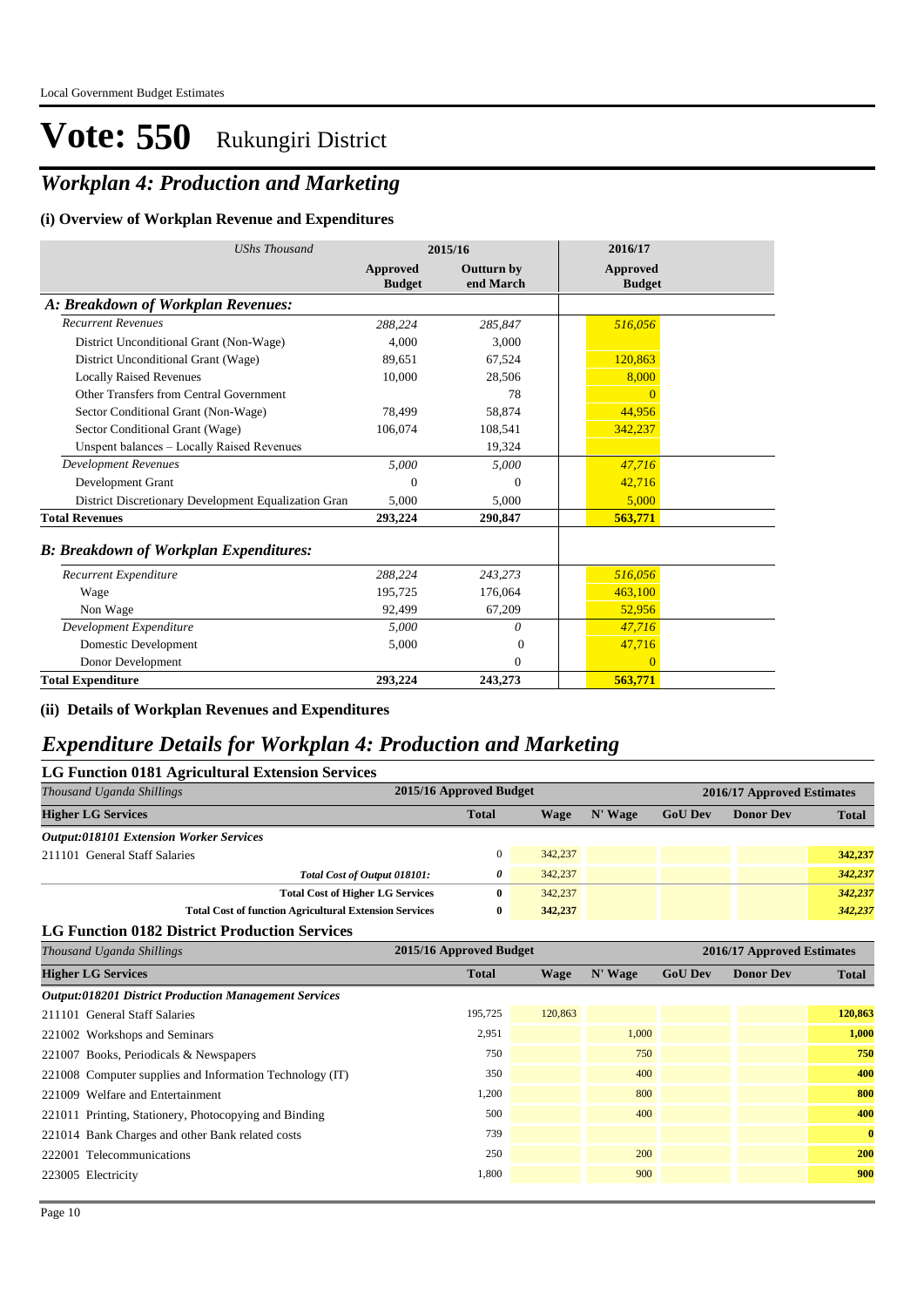Local Government Budget Estimates

# Vote: 550 Rukungiri District

## *Workplan 4: Production and Marketing*

### (i) Overview of Workplan Revenue and Expenditures

| *UShs Thousand* | 2015/16 Approved Budget | 2015/16 Outturn by end March | 2016/17 Approved Budget |
|---|---|---|---|
| ***A: Breakdown of Workplan Revenues:*** | | | |
| *Recurrent Revenues* | *288,224* | *285,847* | *516,056* |
| District Unconditional Grant (Non-Wage) | 4,000 | 3,000 | |
| District Unconditional Grant (Wage) | 89,651 | 67,524 | 120,863 |
| Locally Raised Revenues | 10,000 | 28,506 | 8,000 |
| Other Transfers from Central Government | | 78 | 0 |
| Sector Conditional Grant (Non-Wage) | 78,499 | 58,874 | 44,956 |
| Sector Conditional Grant (Wage) | 106,074 | 108,541 | 342,237 |
| Unspent balances – Locally Raised Revenues | | 19,324 | |
| *Development Revenues* | *5,000* | *5,000* | *47,716* |
| Development Grant | 0 | 0 | 42,716 |
| District Discretionary Development Equalization Gran | 5,000 | 5,000 | 5,000 |
| **Total Revenues** | **293,224** | **290,847** | **563,771** |
| ***B: Breakdown of Workplan Expenditures:*** | | | |
| *Recurrent Expenditure* | *288,224* | *243,273* | *516,056* |
| Wage | 195,725 | 176,064 | 463,100 |
| Non Wage | 92,499 | 67,209 | 52,956 |
| *Development Expenditure* | *5,000* | *0* | *47,716* |
| Domestic Development | 5,000 | 0 | 47,716 |
| Donor Development | | 0 | 0 |
| **Total Expenditure** | **293,224** | **243,273** | **563,771** |

### (ii) Details of Workplan Revenues and Expenditures

## *Expenditure Details for Workplan 4: Production and Marketing*

### LG Function 0181 Agricultural Extension Services

| *Thousand Uganda Shillings* | 2015/16 Approved Budget | 2016/17 Approved Estimates | | | | |
|---|---|---|---|---|---|---|
| **Higher LG Services** | **Total** | **Wage** | **N' Wage** | **GoU Dev** | **Donor Dev** | **Total** |
| ***Output:018101 Extension Worker Services*** | | | | | | |
| 211101 General Staff Salaries | 0 | 342,237 | | | | 342,237 |
| *Total Cost of Output 018101:* | *0* | 342,237 | | | | *342,237* |
| **Total Cost of Higher LG Services** | **0** | 342,237 | | | | *342,237* |
| **Total Cost of function Agricultural Extension Services** | **0** | **342,237** | | | | *342,237* |

### LG Function 0182 District Production Services

| *Thousand Uganda Shillings* | 2015/16 Approved Budget | 2016/17 Approved Estimates | | | | |
|---|---|---|---|---|---|---|
| **Higher LG Services** | **Total** | **Wage** | **N' Wage** | **GoU Dev** | **Donor Dev** | **Total** |
| ***Output:018201 District Production Management Services*** | | | | | | |
| 211101 General Staff Salaries | 195,725 | 120,863 | | | | **120,863** |
| 221002 Workshops and Seminars | 2,951 | | 1,000 | | | **1,000** |
| 221007 Books, Periodicals & Newspapers | 750 | | 750 | | | **750** |
| 221008 Computer supplies and Information Technology (IT) | 350 | | 400 | | | **400** |
| 221009 Welfare and Entertainment | 1,200 | | 800 | | | **800** |
| 221011 Printing, Stationery, Photocopying and Binding | 500 | | 400 | | | **400** |
| 221014 Bank Charges and other Bank related costs | 739 | | | | | **0** |
| 222001 Telecommunications | 250 | | 200 | | | **200** |
| 223005 Electricity | 1,800 | | 900 | | | **900** |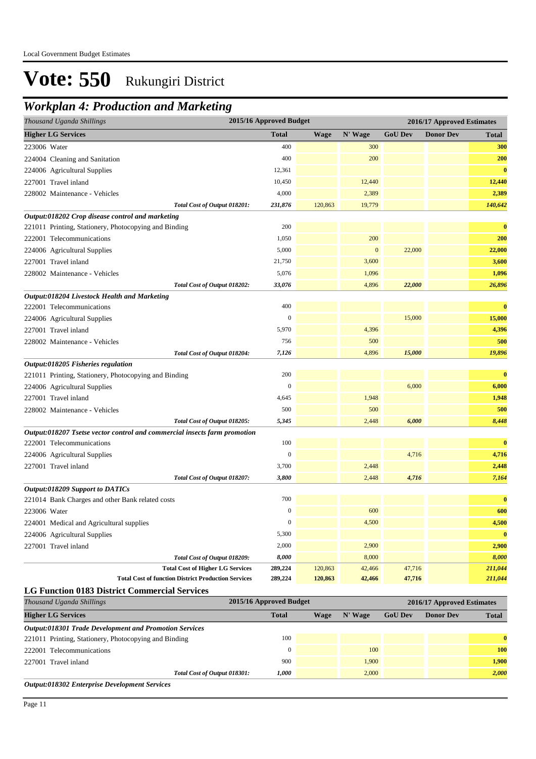Local Government Budget Estimates

# Vote: 550 Rukungiri District

## *Workplan 4: Production and Marketing*

| *Thousand Uganda Shillings* | 2015/16 Approved Budget | 2016/17 Approved Estimates | | | | |
|---|---|---|---|---|---|---|
| **Higher LG Services** | **Total** | **Wage** | **N' Wage** | **GoU Dev** | **Donor Dev** | **Total** |
| 223006 Water | 400 | | 300 | | | **300** |
| 224004 Cleaning and Sanitation | 400 | | 200 | | | **200** |
| 224006 Agricultural Supplies | 12,361 | | | | | **0** |
| 227001 Travel inland | 10,450 | | 12,440 | | | **12,440** |
| 228002 Maintenance - Vehicles | 4,000 | | 2,389 | | | **2,389** |
| *Total Cost of Output 018201:* | *231,876* | 120,863 | 19,779 | | | ***140,642*** |
| ***Output:018202 Crop disease control and marketing*** | | | | | | |
| 221011 Printing, Stationery, Photocopying and Binding | 200 | | | | | **0** |
| 222001 Telecommunications | 1,050 | | 200 | | | **200** |
| 224006 Agricultural Supplies | 5,000 | | 0 | 22,000 | | **22,000** |
| 227001 Travel inland | 21,750 | | 3,600 | | | **3,600** |
| 228002 Maintenance - Vehicles | 5,076 | | 1,096 | | | **1,096** |
| *Total Cost of Output 018202:* | *33,076* | | 4,896 | *22,000* | | ***26,896*** |
| ***Output:018204 Livestock Health and Marketing*** | | | | | | |
| 222001 Telecommunications | 400 | | | | | **0** |
| 224006 Agricultural Supplies | 0 | | | 15,000 | | **15,000** |
| 227001 Travel inland | 5,970 | | 4,396 | | | **4,396** |
| 228002 Maintenance - Vehicles | 756 | | 500 | | | **500** |
| *Total Cost of Output 018204:* | *7,126* | | 4,896 | *15,000* | | ***19,896*** |
| ***Output:018205 Fisheries regulation*** | | | | | | |
| 221011 Printing, Stationery, Photocopying and Binding | 200 | | | | | **0** |
| 224006 Agricultural Supplies | 0 | | | 6,000 | | **6,000** |
| 227001 Travel inland | 4,645 | | 1,948 | | | **1,948** |
| 228002 Maintenance - Vehicles | 500 | | 500 | | | **500** |
| *Total Cost of Output 018205:* | *5,345* | | 2,448 | *6,000* | | ***8,448*** |
| ***Output:018207 Tsetse vector control and commercial insects farm promotion*** | | | | | | |
| 222001 Telecommunications | 100 | | | | | **0** |
| 224006 Agricultural Supplies | 0 | | | 4,716 | | **4,716** |
| 227001 Travel inland | 3,700 | | 2,448 | | | **2,448** |
| *Total Cost of Output 018207:* | *3,800* | | 2,448 | *4,716* | | ***7,164*** |
| ***Output:018209 Support to DATICs*** | | | | | | |
| 221014 Bank Charges and other Bank related costs | 700 | | | | | **0** |
| 223006 Water | 0 | | 600 | | | **600** |
| 224001 Medical and Agricultural supplies | 0 | | 4,500 | | | **4,500** |
| 224006 Agricultural Supplies | 5,300 | | | | | **0** |
| 227001 Travel inland | 2,000 | | 2,900 | | | **2,900** |
| *Total Cost of Output 018209:* | *8,000* | | 8,000 | | | ***8,000*** |
| **Total Cost of Higher LG Services** | **289,224** | 120,863 | 42,466 | 47,716 | | ***211,044*** |
| **Total Cost of function District Production Services** | **289,224** | **120,863** | **42,466** | **47,716** | | ***211,044*** |

### LG Function 0183 District Commercial Services

| *Thousand Uganda Shillings* | 2015/16 Approved Budget | 2016/17 Approved Estimates | | | | |
|---|---|---|---|---|---|---|
| **Higher LG Services** | **Total** | **Wage** | **N' Wage** | **GoU Dev** | **Donor Dev** | **Total** |
| ***Output:018301 Trade Development and Promotion Services*** | | | | | | |
| 221011 Printing, Stationery, Photocopying and Binding | 100 | | | | | **0** |
| 222001 Telecommunications | 0 | | 100 | | | **100** |
| 227001 Travel inland | 900 | | 1,900 | | | **1,900** |
| *Total Cost of Output 018301:* | *1,000* | | 2,000 | | | ***2,000*** |
| ***Output:018302 Enterprise Development Services*** | | | | | | |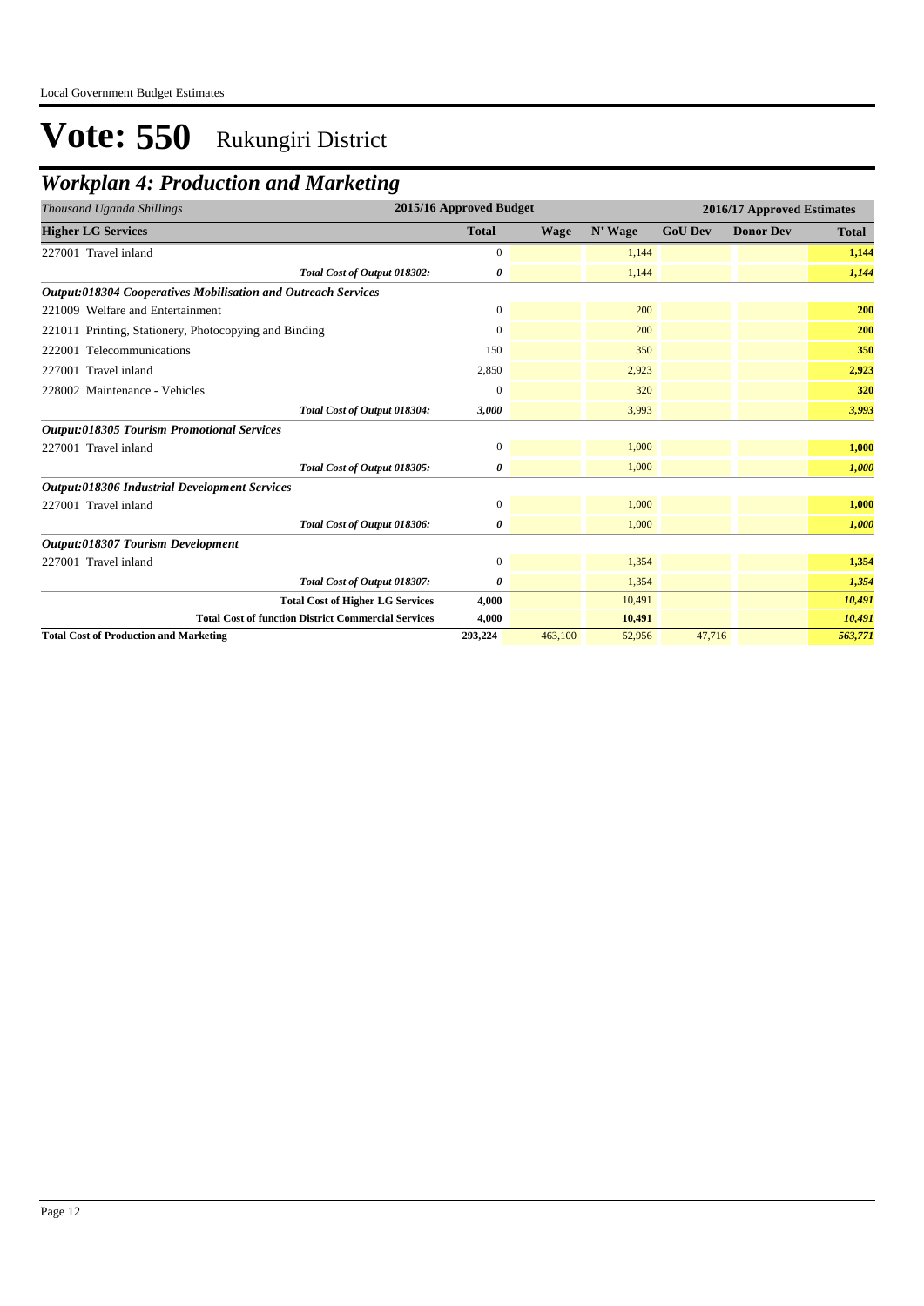# Vote: 550 Rukungiri District

## *Workplan 4: Production and Marketing*

| *Thousand Uganda Shillings* | 2015/16 Approved Budget | 2016/17 Approved Estimates | | | | |
|---|---|---|---|---|---|---|
| **Higher LG Services** | **Total** | **Wage** | **N' Wage** | **GoU Dev** | **Donor Dev** | **Total** |
| 227001 Travel inland | 0 | | 1,144 | | | **1,144** |
| *Total Cost of Output 018302:* | *0* | | 1,144 | | | *1,144* |
| ***Output:018304 Cooperatives Mobilisation and Outreach Services*** | | | | | | |
| 221009 Welfare and Entertainment | 0 | | 200 | | | **200** |
| 221011 Printing, Stationery, Photocopying and Binding | 0 | | 200 | | | **200** |
| 222001 Telecommunications | 150 | | 350 | | | **350** |
| 227001 Travel inland | 2,850 | | 2,923 | | | **2,923** |
| 228002 Maintenance - Vehicles | 0 | | 320 | | | **320** |
| *Total Cost of Output 018304:* | *3,000* | | 3,993 | | | *3,993* |
| ***Output:018305 Tourism Promotional Services*** | | | | | | |
| 227001 Travel inland | 0 | | 1,000 | | | **1,000** |
| *Total Cost of Output 018305:* | *0* | | 1,000 | | | *1,000* |
| ***Output:018306 Industrial Development Services*** | | | | | | |
| 227001 Travel inland | 0 | | 1,000 | | | **1,000** |
| *Total Cost of Output 018306:* | *0* | | 1,000 | | | *1,000* |
| ***Output:018307 Tourism Development*** | | | | | | |
| 227001 Travel inland | 0 | | 1,354 | | | **1,354** |
| *Total Cost of Output 018307:* | *0* | | 1,354 | | | *1,354* |
| **Total Cost of Higher LG Services** | **4,000** | | 10,491 | | | *10,491* |
| **Total Cost of function District Commercial Services** | **4,000** | | **10,491** | | | *10,491* |
| **Total Cost of Production and Marketing** | **293,224** | 463,100 | 52,956 | 47,716 | | *563,771* |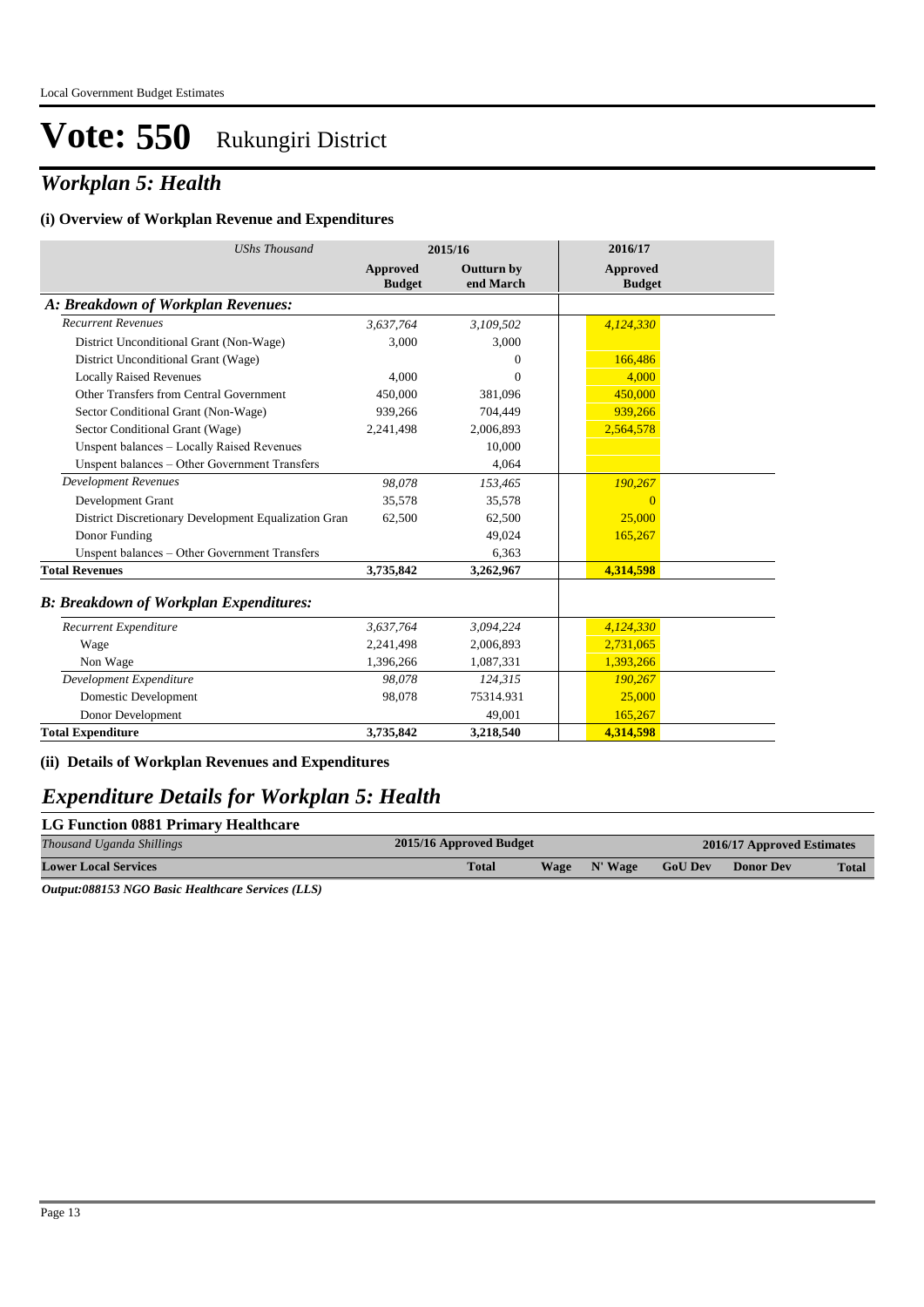Local Government Budget Estimates

# Vote: 550 Rukungiri District

## *Workplan 5: Health*

### (i) Overview of Workplan Revenue and Expenditures

| *UShs Thousand* | 2015/16 | | 2016/17 |
|---|---|---|---|
| | **Approved Budget** | **Outturn by end March** | **Approved Budget** |
| ***A: Breakdown of Workplan Revenues:*** | | | |
| *Recurrent Revenues* | *3,637,764* | *3,109,502* | *4,124,330* |
| District Unconditional Grant (Non-Wage) | 3,000 | 3,000 | |
| District Unconditional Grant (Wage) | | 0 | 166,486 |
| Locally Raised Revenues | 4,000 | 0 | 4,000 |
| Other Transfers from Central Government | 450,000 | 381,096 | 450,000 |
| Sector Conditional Grant (Non-Wage) | 939,266 | 704,449 | 939,266 |
| Sector Conditional Grant (Wage) | 2,241,498 | 2,006,893 | 2,564,578 |
| Unspent balances – Locally Raised Revenues | | 10,000 | |
| Unspent balances – Other Government Transfers | | 4,064 | |
| *Development Revenues* | *98,078* | *153,465* | *190,267* |
| Development Grant | 35,578 | 35,578 | 0 |
| District Discretionary Development Equalization Gran | 62,500 | 62,500 | 25,000 |
| Donor Funding | | 49,024 | 165,267 |
| Unspent balances – Other Government Transfers | | 6,363 | |
| **Total Revenues** | **3,735,842** | **3,262,967** | **4,314,598** |
| ***B: Breakdown of Workplan Expenditures:*** | | | |
| *Recurrent Expenditure* | *3,637,764* | *3,094,224* | *4,124,330* |
| Wage | 2,241,498 | 2,006,893 | 2,731,065 |
| Non Wage | 1,396,266 | 1,087,331 | 1,393,266 |
| *Development Expenditure* | *98,078* | *124,315* | *190,267* |
| Domestic Development | 98,078 | 75314.931 | 25,000 |
| Donor Development | | 49,001 | 165,267 |
| **Total Expenditure** | **3,735,842** | **3,218,540** | **4,314,598** |

### (ii) Details of Workplan Revenues and Expenditures

## *Expenditure Details for Workplan 5: Health*

### LG Function 0881 Primary Healthcare

| *Thousand Uganda Shillings* | 2015/16 Approved Budget | 2016/17 Approved Estimates | | | | |
|---|---|---|---|---|---|---|
| **Lower Local Services** | **Total** | **Wage** | **N' Wage** | **GoU Dev** | **Donor Dev** | **Total** |

***Output:088153 NGO Basic Healthcare Services (LLS)***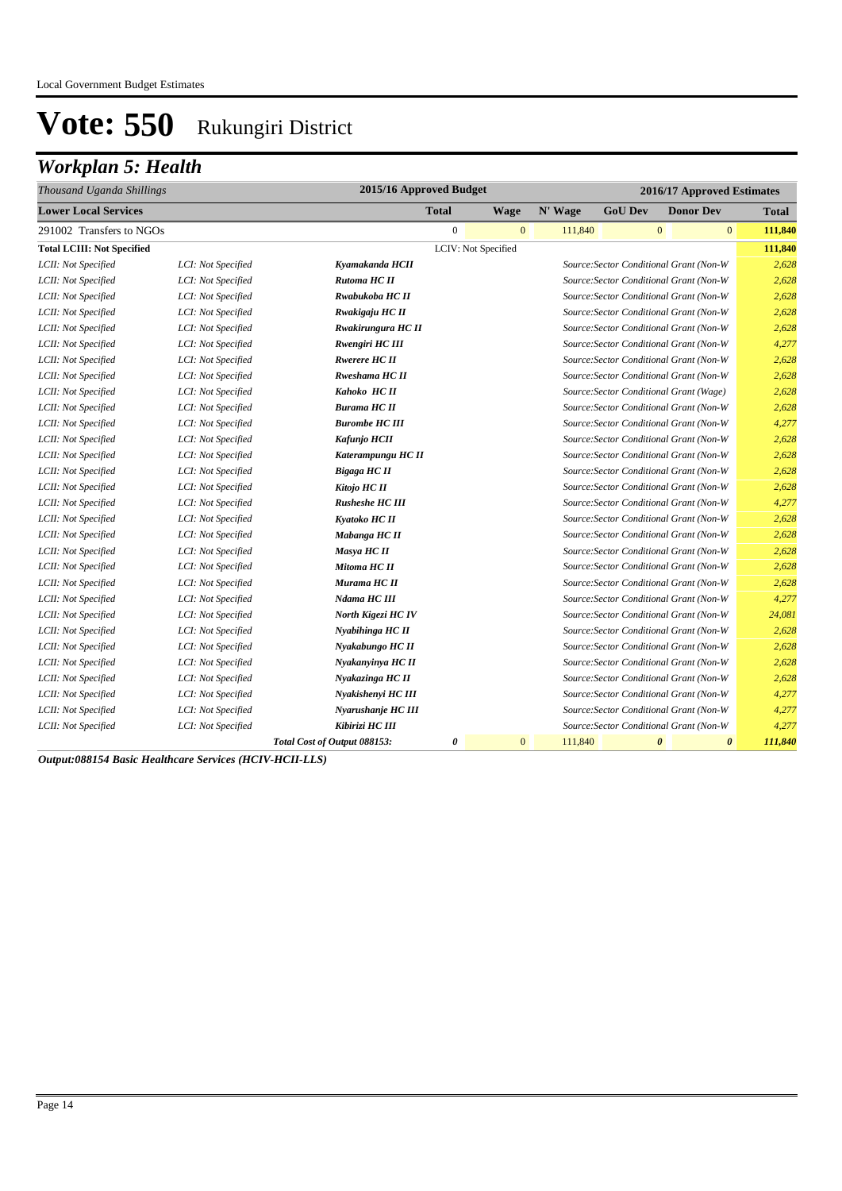Local Government Budget Estimates

# Vote: 550 Rukungiri District

## *Workplan 5: Health*

| *Thousand Uganda Shillings* | | | 2015/16 Approved Budget | | 2016/17 Approved Estimates | | | |
|---|---|---|---|---|---|---|---|---|
| **Lower Local Services** | | | **Total** | **Wage** | **N' Wage** | **GoU Dev** | **Donor Dev** | **Total** |
| 291002 Transfers to NGOs | | | 0 | 0 | 111,840 | 0 | 0 | **111,840** |
| **Total LCIII: Not Specified** | | | LCIV: Not Specified | | | | | **111,840** |
| *LCII: Not Specified* | *LCI: Not Specified* | ***Kyamakanda HCII*** | | | *Source:Sector Conditional Grant (Non-W* | | | *2,628* |
| *LCII: Not Specified* | *LCI: Not Specified* | ***Rutoma HC II*** | | | *Source:Sector Conditional Grant (Non-W* | | | *2,628* |
| *LCII: Not Specified* | *LCI: Not Specified* | ***Rwabukoba HC II*** | | | *Source:Sector Conditional Grant (Non-W* | | | *2,628* |
| *LCII: Not Specified* | *LCI: Not Specified* | ***Rwakigaju HC II*** | | | *Source:Sector Conditional Grant (Non-W* | | | *2,628* |
| *LCII: Not Specified* | *LCI: Not Specified* | ***Rwakirungura HC II*** | | | *Source:Sector Conditional Grant (Non-W* | | | *2,628* |
| *LCII: Not Specified* | *LCI: Not Specified* | ***Rwengiri HC III*** | | | *Source:Sector Conditional Grant (Non-W* | | | *4,277* |
| *LCII: Not Specified* | *LCI: Not Specified* | ***Rwerere HC II*** | | | *Source:Sector Conditional Grant (Non-W* | | | *2,628* |
| *LCII: Not Specified* | *LCI: Not Specified* | ***Rweshama HC II*** | | | *Source:Sector Conditional Grant (Non-W* | | | *2,628* |
| *LCII: Not Specified* | *LCI: Not Specified* | ***Kahoko HC II*** | | | *Source:Sector Conditional Grant (Wage)* | | | *2,628* |
| *LCII: Not Specified* | *LCI: Not Specified* | ***Burama HC II*** | | | *Source:Sector Conditional Grant (Non-W* | | | *2,628* |
| *LCII: Not Specified* | *LCI: Not Specified* | ***Burombe HC III*** | | | *Source:Sector Conditional Grant (Non-W* | | | *4,277* |
| *LCII: Not Specified* | *LCI: Not Specified* | ***Kafunjo HCII*** | | | *Source:Sector Conditional Grant (Non-W* | | | *2,628* |
| *LCII: Not Specified* | *LCI: Not Specified* | ***Katerampungu HC II*** | | | *Source:Sector Conditional Grant (Non-W* | | | *2,628* |
| *LCII: Not Specified* | *LCI: Not Specified* | ***Bigaga HC II*** | | | *Source:Sector Conditional Grant (Non-W* | | | *2,628* |
| *LCII: Not Specified* | *LCI: Not Specified* | ***Kitojo HC II*** | | | *Source:Sector Conditional Grant (Non-W* | | | *2,628* |
| *LCII: Not Specified* | *LCI: Not Specified* | ***Rusheshe HC III*** | | | *Source:Sector Conditional Grant (Non-W* | | | *4,277* |
| *LCII: Not Specified* | *LCI: Not Specified* | ***Kyatoko HC II*** | | | *Source:Sector Conditional Grant (Non-W* | | | *2,628* |
| *LCII: Not Specified* | *LCI: Not Specified* | ***Mabanga HC II*** | | | *Source:Sector Conditional Grant (Non-W* | | | *2,628* |
| *LCII: Not Specified* | *LCI: Not Specified* | ***Masya HC II*** | | | *Source:Sector Conditional Grant (Non-W* | | | *2,628* |
| *LCII: Not Specified* | *LCI: Not Specified* | ***Mitoma HC II*** | | | *Source:Sector Conditional Grant (Non-W* | | | *2,628* |
| *LCII: Not Specified* | *LCI: Not Specified* | ***Murama HC II*** | | | *Source:Sector Conditional Grant (Non-W* | | | *2,628* |
| *LCII: Not Specified* | *LCI: Not Specified* | ***Ndama HC III*** | | | *Source:Sector Conditional Grant (Non-W* | | | *4,277* |
| *LCII: Not Specified* | *LCI: Not Specified* | ***North Kigezi HC IV*** | | | *Source:Sector Conditional Grant (Non-W* | | | *24,081* |
| *LCII: Not Specified* | *LCI: Not Specified* | ***Nyabihinga HC II*** | | | *Source:Sector Conditional Grant (Non-W* | | | *2,628* |
| *LCII: Not Specified* | *LCI: Not Specified* | ***Nyakabungo HC II*** | | | *Source:Sector Conditional Grant (Non-W* | | | *2,628* |
| *LCII: Not Specified* | *LCI: Not Specified* | ***Nyakanyinya HC II*** | | | *Source:Sector Conditional Grant (Non-W* | | | *2,628* |
| *LCII: Not Specified* | *LCI: Not Specified* | ***Nyakazinga HC II*** | | | *Source:Sector Conditional Grant (Non-W* | | | *2,628* |
| *LCII: Not Specified* | *LCI: Not Specified* | ***Nyakishenyi HC III*** | | | *Source:Sector Conditional Grant (Non-W* | | | *4,277* |
| *LCII: Not Specified* | *LCI: Not Specified* | ***Nyarushanje HC III*** | | | *Source:Sector Conditional Grant (Non-W* | | | *4,277* |
| *LCII: Not Specified* | *LCI: Not Specified* | ***Kibirizi HC III*** | | | *Source:Sector Conditional Grant (Non-W* | | | *4,277* |
| | | ***Total Cost of Output 088153:*** | *0* | 0 | 111,840 | *0* | *0* | ***111,840*** |

***Output:088154 Basic Healthcare Services (HCIV-HCII-LLS)***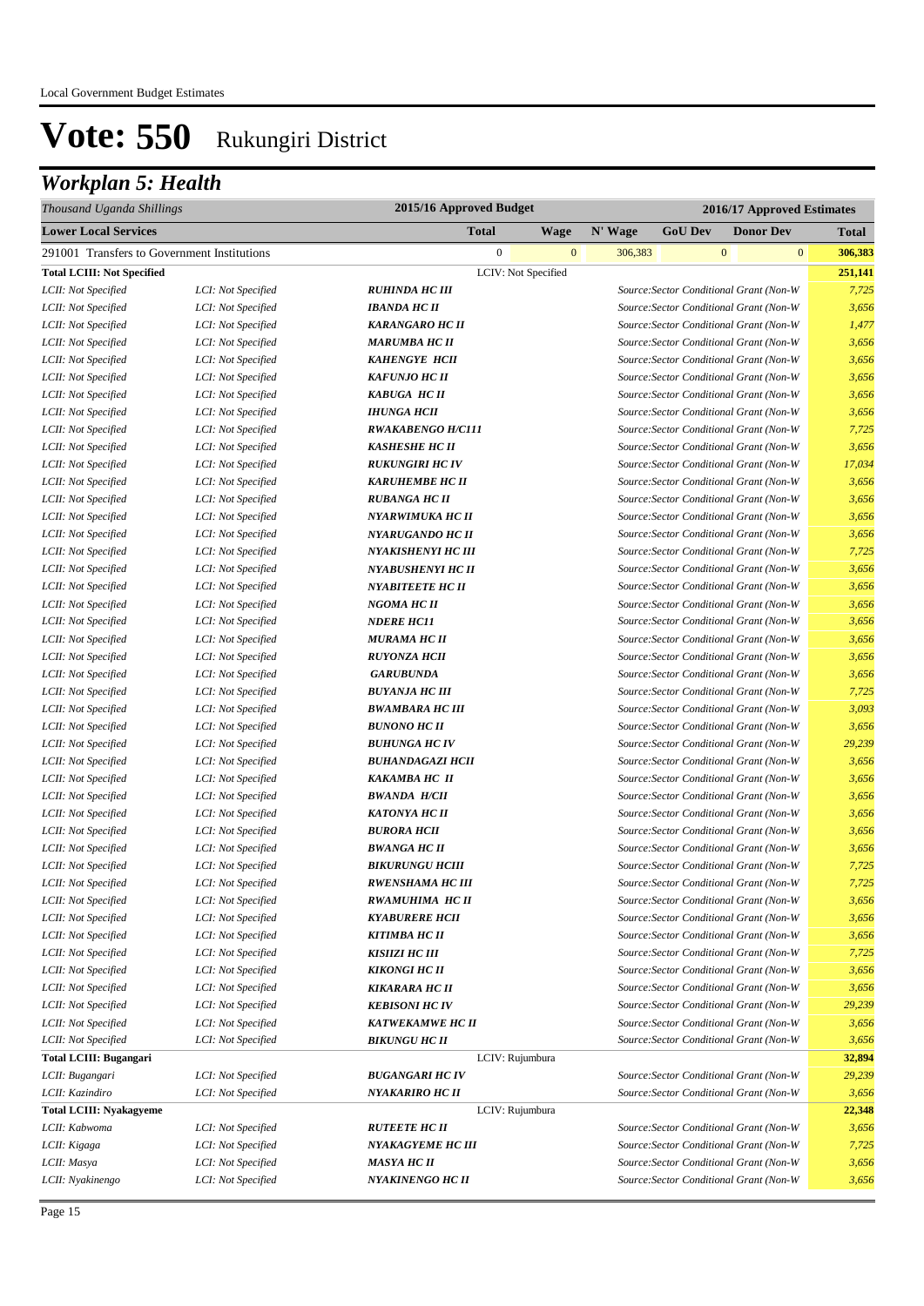Local Government Budget Estimates

# Vote: 550 Rukungiri District

## Workplan 5: Health

| Thousand Uganda Shillings | | | 2015/16 Approved Budget | | 2016/17 Approved Estimates | | | |
|---|---|---|---|---|---|---|---|---|
| **Lower Local Services** | | | **Total** | **Wage** | **N' Wage** | **GoU Dev** | **Donor Dev** | **Total** |
| 291001 Transfers to Government Institutions | | | 0 | 0 | 306,383 | 0 | 0 | **306,383** |
| **Total LCIII: Not Specified** | | | LCIV: Not Specified | | | | | **251,141** |
| *LCII: Not Specified* | *LCI: Not Specified* | ***RUHINDA HC III*** | | | *Source:Sector Conditional Grant (Non-W* | | | *7,725* |
| *LCII: Not Specified* | *LCI: Not Specified* | ***IBANDA HC II*** | | | *Source:Sector Conditional Grant (Non-W* | | | *3,656* |
| *LCII: Not Specified* | *LCI: Not Specified* | ***KARANGARO HC II*** | | | *Source:Sector Conditional Grant (Non-W* | | | *1,477* |
| *LCII: Not Specified* | *LCI: Not Specified* | ***MARUMBA HC II*** | | | *Source:Sector Conditional Grant (Non-W* | | | *3,656* |
| *LCII: Not Specified* | *LCI: Not Specified* | ***KAHENGYE HCII*** | | | *Source:Sector Conditional Grant (Non-W* | | | *3,656* |
| *LCII: Not Specified* | *LCI: Not Specified* | ***KAFUNJO HC II*** | | | *Source:Sector Conditional Grant (Non-W* | | | *3,656* |
| *LCII: Not Specified* | *LCI: Not Specified* | ***KABUGA HC II*** | | | *Source:Sector Conditional Grant (Non-W* | | | *3,656* |
| *LCII: Not Specified* | *LCI: Not Specified* | ***IHUNGA HCII*** | | | *Source:Sector Conditional Grant (Non-W* | | | *3,656* |
| *LCII: Not Specified* | *LCI: Not Specified* | ***RWAKABENGO H/C111*** | | | *Source:Sector Conditional Grant (Non-W* | | | *7,725* |
| *LCII: Not Specified* | *LCI: Not Specified* | ***KASHESHE HC II*** | | | *Source:Sector Conditional Grant (Non-W* | | | *3,656* |
| *LCII: Not Specified* | *LCI: Not Specified* | ***RUKUNGIRI HC IV*** | | | *Source:Sector Conditional Grant (Non-W* | | | *17,034* |
| *LCII: Not Specified* | *LCI: Not Specified* | ***KARUHEMBE HC II*** | | | *Source:Sector Conditional Grant (Non-W* | | | *3,656* |
| *LCII: Not Specified* | *LCI: Not Specified* | ***RUBANGA HC II*** | | | *Source:Sector Conditional Grant (Non-W* | | | *3,656* |
| *LCII: Not Specified* | *LCI: Not Specified* | ***NYARWIMUKA HC II*** | | | *Source:Sector Conditional Grant (Non-W* | | | *3,656* |
| *LCII: Not Specified* | *LCI: Not Specified* | ***NYARUGANDO HC II*** | | | *Source:Sector Conditional Grant (Non-W* | | | *3,656* |
| *LCII: Not Specified* | *LCI: Not Specified* | ***NYAKISHENYI HC III*** | | | *Source:Sector Conditional Grant (Non-W* | | | *7,725* |
| *LCII: Not Specified* | *LCI: Not Specified* | ***NYABUSHENYI HC II*** | | | *Source:Sector Conditional Grant (Non-W* | | | *3,656* |
| *LCII: Not Specified* | *LCI: Not Specified* | ***NYABITEETE HC II*** | | | *Source:Sector Conditional Grant (Non-W* | | | *3,656* |
| *LCII: Not Specified* | *LCI: Not Specified* | ***NGOMA HC II*** | | | *Source:Sector Conditional Grant (Non-W* | | | *3,656* |
| *LCII: Not Specified* | *LCI: Not Specified* | ***NDERE HC11*** | | | *Source:Sector Conditional Grant (Non-W* | | | *3,656* |
| *LCII: Not Specified* | *LCI: Not Specified* | ***MURAMA HC II*** | | | *Source:Sector Conditional Grant (Non-W* | | | *3,656* |
| *LCII: Not Specified* | *LCI: Not Specified* | ***RUYONZA HCII*** | | | *Source:Sector Conditional Grant (Non-W* | | | *3,656* |
| *LCII: Not Specified* | *LCI: Not Specified* | ***GARUBUNDA*** | | | *Source:Sector Conditional Grant (Non-W* | | | *3,656* |
| *LCII: Not Specified* | *LCI: Not Specified* | ***BUYANJA HC III*** | | | *Source:Sector Conditional Grant (Non-W* | | | *7,725* |
| *LCII: Not Specified* | *LCI: Not Specified* | ***BWAMBARA HC III*** | | | *Source:Sector Conditional Grant (Non-W* | | | *3,093* |
| *LCII: Not Specified* | *LCI: Not Specified* | ***BUNONO HC II*** | | | *Source:Sector Conditional Grant (Non-W* | | | *3,656* |
| *LCII: Not Specified* | *LCI: Not Specified* | ***BUHUNGA HC IV*** | | | *Source:Sector Conditional Grant (Non-W* | | | *29,239* |
| *LCII: Not Specified* | *LCI: Not Specified* | ***BUHANDAGAZI HCII*** | | | *Source:Sector Conditional Grant (Non-W* | | | *3,656* |
| *LCII: Not Specified* | *LCI: Not Specified* | ***KAKAMBA HC II*** | | | *Source:Sector Conditional Grant (Non-W* | | | *3,656* |
| *LCII: Not Specified* | *LCI: Not Specified* | ***BWANDA H/CII*** | | | *Source:Sector Conditional Grant (Non-W* | | | *3,656* |
| *LCII: Not Specified* | *LCI: Not Specified* | ***KATONYA HC II*** | | | *Source:Sector Conditional Grant (Non-W* | | | *3,656* |
| *LCII: Not Specified* | *LCI: Not Specified* | ***BURORA HCII*** | | | *Source:Sector Conditional Grant (Non-W* | | | *3,656* |
| *LCII: Not Specified* | *LCI: Not Specified* | ***BWANGA HC II*** | | | *Source:Sector Conditional Grant (Non-W* | | | *3,656* |
| *LCII: Not Specified* | *LCI: Not Specified* | ***BIKURUNGU HCIII*** | | | *Source:Sector Conditional Grant (Non-W* | | | *7,725* |
| *LCII: Not Specified* | *LCI: Not Specified* | ***RWENSHAMA HC III*** | | | *Source:Sector Conditional Grant (Non-W* | | | *7,725* |
| *LCII: Not Specified* | *LCI: Not Specified* | ***RWAMUHIMA HC II*** | | | *Source:Sector Conditional Grant (Non-W* | | | *3,656* |
| *LCII: Not Specified* | *LCI: Not Specified* | ***KYABURERE HCII*** | | | *Source:Sector Conditional Grant (Non-W* | | | *3,656* |
| *LCII: Not Specified* | *LCI: Not Specified* | ***KITIMBA HC II*** | | | *Source:Sector Conditional Grant (Non-W* | | | *3,656* |
| *LCII: Not Specified* | *LCI: Not Specified* | ***KISIIZI HC III*** | | | *Source:Sector Conditional Grant (Non-W* | | | *7,725* |
| *LCII: Not Specified* | *LCI: Not Specified* | ***KIKONGI HC II*** | | | *Source:Sector Conditional Grant (Non-W* | | | *3,656* |
| *LCII: Not Specified* | *LCI: Not Specified* | ***KIKARARA HC II*** | | | *Source:Sector Conditional Grant (Non-W* | | | *3,656* |
| *LCII: Not Specified* | *LCI: Not Specified* | ***KEBISONI HC IV*** | | | *Source:Sector Conditional Grant (Non-W* | | | *29,239* |
| *LCII: Not Specified* | *LCI: Not Specified* | ***KATWEKAMWE HC II*** | | | *Source:Sector Conditional Grant (Non-W* | | | *3,656* |
| *LCII: Not Specified* | *LCI: Not Specified* | ***BIKUNGU HC II*** | | | *Source:Sector Conditional Grant (Non-W* | | | *3,656* |
| **Total LCIII: Bugangari** | | | LCIV: Rujumbura | | | | | **32,894** |
| *LCII: Bugangari* | *LCI: Not Specified* | ***BUGANGARI HC IV*** | | | *Source:Sector Conditional Grant (Non-W* | | | *29,239* |
| *LCII: Kazindiro* | *LCI: Not Specified* | ***NYAKARIRO HC II*** | | | *Source:Sector Conditional Grant (Non-W* | | | *3,656* |
| **Total LCIII: Nyakagyeme** | | | LCIV: Rujumbura | | | | | **22,348** |
| *LCII: Kabwoma* | *LCI: Not Specified* | ***RUTEETE HC II*** | | | *Source:Sector Conditional Grant (Non-W* | | | *3,656* |
| *LCII: Kigaga* | *LCI: Not Specified* | ***NYAKAGYEME HC III*** | | | *Source:Sector Conditional Grant (Non-W* | | | *7,725* |
| *LCII: Masya* | *LCI: Not Specified* | ***MASYA HC II*** | | | *Source:Sector Conditional Grant (Non-W* | | | *3,656* |
| *LCII: Nyakinengo* | *LCI: Not Specified* | ***NYAKINENGO HC II*** | | | *Source:Sector Conditional Grant (Non-W* | | | *3,656* |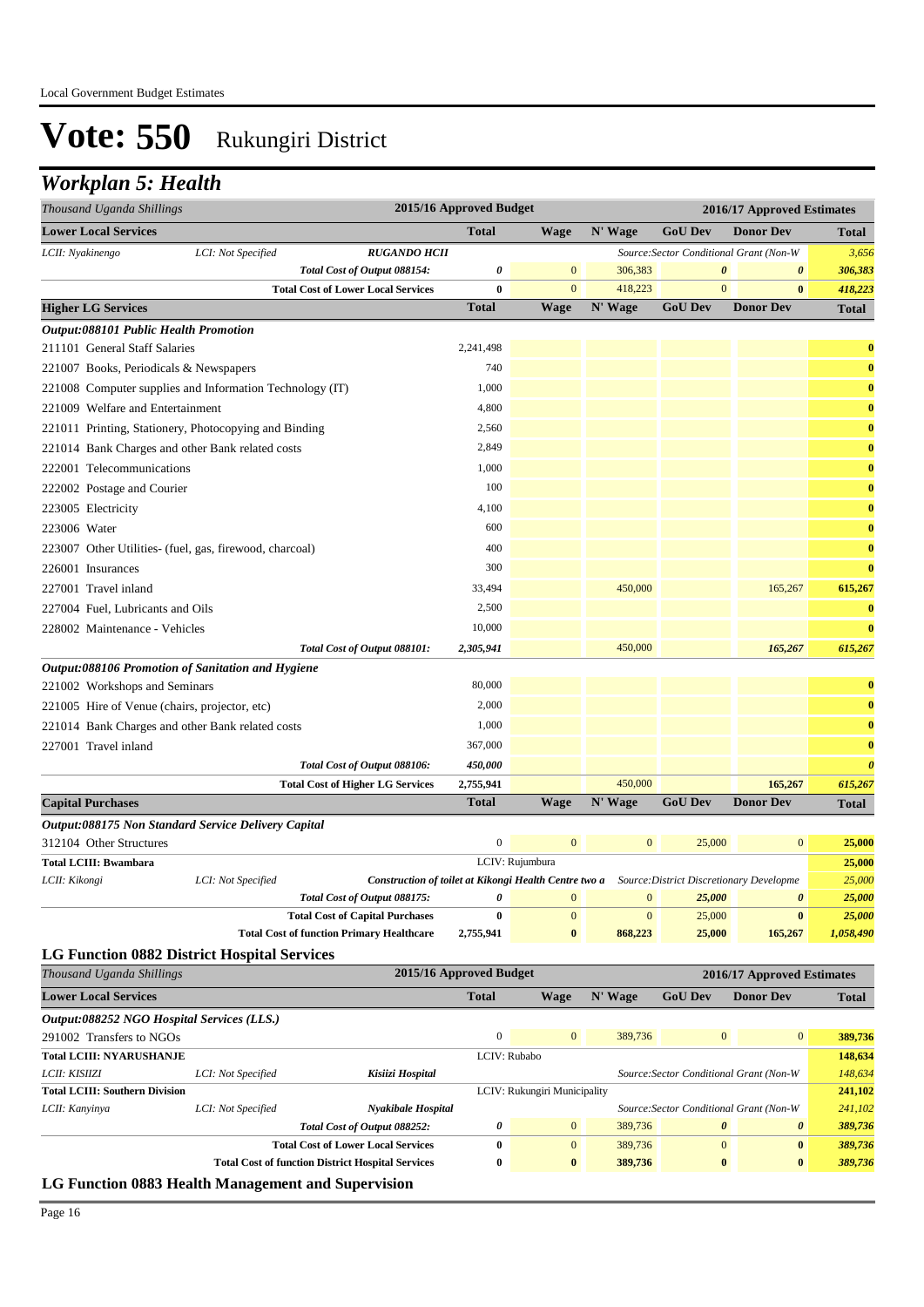Local Government Budget Estimates

# Vote: 550 Rukungiri District

## Workplan 5: Health

| Thousand Uganda Shillings | | | 2015/16 Approved Budget | | | 2016/17 Approved Estimates | | |
|---|---|---|---|---|---|---|---|---|
| **Lower Local Services** | | | **Total** | **Wage** | **N' Wage** | **GoU Dev** | **Donor Dev** | **Total** |
| *LCII: Nyakinengo* | *LCI: Not Specified* | ***RUGANDO HCII*** | | | | *Source:Sector Conditional Grant (Non-W* | | *3,656* |
| | | ***Total Cost of Output 088154:*** | ***0*** | 0 | 306,383 | ***0*** | ***0*** | ***306,383*** |
| | | **Total Cost of Lower Local Services** | **0** | 0 | 418,223 | 0 | **0** | ***418,223*** |
| **Higher LG Services** | | | **Total** | **Wage** | **N' Wage** | **GoU Dev** | **Donor Dev** | **Total** |
| ***Output:088101 Public Health Promotion*** | | | | | | | | |
| 211101 General Staff Salaries | | | 2,241,498 | | | | | **0** |
| 221007 Books, Periodicals & Newspapers | | | 740 | | | | | **0** |
| 221008 Computer supplies and Information Technology (IT) | | | 1,000 | | | | | **0** |
| 221009 Welfare and Entertainment | | | 4,800 | | | | | **0** |
| 221011 Printing, Stationery, Photocopying and Binding | | | 2,560 | | | | | **0** |
| 221014 Bank Charges and other Bank related costs | | | 2,849 | | | | | **0** |
| 222001 Telecommunications | | | 1,000 | | | | | **0** |
| 222002 Postage and Courier | | | 100 | | | | | **0** |
| 223005 Electricity | | | 4,100 | | | | | **0** |
| 223006 Water | | | 600 | | | | | **0** |
| 223007 Other Utilities- (fuel, gas, firewood, charcoal) | | | 400 | | | | | **0** |
| 226001 Insurances | | | 300 | | | | | **0** |
| 227001 Travel inland | | | 33,494 | | 450,000 | | 165,267 | **615,267** |
| 227004 Fuel, Lubricants and Oils | | | 2,500 | | | | | **0** |
| 228002 Maintenance - Vehicles | | | 10,000 | | | | | **0** |
| | | ***Total Cost of Output 088101:*** | ***2,305,941*** | | 450,000 | | ***165,267*** | ***615,267*** |
| ***Output:088106 Promotion of Sanitation and Hygiene*** | | | | | | | | |
| 221002 Workshops and Seminars | | | 80,000 | | | | | **0** |
| 221005 Hire of Venue (chairs, projector, etc) | | | 2,000 | | | | | **0** |
| 221014 Bank Charges and other Bank related costs | | | 1,000 | | | | | **0** |
| 227001 Travel inland | | | 367,000 | | | | | **0** |
| | | ***Total Cost of Output 088106:*** | ***450,000*** | | | | | ***0*** |
| | | **Total Cost of Higher LG Services** | **2,755,941** | | 450,000 | | **165,267** | ***615,267*** |
| **Capital Purchases** | | | **Total** | **Wage** | **N' Wage** | **GoU Dev** | **Donor Dev** | **Total** |
| ***Output:088175 Non Standard Service Delivery Capital*** | | | | | | | | |
| 312104 Other Structures | | | 0 | 0 | 0 | 25,000 | 0 | **25,000** |
| **Total LCIII: Bwambara** | | | LCIV: Rujumbura | | | | | **25,000** |
| *LCII: Kikongi* | *LCI: Not Specified* | ***Construction of toilet at Kikongi Health Centre two a*** | | | | *Source:District Discretionary Developme* | | *25,000* |
| | | ***Total Cost of Output 088175:*** | ***0*** | 0 | 0 | ***25,000*** | ***0*** | ***25,000*** |
| | | **Total Cost of Capital Purchases** | **0** | 0 | 0 | 25,000 | **0** | ***25,000*** |
| | | **Total Cost of function Primary Healthcare** | **2,755,941** | **0** | **868,223** | **25,000** | **165,267** | ***1,058,490*** |

### LG Function 0882 District Hospital Services

| Thousand Uganda Shillings | | | 2015/16 Approved Budget | | | 2016/17 Approved Estimates | | |
|---|---|---|---|---|---|---|---|---|
| **Lower Local Services** | | | **Total** | **Wage** | **N' Wage** | **GoU Dev** | **Donor Dev** | **Total** |
| ***Output:088252 NGO Hospital Services (LLS.)*** | | | | | | | | |
| 291002 Transfers to NGOs | | | 0 | 0 | 389,736 | 0 | 0 | **389,736** |
| **Total LCIII: NYARUSHANJE** | | | LCIV: Rubabo | | | | | **148,634** |
| *LCII: KISIIZI* | *LCI: Not Specified* | ***Kisiizi Hospital*** | | | | *Source:Sector Conditional Grant (Non-W* | | *148,634* |
| **Total LCIII: Southern Division** | | | LCIV: Rukungiri Municipality | | | | | **241,102** |
| *LCII: Kanyinya* | *LCI: Not Specified* | ***Nyakibale Hospital*** | | | | *Source:Sector Conditional Grant (Non-W* | | *241,102* |
| | | ***Total Cost of Output 088252:*** | ***0*** | 0 | 389,736 | ***0*** | ***0*** | ***389,736*** |
| | | **Total Cost of Lower Local Services** | **0** | 0 | 389,736 | 0 | **0** | ***389,736*** |
| | | **Total Cost of function District Hospital Services** | **0** | **0** | **389,736** | **0** | **0** | ***389,736*** |

### LG Function 0883 Health Management and Supervision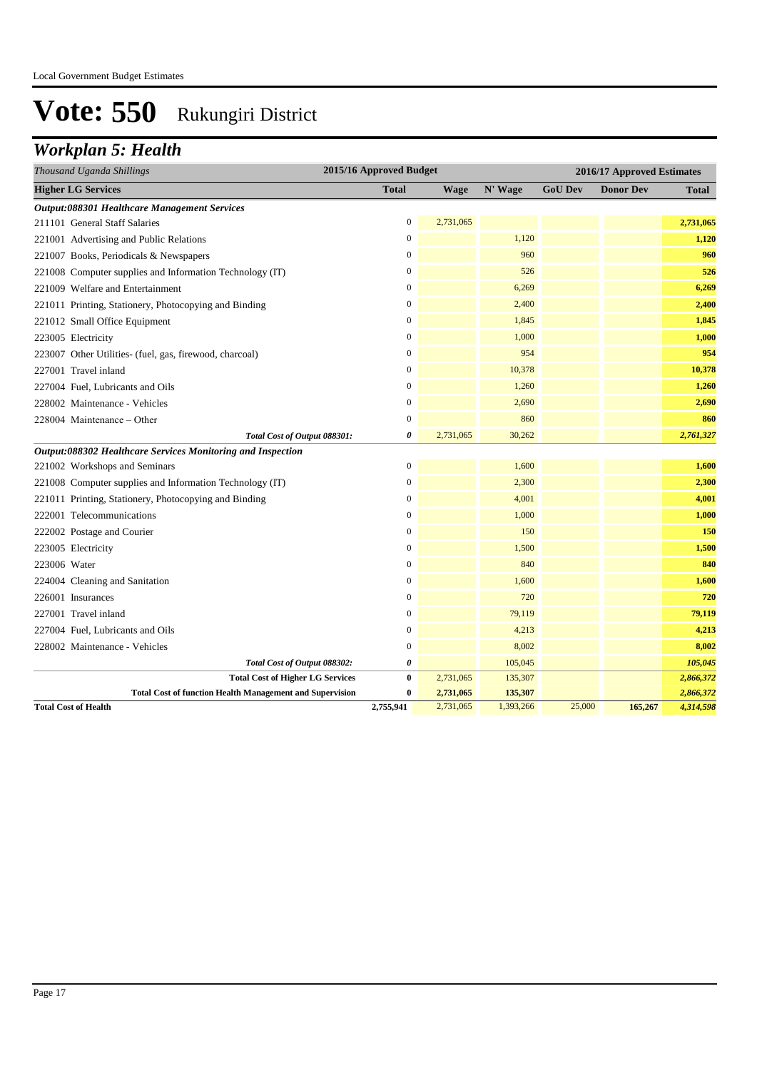Local Government Budget Estimates

# Vote: 550 Rukungiri District

## *Workplan 5: Health*

| *Thousand Uganda Shillings* | 2015/16 Approved Budget | 2016/17 Approved Estimates | | | | |
|---|---|---|---|---|---|---|
| **Higher LG Services** | **Total** | **Wage** | **N' Wage** | **GoU Dev** | **Donor Dev** | **Total** |
| ***Output:088301 Healthcare Management Services*** | | | | | | |
| 211101 General Staff Salaries | 0 | 2,731,065 | | | | **2,731,065** |
| 221001 Advertising and Public Relations | 0 | | 1,120 | | | **1,120** |
| 221007 Books, Periodicals & Newspapers | 0 | | 960 | | | **960** |
| 221008 Computer supplies and Information Technology (IT) | 0 | | 526 | | | **526** |
| 221009 Welfare and Entertainment | 0 | | 6,269 | | | **6,269** |
| 221011 Printing, Stationery, Photocopying and Binding | 0 | | 2,400 | | | **2,400** |
| 221012 Small Office Equipment | 0 | | 1,845 | | | **1,845** |
| 223005 Electricity | 0 | | 1,000 | | | **1,000** |
| 223007 Other Utilities- (fuel, gas, firewood, charcoal) | 0 | | 954 | | | **954** |
| 227001 Travel inland | 0 | | 10,378 | | | **10,378** |
| 227004 Fuel, Lubricants and Oils | 0 | | 1,260 | | | **1,260** |
| 228002 Maintenance - Vehicles | 0 | | 2,690 | | | **2,690** |
| 228004 Maintenance – Other | 0 | | 860 | | | **860** |
| *Total Cost of Output 088301:* | *0* | 2,731,065 | 30,262 | | | *2,761,327* |
| ***Output:088302 Healthcare Services Monitoring and Inspection*** | | | | | | |
| 221002 Workshops and Seminars | 0 | | 1,600 | | | **1,600** |
| 221008 Computer supplies and Information Technology (IT) | 0 | | 2,300 | | | **2,300** |
| 221011 Printing, Stationery, Photocopying and Binding | 0 | | 4,001 | | | **4,001** |
| 222001 Telecommunications | 0 | | 1,000 | | | **1,000** |
| 222002 Postage and Courier | 0 | | 150 | | | **150** |
| 223005 Electricity | 0 | | 1,500 | | | **1,500** |
| 223006 Water | 0 | | 840 | | | **840** |
| 224004 Cleaning and Sanitation | 0 | | 1,600 | | | **1,600** |
| 226001 Insurances | 0 | | 720 | | | **720** |
| 227001 Travel inland | 0 | | 79,119 | | | **79,119** |
| 227004 Fuel, Lubricants and Oils | 0 | | 4,213 | | | **4,213** |
| 228002 Maintenance - Vehicles | 0 | | 8,002 | | | **8,002** |
| *Total Cost of Output 088302:* | *0* | | 105,045 | | | *105,045* |
| **Total Cost of Higher LG Services** | **0** | 2,731,065 | 135,307 | | | *2,866,372* |
| **Total Cost of function Health Management and Supervision** | **0** | **2,731,065** | **135,307** | | | *2,866,372* |
| **Total Cost of Health** | **2,755,941** | 2,731,065 | 1,393,266 | 25,000 | **165,267** | *4,314,598* |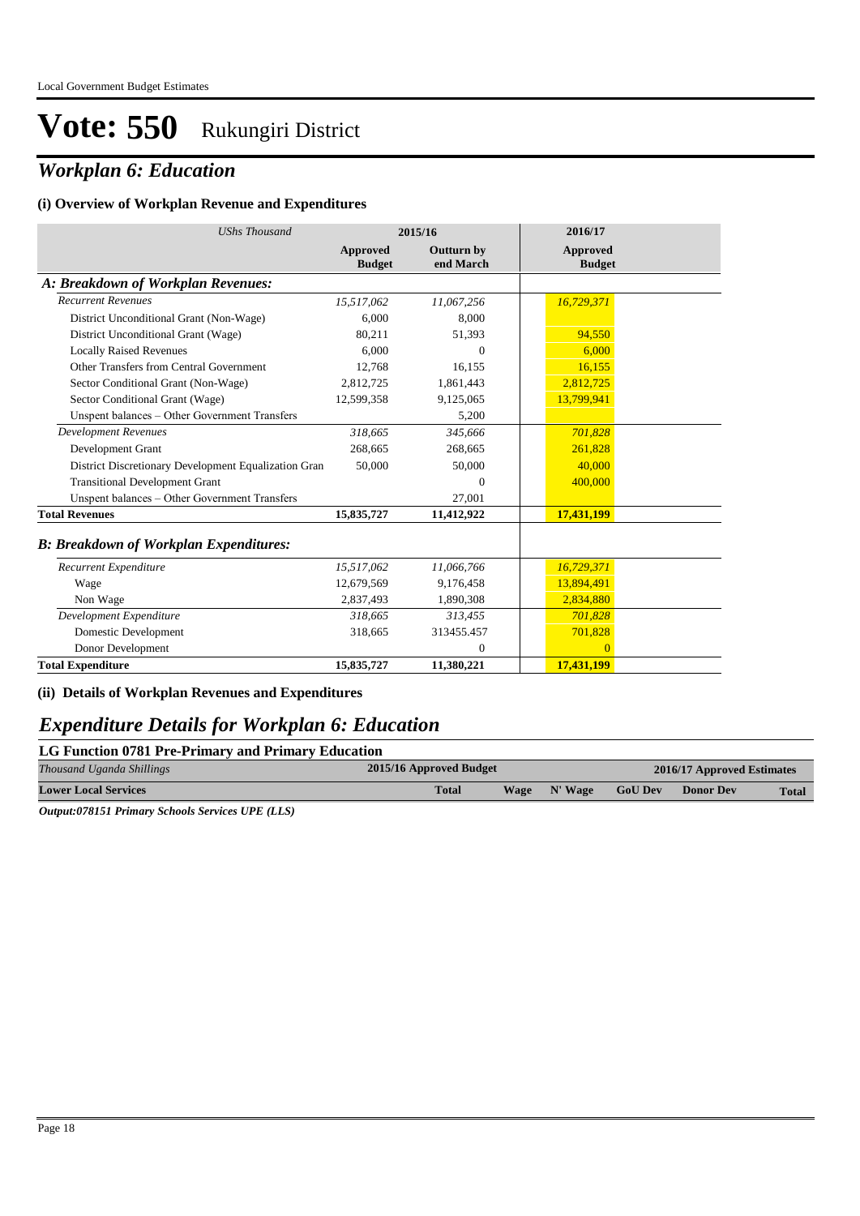# Vote: 550 Rukungiri District

## *Workplan 6: Education*

### (i) Overview of Workplan Revenue and Expenditures

| *UShs Thousand* | 2015/16 | | 2016/17 |
|---|---|---|---|
| | **Approved Budget** | **Outturn by end March** | **Approved Budget** |
| ***A: Breakdown of Workplan Revenues:*** | | | |
| *Recurrent Revenues* | *15,517,062* | *11,067,256* | *16,729,371* |
| District Unconditional Grant (Non-Wage) | 6,000 | 8,000 | |
| District Unconditional Grant (Wage) | 80,211 | 51,393 | 94,550 |
| Locally Raised Revenues | 6,000 | 0 | 6,000 |
| Other Transfers from Central Government | 12,768 | 16,155 | 16,155 |
| Sector Conditional Grant (Non-Wage) | 2,812,725 | 1,861,443 | 2,812,725 |
| Sector Conditional Grant (Wage) | 12,599,358 | 9,125,065 | 13,799,941 |
| Unspent balances – Other Government Transfers | | 5,200 | |
| *Development Revenues* | *318,665* | *345,666* | *701,828* |
| Development Grant | 268,665 | 268,665 | 261,828 |
| District Discretionary Development Equalization Gran | 50,000 | 50,000 | 40,000 |
| Transitional Development Grant | | 0 | 400,000 |
| Unspent balances – Other Government Transfers | | 27,001 | |
| **Total Revenues** | **15,835,727** | **11,412,922** | **17,431,199** |
| ***B: Breakdown of Workplan Expenditures:*** | | | |
| *Recurrent Expenditure* | *15,517,062* | *11,066,766* | *16,729,371* |
| Wage | 12,679,569 | 9,176,458 | 13,894,491 |
| Non Wage | 2,837,493 | 1,890,308 | 2,834,880 |
| *Development Expenditure* | *318,665* | *313,455* | *701,828* |
| Domestic Development | 318,665 | 313455.457 | 701,828 |
| Donor Development | | 0 | 0 |
| **Total Expenditure** | **15,835,727** | **11,380,221** | **17,431,199** |

### (ii) Details of Workplan Revenues and Expenditures

## *Expenditure Details for Workplan 6: Education*

**LG Function 0781 Pre-Primary and Primary Education**

| *Thousand Uganda Shillings* | 2015/16 Approved Budget | 2016/17 Approved Estimates | | | | |
|---|---|---|---|---|---|---|
| **Lower Local Services** | **Total** | **Wage** | **N' Wage** | **GoU Dev** | **Donor Dev** | **Total** |

***Output:078151 Primary Schools Services UPE (LLS)***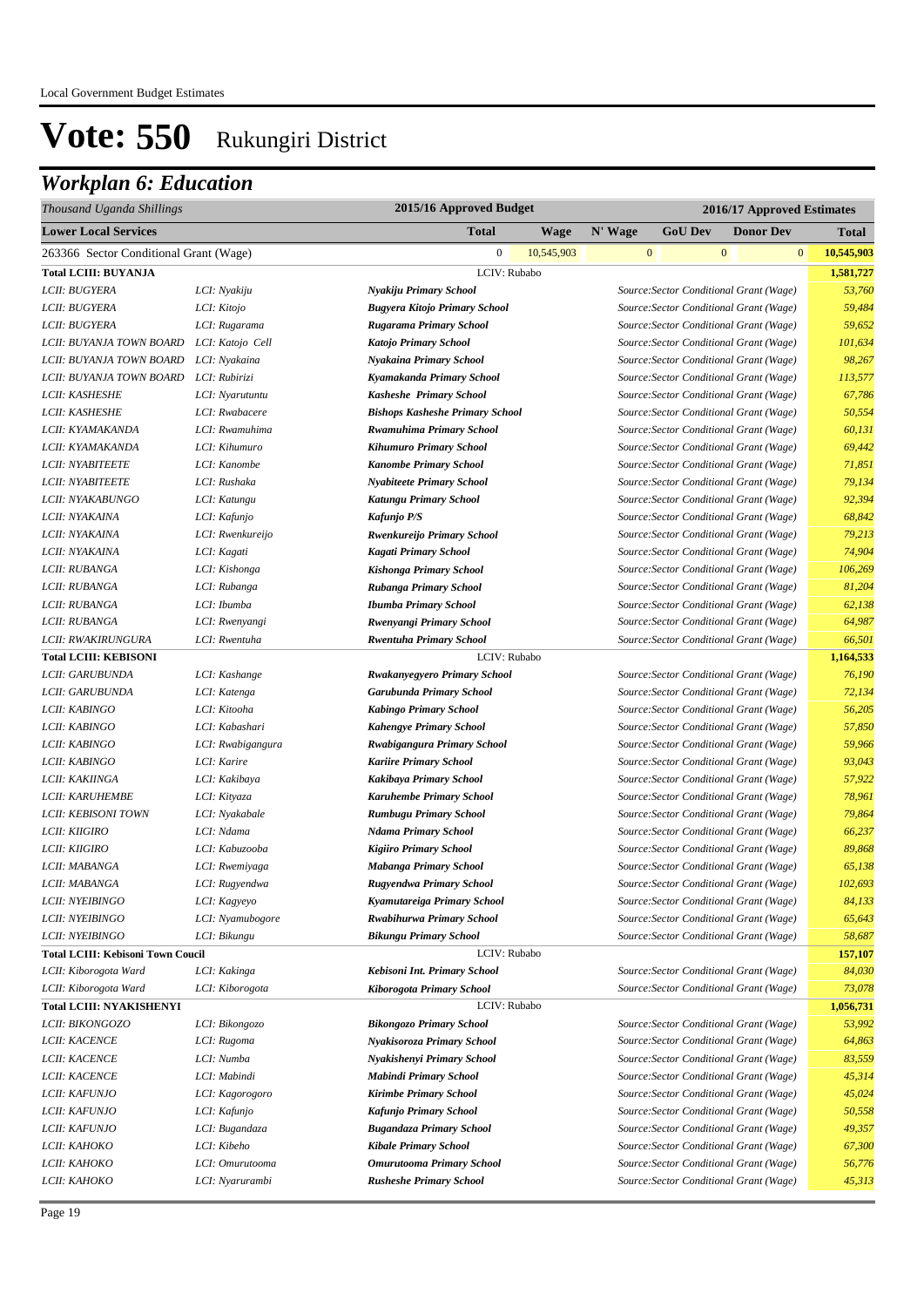# Vote: 550 Rukungiri District

## *Workplan 6: Education*

| *Thousand Uganda Shillings* | | | 2015/16 Approved Budget | | 2016/17 Approved Estimates | | | |
|---|---|---|---|---|---|---|---|---|
| **Lower Local Services** | | | **Total** | **Wage** | **N' Wage** | **GoU Dev** | **Donor Dev** | **Total** |
| 263366 Sector Conditional Grant (Wage) | | | 0 | 10,545,903 | 0 | 0 | 0 | **10,545,903** |
| **Total LCIII: BUYANJA** | | LCIV: Rubabo | | | | | | **1,581,727** |
| *LCII: BUGYERA* | *LCI: Nyakiju* | ***Nyakiju Primary School*** | | | *Source:Sector Conditional Grant (Wage)* | | | *53,760* |
| *LCII: BUGYERA* | *LCI: Kitojo* | ***Bugyera Kitojo Primary School*** | | | *Source:Sector Conditional Grant (Wage)* | | | *59,484* |
| *LCII: BUGYERA* | *LCI: Rugarama* | ***Rugarama Primary School*** | | | *Source:Sector Conditional Grant (Wage)* | | | *59,652* |
| *LCII: BUYANJA TOWN BOARD* | *LCI: Katojo Cell* | ***Katojo Primary School*** | | | *Source:Sector Conditional Grant (Wage)* | | | *101,634* |
| *LCII: BUYANJA TOWN BOARD* | *LCI: Nyakaina* | ***Nyakaina Primary School*** | | | *Source:Sector Conditional Grant (Wage)* | | | *98,267* |
| *LCII: BUYANJA TOWN BOARD* | *LCI: Rubirizi* | ***Kyamakanda Primary School*** | | | *Source:Sector Conditional Grant (Wage)* | | | *113,577* |
| *LCII: KASHESHE* | *LCI: Nyarutuntu* | ***Kasheshe Primary School*** | | | *Source:Sector Conditional Grant (Wage)* | | | *67,786* |
| *LCII: KASHESHE* | *LCI: Rwabacere* | ***Bishops Kasheshe Primary School*** | | | *Source:Sector Conditional Grant (Wage)* | | | *50,554* |
| *LCII: KYAMAKANDA* | *LCI: Rwamuhima* | ***Rwamuhima Primary School*** | | | *Source:Sector Conditional Grant (Wage)* | | | *60,131* |
| *LCII: KYAMAKANDA* | *LCI: Kihumuro* | ***Kihumuro Primary School*** | | | *Source:Sector Conditional Grant (Wage)* | | | *69,442* |
| *LCII: NYABITEETE* | *LCI: Kanombe* | ***Kanombe Primary School*** | | | *Source:Sector Conditional Grant (Wage)* | | | *71,851* |
| *LCII: NYABITEETE* | *LCI: Rushaka* | ***Nyabiteete Primary School*** | | | *Source:Sector Conditional Grant (Wage)* | | | *79,134* |
| *LCII: NYAKABUNGO* | *LCI: Katungu* | ***Katungu Primary School*** | | | *Source:Sector Conditional Grant (Wage)* | | | *92,394* |
| *LCII: NYAKAINA* | *LCI: Kafunjo* | ***Kafunjo P/S*** | | | *Source:Sector Conditional Grant (Wage)* | | | *68,842* |
| *LCII: NYAKAINA* | *LCI: Rwenkureijo* | ***Rwenkureijo Primary School*** | | | *Source:Sector Conditional Grant (Wage)* | | | *79,213* |
| *LCII: NYAKAINA* | *LCI: Kagati* | ***Kagati Primary School*** | | | *Source:Sector Conditional Grant (Wage)* | | | *74,904* |
| *LCII: RUBANGA* | *LCI: Kishonga* | ***Kishonga Primary School*** | | | *Source:Sector Conditional Grant (Wage)* | | | *106,269* |
| *LCII: RUBANGA* | *LCI: Rubanga* | ***Rubanga Primary School*** | | | *Source:Sector Conditional Grant (Wage)* | | | *81,204* |
| *LCII: RUBANGA* | *LCI: Ibumba* | ***Ibumba Primary School*** | | | *Source:Sector Conditional Grant (Wage)* | | | *62,138* |
| *LCII: RUBANGA* | *LCI: Rwenyangi* | ***Rwenyangi Primary School*** | | | *Source:Sector Conditional Grant (Wage)* | | | *64,987* |
| *LCII: RWAKIRUNGURA* | *LCI: Rwentuha* | ***Rwentuha Primary School*** | | | *Source:Sector Conditional Grant (Wage)* | | | *66,501* |
| **Total LCIII: KEBISONI** | | LCIV: Rubabo | | | | | | **1,164,533** |
| *LCII: GARUBUNDA* | *LCI: Kashange* | ***Rwakanyegyero Primary School*** | | | *Source:Sector Conditional Grant (Wage)* | | | *76,190* |
| *LCII: GARUBUNDA* | *LCI: Katenga* | ***Garubunda Primary School*** | | | *Source:Sector Conditional Grant (Wage)* | | | *72,134* |
| *LCII: KABINGO* | *LCI: Kitooha* | ***Kabingo Primary School*** | | | *Source:Sector Conditional Grant (Wage)* | | | *56,205* |
| *LCII: KABINGO* | *LCI: Kabashari* | ***Kahengye Primary School*** | | | *Source:Sector Conditional Grant (Wage)* | | | *57,850* |
| *LCII: KABINGO* | *LCI: Rwabigangura* | ***Rwabigangura Primary School*** | | | *Source:Sector Conditional Grant (Wage)* | | | *59,966* |
| *LCII: KABINGO* | *LCI: Karire* | ***Kariire Primary School*** | | | *Source:Sector Conditional Grant (Wage)* | | | *93,043* |
| *LCII: KAKIINGA* | *LCI: Kakibaya* | ***Kakibaya Primary School*** | | | *Source:Sector Conditional Grant (Wage)* | | | *57,922* |
| *LCII: KARUHEMBE* | *LCI: Kityaza* | ***Karuhembe Primary School*** | | | *Source:Sector Conditional Grant (Wage)* | | | *78,961* |
| *LCII: KEBISONI TOWN* | *LCI: Nyakabale* | ***Rumbugu Primary School*** | | | *Source:Sector Conditional Grant (Wage)* | | | *79,864* |
| *LCII: KIIGIRO* | *LCI: Ndama* | ***Ndama Primary School*** | | | *Source:Sector Conditional Grant (Wage)* | | | *66,237* |
| *LCII: KIIGIRO* | *LCI: Kabuzooba* | ***Kigiiro Primary School*** | | | *Source:Sector Conditional Grant (Wage)* | | | *89,868* |
| *LCII: MABANGA* | *LCI: Rwemiyaga* | ***Mabanga Primary School*** | | | *Source:Sector Conditional Grant (Wage)* | | | *65,138* |
| *LCII: MABANGA* | *LCI: Rugyendwa* | ***Rugyendwa Primary School*** | | | *Source:Sector Conditional Grant (Wage)* | | | *102,693* |
| *LCII: NYEIBINGO* | *LCI: Kagyeyo* | ***Kyamutareiga Primary School*** | | | *Source:Sector Conditional Grant (Wage)* | | | *84,133* |
| *LCII: NYEIBINGO* | *LCI: Nyamubogore* | ***Rwabihurwa Primary School*** | | | *Source:Sector Conditional Grant (Wage)* | | | *65,643* |
| *LCII: NYEIBINGO* | *LCI: Bikungu* | ***Bikungu Primary School*** | | | *Source:Sector Conditional Grant (Wage)* | | | *58,687* |
| **Total LCIII: Kebisoni Town Coucil** | | LCIV: Rubabo | | | | | | **157,107** |
| *LCII: Kiborogota Ward* | *LCI: Kakinga* | ***Kebisoni Int. Primary School*** | | | *Source:Sector Conditional Grant (Wage)* | | | *84,030* |
| *LCII: Kiborogota Ward* | *LCI: Kiborogota* | ***Kiborogota Primary School*** | | | *Source:Sector Conditional Grant (Wage)* | | | *73,078* |
| **Total LCIII: NYAKISHENYI** | | LCIV: Rubabo | | | | | | **1,056,731** |
| *LCII: BIKONGOZO* | *LCI: Bikongozo* | ***Bikongozo Primary School*** | | | *Source:Sector Conditional Grant (Wage)* | | | *53,992* |
| *LCII: KACENCE* | *LCI: Rugoma* | ***Nyakisoroza Primary School*** | | | *Source:Sector Conditional Grant (Wage)* | | | *64,863* |
| *LCII: KACENCE* | *LCI: Numba* | ***Nyakishenyi Primary School*** | | | *Source:Sector Conditional Grant (Wage)* | | | *83,559* |
| *LCII: KACENCE* | *LCI: Mabindi* | ***Mabindi Primary School*** | | | *Source:Sector Conditional Grant (Wage)* | | | *45,314* |
| *LCII: KAFUNJO* | *LCI: Kagorogoro* | ***Kirimbe Primary School*** | | | *Source:Sector Conditional Grant (Wage)* | | | *45,024* |
| *LCII: KAFUNJO* | *LCI: Kafunjo* | ***Kafunjo Primary School*** | | | *Source:Sector Conditional Grant (Wage)* | | | *50,558* |
| *LCII: KAFUNJO* | *LCI: Bugandaza* | ***Bugandaza Primary School*** | | | *Source:Sector Conditional Grant (Wage)* | | | *49,357* |
| *LCII: KAHOKO* | *LCI: Kibeho* | ***Kibale Primary School*** | | | *Source:Sector Conditional Grant (Wage)* | | | *67,300* |
| *LCII: KAHOKO* | *LCI: Omurutooma* | ***Omurutooma Primary School*** | | | *Source:Sector Conditional Grant (Wage)* | | | *56,776* |
| *LCII: KAHOKO* | *LCI: Nyarurambi* | ***Rusheshe Primary School*** | | | *Source:Sector Conditional Grant (Wage)* | | | *45,313* |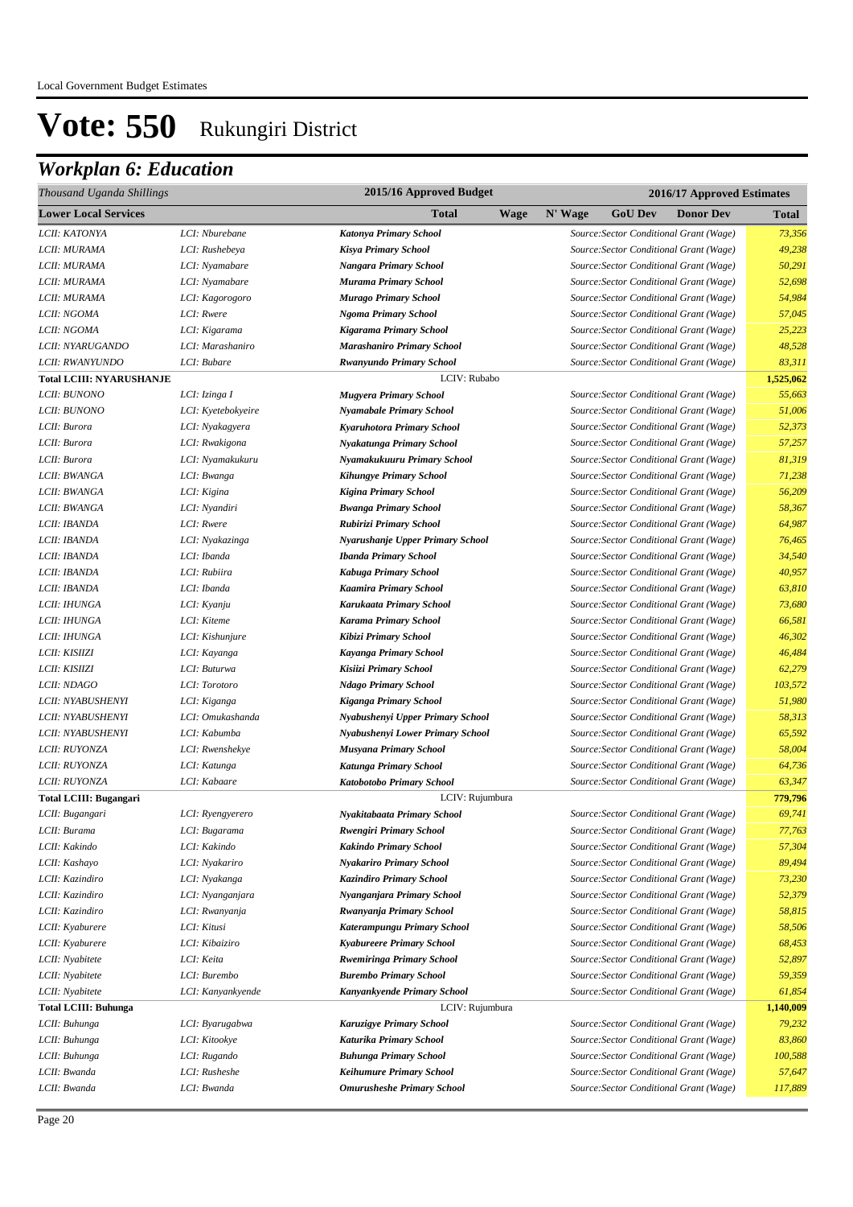Local Government Budget Estimates

# Vote: 550 Rukungiri District

## *Workplan 6: Education*

| *Thousand Uganda Shillings* | | 2015/16 Approved Budget | | | 2016/17 Approved Estimates | | |
|---|---|---|---|---|---|---|---|
| **Lower Local Services** | | **Total** | **Wage** | **N' Wage** | **GoU Dev** | **Donor Dev** | **Total** |
| *LCII: KATONYA* | *LCI: Nburebane* | ***Katonya Primary School*** | | | *Source:Sector Conditional Grant (Wage)* | | *73,356* |
| *LCII: MURAMA* | *LCI: Rushebeya* | ***Kisya Primary School*** | | | *Source:Sector Conditional Grant (Wage)* | | *49,238* |
| *LCII: MURAMA* | *LCI: Nyamabare* | ***Nangara Primary School*** | | | *Source:Sector Conditional Grant (Wage)* | | *50,291* |
| *LCII: MURAMA* | *LCI: Nyamabare* | ***Murama Primary School*** | | | *Source:Sector Conditional Grant (Wage)* | | *52,698* |
| *LCII: MURAMA* | *LCI: Kagorogoro* | ***Murago Primary School*** | | | *Source:Sector Conditional Grant (Wage)* | | *54,984* |
| *LCII: NGOMA* | *LCI: Rwere* | ***Ngoma Primary School*** | | | *Source:Sector Conditional Grant (Wage)* | | *57,045* |
| *LCII: NGOMA* | *LCI: Kigarama* | ***Kigarama Primary School*** | | | *Source:Sector Conditional Grant (Wage)* | | *25,223* |
| *LCII: NYARUGANDO* | *LCI: Marashaniro* | ***Marashaniro Primary School*** | | | *Source:Sector Conditional Grant (Wage)* | | *48,528* |
| *LCII: RWANYUNDO* | *LCI: Bubare* | ***Rwanyundo Primary School*** | | | *Source:Sector Conditional Grant (Wage)* | | *83,311* |
| **Total LCIII: NYARUSHANJE** | | LCIV: Rubabo | | | | | **1,525,062** |
| *LCII: BUNONO* | *LCI: Izinga I* | ***Mugyera Primary School*** | | | *Source:Sector Conditional Grant (Wage)* | | *55,663* |
| *LCII: BUNONO* | *LCI: Kyetebokyeire* | ***Nyamabale Primary School*** | | | *Source:Sector Conditional Grant (Wage)* | | *51,006* |
| *LCII: Burora* | *LCI: Nyakagyera* | ***Kyaruhotora Primary School*** | | | *Source:Sector Conditional Grant (Wage)* | | *52,373* |
| *LCII: Burora* | *LCI: Rwakigona* | ***Nyakatunga Primary School*** | | | *Source:Sector Conditional Grant (Wage)* | | *57,257* |
| *LCII: Burora* | *LCI: Nyamakukuru* | ***Nyamakukuuru Primary School*** | | | *Source:Sector Conditional Grant (Wage)* | | *81,319* |
| *LCII: BWANGA* | *LCI: Bwanga* | ***Kihungye Primary School*** | | | *Source:Sector Conditional Grant (Wage)* | | *71,238* |
| *LCII: BWANGA* | *LCI: Kigina* | ***Kigina Primary School*** | | | *Source:Sector Conditional Grant (Wage)* | | *56,209* |
| *LCII: BWANGA* | *LCI: Nyandiri* | ***Bwanga Primary School*** | | | *Source:Sector Conditional Grant (Wage)* | | *58,367* |
| *LCII: IBANDA* | *LCI: Rwere* | ***Rubirizi Primary School*** | | | *Source:Sector Conditional Grant (Wage)* | | *64,987* |
| *LCII: IBANDA* | *LCI: Nyakazinga* | ***Nyarushanje Upper Primary School*** | | | *Source:Sector Conditional Grant (Wage)* | | *76,465* |
| *LCII: IBANDA* | *LCI: Ibanda* | ***Ibanda Primary School*** | | | *Source:Sector Conditional Grant (Wage)* | | *34,540* |
| *LCII: IBANDA* | *LCI: Rubiira* | ***Kabuga Primary School*** | | | *Source:Sector Conditional Grant (Wage)* | | *40,957* |
| *LCII: IBANDA* | *LCI: Ibanda* | ***Kaamira Primary School*** | | | *Source:Sector Conditional Grant (Wage)* | | *63,810* |
| *LCII: IHUNGA* | *LCI: Kyanju* | ***Karukaata Primary School*** | | | *Source:Sector Conditional Grant (Wage)* | | *73,680* |
| *LCII: IHUNGA* | *LCI: Kiteme* | ***Karama Primary School*** | | | *Source:Sector Conditional Grant (Wage)* | | *66,581* |
| *LCII: IHUNGA* | *LCI: Kishunjure* | ***Kibizi Primary School*** | | | *Source:Sector Conditional Grant (Wage)* | | *46,302* |
| *LCII: KISIIZI* | *LCI: Kayanga* | ***Kayanga Primary School*** | | | *Source:Sector Conditional Grant (Wage)* | | *46,484* |
| *LCII: KISIIZI* | *LCI: Buturwa* | ***Kisiizi Primary School*** | | | *Source:Sector Conditional Grant (Wage)* | | *62,279* |
| *LCII: NDAGO* | *LCI: Torotoro* | ***Ndago Primary School*** | | | *Source:Sector Conditional Grant (Wage)* | | *103,572* |
| *LCII: NYABUSHENYI* | *LCI: Kiganga* | ***Kiganga Primary School*** | | | *Source:Sector Conditional Grant (Wage)* | | *51,980* |
| *LCII: NYABUSHENYI* | *LCI: Omukashanda* | ***Nyabushenyi Upper Primary School*** | | | *Source:Sector Conditional Grant (Wage)* | | *58,313* |
| *LCII: NYABUSHENYI* | *LCI: Kabumba* | ***Nyabushenyi Lower Primary School*** | | | *Source:Sector Conditional Grant (Wage)* | | *65,592* |
| *LCII: RUYONZA* | *LCI: Rwenshekye* | ***Musyana Primary School*** | | | *Source:Sector Conditional Grant (Wage)* | | *58,004* |
| *LCII: RUYONZA* | *LCI: Katunga* | ***Katunga Primary School*** | | | *Source:Sector Conditional Grant (Wage)* | | *64,736* |
| *LCII: RUYONZA* | *LCI: Kabaare* | ***Katobotobo Primary School*** | | | *Source:Sector Conditional Grant (Wage)* | | *63,347* |
| **Total LCIII: Bugangari** | | LCIV: Rujumbura | | | | | **779,796** |
| *LCII: Bugangari* | *LCI: Ryengyerero* | ***Nyakitabaata Primary School*** | | | *Source:Sector Conditional Grant (Wage)* | | *69,741* |
| *LCII: Burama* | *LCI: Bugarama* | ***Rwengiri Primary School*** | | | *Source:Sector Conditional Grant (Wage)* | | *77,763* |
| *LCII: Kakindo* | *LCI: Kakindo* | ***Kakindo Primary School*** | | | *Source:Sector Conditional Grant (Wage)* | | *57,304* |
| *LCII: Kashayo* | *LCI: Nyakariro* | ***Nyakariro Primary School*** | | | *Source:Sector Conditional Grant (Wage)* | | *89,494* |
| *LCII: Kazindiro* | *LCI: Nyakanga* | ***Kazindiro Primary School*** | | | *Source:Sector Conditional Grant (Wage)* | | *73,230* |
| *LCII: Kazindiro* | *LCI: Nyanganjara* | ***Nyanganjara Primary School*** | | | *Source:Sector Conditional Grant (Wage)* | | *52,379* |
| *LCII: Kazindiro* | *LCI: Rwanyanja* | ***Rwanyanja Primary School*** | | | *Source:Sector Conditional Grant (Wage)* | | *58,815* |
| *LCII: Kyaburere* | *LCI: Kitusi* | ***Katerampungu Primary School*** | | | *Source:Sector Conditional Grant (Wage)* | | *58,506* |
| *LCII: Kyaburere* | *LCI: Kibaiziro* | ***Kyabureere Primary School*** | | | *Source:Sector Conditional Grant (Wage)* | | *68,453* |
| *LCII: Nyabitete* | *LCI: Keita* | ***Rwemiringa Primary School*** | | | *Source:Sector Conditional Grant (Wage)* | | *52,897* |
| *LCII: Nyabitete* | *LCI: Burembo* | ***Burembo Primary School*** | | | *Source:Sector Conditional Grant (Wage)* | | *59,359* |
| *LCII: Nyabitete* | *LCI: Kanyankyende* | ***Kanyankyende Primary School*** | | | *Source:Sector Conditional Grant (Wage)* | | *61,854* |
| **Total LCIII: Buhunga** | | LCIV: Rujumbura | | | | | **1,140,009** |
| *LCII: Buhunga* | *LCI: Byarugabwa* | ***Karuzigye Primary School*** | | | *Source:Sector Conditional Grant (Wage)* | | *79,232* |
| *LCII: Buhunga* | *LCI: Kitookye* | ***Katurika Primary School*** | | | *Source:Sector Conditional Grant (Wage)* | | *83,860* |
| *LCII: Buhunga* | *LCI: Rugando* | ***Buhunga Primary School*** | | | *Source:Sector Conditional Grant (Wage)* | | *100,588* |
| *LCII: Bwanda* | *LCI: Rusheshe* | ***Keihumure Primary School*** | | | *Source:Sector Conditional Grant (Wage)* | | *57,647* |
| *LCII: Bwanda* | *LCI: Bwanda* | ***Omurusheshe Primary School*** | | | *Source:Sector Conditional Grant (Wage)* | | *117,889* |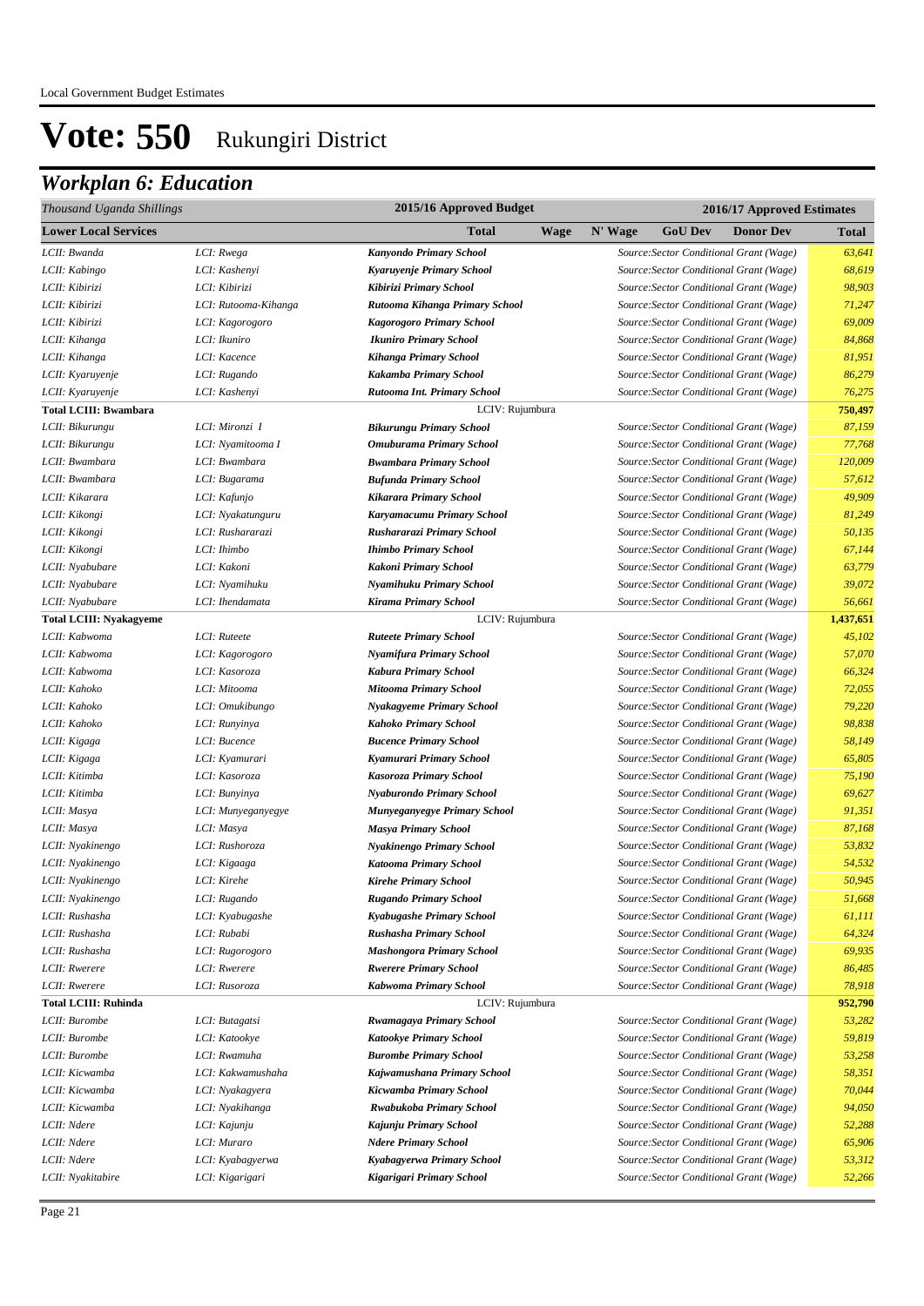# Vote: 550 Rukungiri District

## *Workplan 6: Education*

| *Thousand Uganda Shillings* | | | 2015/16 Approved Budget | | | 2016/17 Approved Estimates | | |
|---|---|---|---|---|---|---|---|---|
| **Lower Local Services** | | | **Total** | **Wage** | **N' Wage** | **GoU Dev** | **Donor Dev** | **Total** |
| *LCII: Bwanda* | *LCI: Rwega* | ***Kanyondo Primary School*** | | | *Source:Sector Conditional Grant (Wage)* | | | *63,641* |
| *LCII: Kabingo* | *LCI: Kashenyi* | ***Kyaruyenje Primary School*** | | | *Source:Sector Conditional Grant (Wage)* | | | *68,619* |
| *LCII: Kibirizi* | *LCI: Kibirizi* | ***Kibirizi Primary School*** | | | *Source:Sector Conditional Grant (Wage)* | | | *98,903* |
| *LCII: Kibirizi* | *LCI: Rutooma-Kihanga* | ***Rutooma Kihanga Primary School*** | | | *Source:Sector Conditional Grant (Wage)* | | | *71,247* |
| *LCII: Kibirizi* | *LCI: Kagorogoro* | ***Kagorogoro Primary School*** | | | *Source:Sector Conditional Grant (Wage)* | | | *69,009* |
| *LCII: Kihanga* | *LCI: Ikuniro* | ***Ikuniro Primary School*** | | | *Source:Sector Conditional Grant (Wage)* | | | *84,868* |
| *LCII: Kihanga* | *LCI: Kacence* | ***Kihanga Primary School*** | | | *Source:Sector Conditional Grant (Wage)* | | | *81,951* |
| *LCII: Kyaruyenje* | *LCI: Rugando* | ***Kakamba Primary School*** | | | *Source:Sector Conditional Grant (Wage)* | | | *86,279* |
| *LCII: Kyaruyenje* | *LCI: Kashenyi* | ***Rutooma Int. Primary School*** | | | *Source:Sector Conditional Grant (Wage)* | | | *76,275* |
| **Total LCIII: Bwambara** | | | LCIV: Rujumbura | | | | | **750,497** |
| *LCII: Bikurungu* | *LCI: Mironzi I* | ***Bikurungu Primary School*** | | | *Source:Sector Conditional Grant (Wage)* | | | *87,159* |
| *LCII: Bikurungu* | *LCI: Nyamitooma I* | ***Omuburama Primary School*** | | | *Source:Sector Conditional Grant (Wage)* | | | *77,768* |
| *LCII: Bwambara* | *LCI: Bwambara* | ***Bwambara Primary School*** | | | *Source:Sector Conditional Grant (Wage)* | | | *120,009* |
| *LCII: Bwambara* | *LCI: Bugarama* | ***Bufunda Primary School*** | | | *Source:Sector Conditional Grant (Wage)* | | | *57,612* |
| *LCII: Kikarara* | *LCI: Kafunjo* | ***Kikarara Primary School*** | | | *Source:Sector Conditional Grant (Wage)* | | | *49,909* |
| *LCII: Kikongi* | *LCI: Nyakatunguru* | ***Karyamacumu Primary School*** | | | *Source:Sector Conditional Grant (Wage)* | | | *81,249* |
| *LCII: Kikongi* | *LCI: Rushararazi* | ***Rushararazi Primary School*** | | | *Source:Sector Conditional Grant (Wage)* | | | *50,135* |
| *LCII: Kikongi* | *LCI: Ihimbo* | ***Ihimbo Primary School*** | | | *Source:Sector Conditional Grant (Wage)* | | | *67,144* |
| *LCII: Nyabubare* | *LCI: Kakoni* | ***Kakoni Primary School*** | | | *Source:Sector Conditional Grant (Wage)* | | | *63,779* |
| *LCII: Nyabubare* | *LCI: Nyamihuku* | ***Nyamihuku Primary School*** | | | *Source:Sector Conditional Grant (Wage)* | | | *39,072* |
| *LCII: Nyabubare* | *LCI: Ihendamata* | ***Kirama Primary School*** | | | *Source:Sector Conditional Grant (Wage)* | | | *56,661* |
| **Total LCIII: Nyakagyeme** | | | LCIV: Rujumbura | | | | | **1,437,651** |
| *LCII: Kabwoma* | *LCI: Ruteete* | ***Ruteete Primary School*** | | | *Source:Sector Conditional Grant (Wage)* | | | *45,102* |
| *LCII: Kabwoma* | *LCI: Kagorogoro* | ***Nyamifura Primary School*** | | | *Source:Sector Conditional Grant (Wage)* | | | *57,070* |
| *LCII: Kabwoma* | *LCI: Kasoroza* | ***Kabura Primary School*** | | | *Source:Sector Conditional Grant (Wage)* | | | *66,324* |
| *LCII: Kahoko* | *LCI: Mitooma* | ***Mitooma Primary School*** | | | *Source:Sector Conditional Grant (Wage)* | | | *72,055* |
| *LCII: Kahoko* | *LCI: Omukibungo* | ***Nyakagyeme Primary School*** | | | *Source:Sector Conditional Grant (Wage)* | | | *79,220* |
| *LCII: Kahoko* | *LCI: Runyinya* | ***Kahoko Primary School*** | | | *Source:Sector Conditional Grant (Wage)* | | | *98,838* |
| *LCII: Kigaga* | *LCI: Bucence* | ***Bucence Primary School*** | | | *Source:Sector Conditional Grant (Wage)* | | | *58,149* |
| *LCII: Kigaga* | *LCI: Kyamurari* | ***Kyamurari Primary School*** | | | *Source:Sector Conditional Grant (Wage)* | | | *65,805* |
| *LCII: Kitimba* | *LCI: Kasoroza* | ***Kasoroza Primary School*** | | | *Source:Sector Conditional Grant (Wage)* | | | *75,190* |
| *LCII: Kitimba* | *LCI: Bunyinya* | ***Nyaburondo Primary School*** | | | *Source:Sector Conditional Grant (Wage)* | | | *69,627* |
| *LCII: Masya* | *LCI: Munyeganyegye* | ***Munyeganyegye Primary School*** | | | *Source:Sector Conditional Grant (Wage)* | | | *91,351* |
| *LCII: Masya* | *LCI: Masya* | ***Masya Primary School*** | | | *Source:Sector Conditional Grant (Wage)* | | | *87,168* |
| *LCII: Nyakinengo* | *LCI: Rushoroza* | ***Nyakinengo Primary School*** | | | *Source:Sector Conditional Grant (Wage)* | | | *53,832* |
| *LCII: Nyakinengo* | *LCI: Kigaaga* | ***Katooma Primary School*** | | | *Source:Sector Conditional Grant (Wage)* | | | *54,532* |
| *LCII: Nyakinengo* | *LCI: Kirehe* | ***Kirehe Primary School*** | | | *Source:Sector Conditional Grant (Wage)* | | | *50,945* |
| *LCII: Nyakinengo* | *LCI: Rugando* | ***Rugando Primary School*** | | | *Source:Sector Conditional Grant (Wage)* | | | *51,668* |
| *LCII: Rushasha* | *LCI: Kyabugashe* | ***Kyabugashe Primary School*** | | | *Source:Sector Conditional Grant (Wage)* | | | *61,111* |
| *LCII: Rushasha* | *LCI: Rubabi* | ***Rushasha Primary School*** | | | *Source:Sector Conditional Grant (Wage)* | | | *64,324* |
| *LCII: Rushasha* | *LCI: Rugorogoro* | ***Mashongora Primary School*** | | | *Source:Sector Conditional Grant (Wage)* | | | *69,935* |
| *LCII: Rwerere* | *LCI: Rwerere* | ***Rwerere Primary School*** | | | *Source:Sector Conditional Grant (Wage)* | | | *86,485* |
| *LCII: Rwerere* | *LCI: Rusoroza* | ***Kabwoma Primary School*** | | | *Source:Sector Conditional Grant (Wage)* | | | *78,918* |
| **Total LCIII: Ruhinda** | | | LCIV: Rujumbura | | | | | **952,790** |
| *LCII: Burombe* | *LCI: Butagatsi* | ***Rwamagaya Primary School*** | | | *Source:Sector Conditional Grant (Wage)* | | | *53,282* |
| *LCII: Burombe* | *LCI: Katookye* | ***Katookye Primary School*** | | | *Source:Sector Conditional Grant (Wage)* | | | *59,819* |
| *LCII: Burombe* | *LCI: Rwamuha* | ***Burombe Primary School*** | | | *Source:Sector Conditional Grant (Wage)* | | | *53,258* |
| *LCII: Kicwamba* | *LCI: Kakwamushaha* | ***Kajwamushana Primary School*** | | | *Source:Sector Conditional Grant (Wage)* | | | *58,351* |
| *LCII: Kicwamba* | *LCI: Nyakagyera* | ***Kicwamba Primary School*** | | | *Source:Sector Conditional Grant (Wage)* | | | *70,044* |
| *LCII: Kicwamba* | *LCI: Nyakihanga* | ***Rwabukoba Primary School*** | | | *Source:Sector Conditional Grant (Wage)* | | | *94,050* |
| *LCII: Ndere* | *LCI: Kajunju* | ***Kajunju Primary School*** | | | *Source:Sector Conditional Grant (Wage)* | | | *52,288* |
| *LCII: Ndere* | *LCI: Muraro* | ***Ndere Primary School*** | | | *Source:Sector Conditional Grant (Wage)* | | | *65,906* |
| *LCII: Ndere* | *LCI: Kyabagyerwa* | ***Kyabagyerwa Primary School*** | | | *Source:Sector Conditional Grant (Wage)* | | | *53,312* |
| *LCII: Nyakitabire* | *LCI: Kigarigari* | ***Kigarigari Primary School*** | | | *Source:Sector Conditional Grant (Wage)* | | | *52,266* |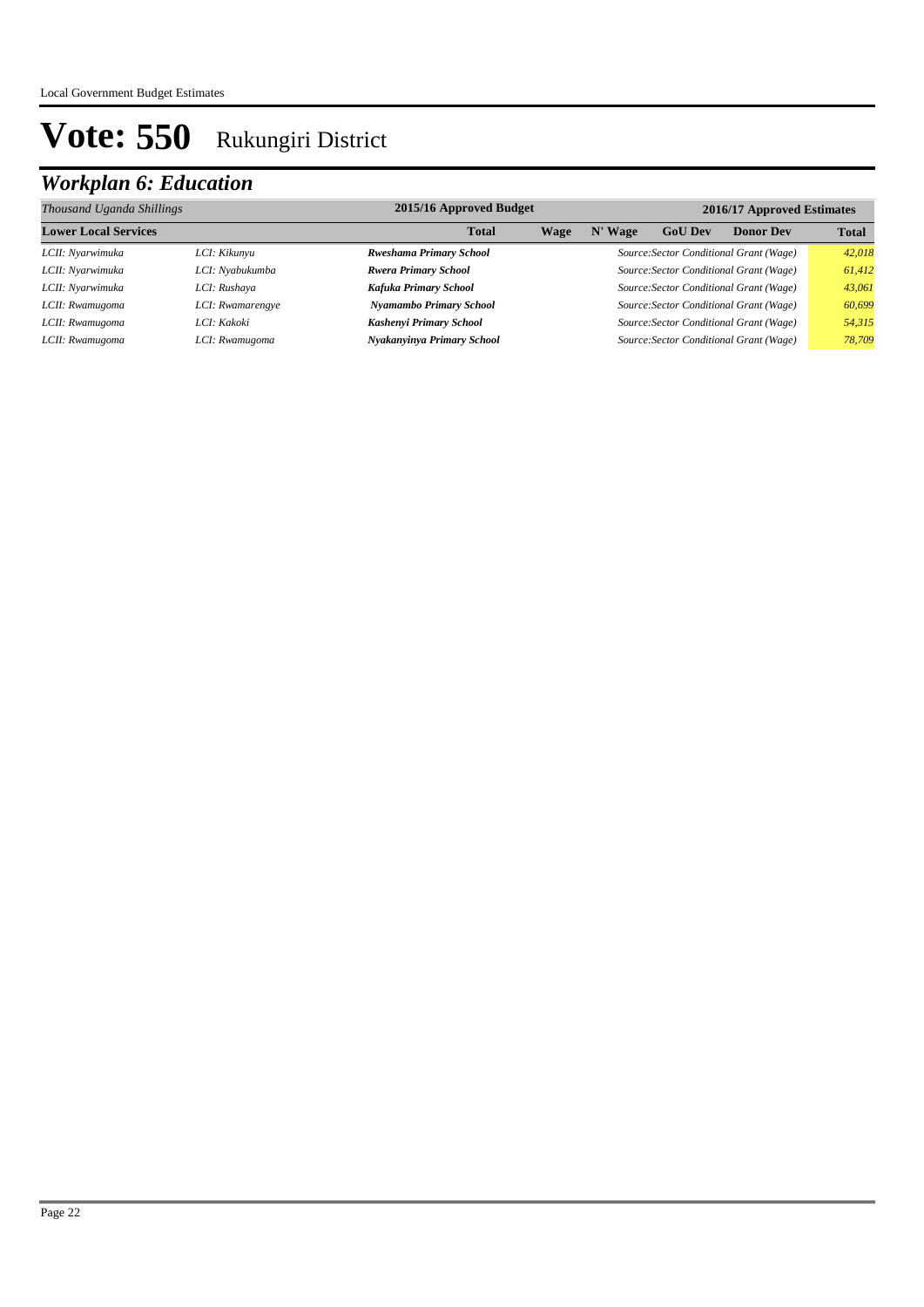# Vote: 550 Rukungiri District

## *Workplan 6: Education*

| *Thousand Uganda Shillings* | | 2015/16 Approved Budget | | | 2016/17 Approved Estimates | | |
|---|---|---|---|---|---|---|---|
| **Lower Local Services** | | **Total** | **Wage** | **N' Wage** | **GoU Dev** | **Donor Dev** | **Total** |
| *LCII: Nyarwimuka* | *LCI: Kikunyu* | ***Rweshama Primary School*** | | | *Source:Sector Conditional Grant (Wage)* | | *42,018* |
| *LCII: Nyarwimuka* | *LCI: Nyabukumba* | ***Rwera Primary School*** | | | *Source:Sector Conditional Grant (Wage)* | | *61,412* |
| *LCII: Nyarwimuka* | *LCI: Rushaya* | ***Kafuka Primary School*** | | | *Source:Sector Conditional Grant (Wage)* | | *43,061* |
| *LCII: Rwamugoma* | *LCI: Rwamarengye* | ***Nyamambo Primary School*** | | | *Source:Sector Conditional Grant (Wage)* | | *60,699* |
| *LCII: Rwamugoma* | *LCI: Kakoki* | ***Kashenyi Primary School*** | | | *Source:Sector Conditional Grant (Wage)* | | *54,315* |
| *LCII: Rwamugoma* | *LCI: Rwamugoma* | ***Nyakanyinya Primary School*** | | | *Source:Sector Conditional Grant (Wage)* | | *78,709* |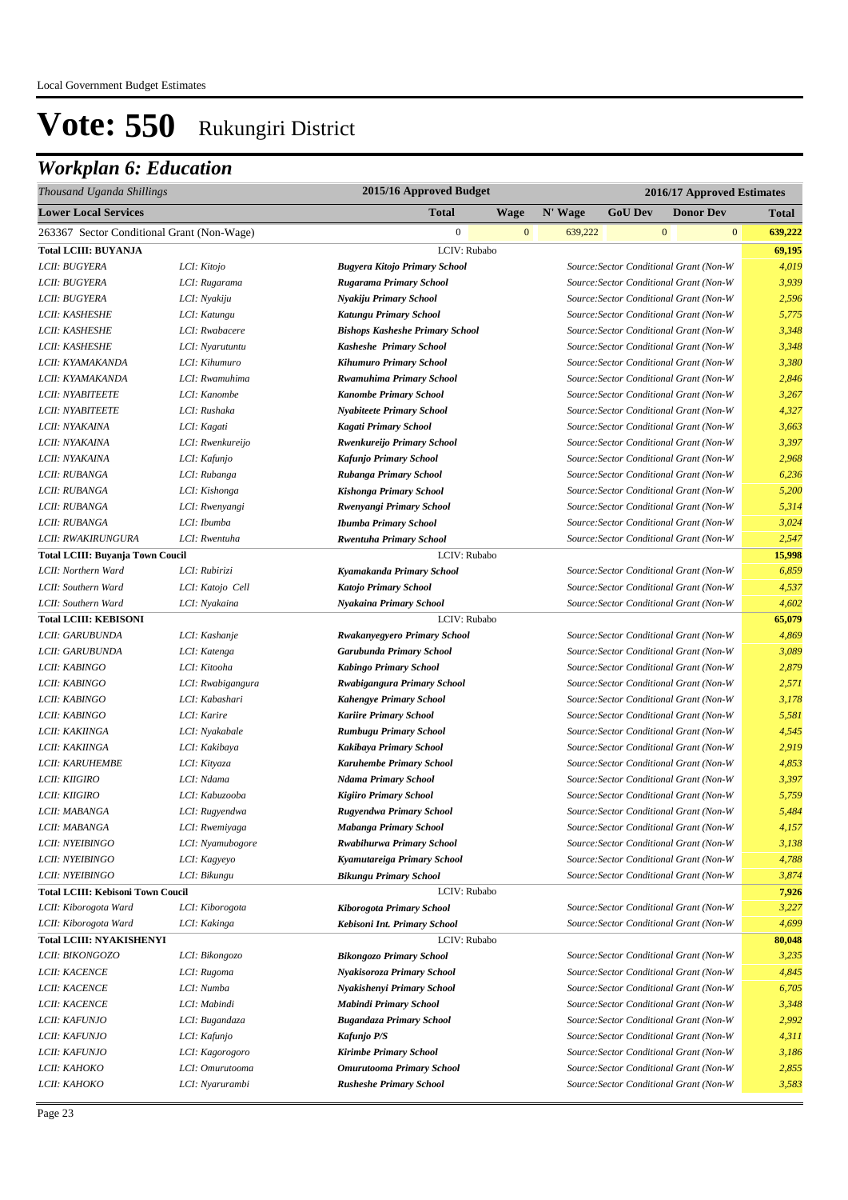Local Government Budget Estimates

# Vote: 550 Rukungiri District

## *Workplan 6: Education*

| *Thousand Uganda Shillings* | | 2015/16 Approved Budget | | 2016/17 Approved Estimates | | | |
|---|---|---|---|---|---|---|---|
| **Lower Local Services** | | **Total** | **Wage** | **N' Wage** | **GoU Dev** | **Donor Dev** | **Total** |
| 263367 Sector Conditional Grant (Non-Wage) | | 0 | 0 | 639,222 | 0 | 0 | **639,222** |
| **Total LCIII: BUYANJA** | | LCIV: Rubabo | | | | | **69,195** |
| *LCII: BUGYERA* | *LCI: Kitojo* | ***Bugyera Kitojo Primary School*** | | *Source:Sector Conditional Grant (Non-W* | | | *4,019* |
| *LCII: BUGYERA* | *LCI: Rugarama* | ***Rugarama Primary School*** | | *Source:Sector Conditional Grant (Non-W* | | | *3,939* |
| *LCII: BUGYERA* | *LCI: Nyakiju* | ***Nyakiju Primary School*** | | *Source:Sector Conditional Grant (Non-W* | | | *2,596* |
| *LCII: KASHESHE* | *LCI: Katungu* | ***Katungu Primary School*** | | *Source:Sector Conditional Grant (Non-W* | | | *5,775* |
| *LCII: KASHESHE* | *LCI: Rwabacere* | ***Bishops Kasheshe Primary School*** | | *Source:Sector Conditional Grant (Non-W* | | | *3,348* |
| *LCII: KASHESHE* | *LCI: Nyarutuntu* | ***Kasheshe Primary School*** | | *Source:Sector Conditional Grant (Non-W* | | | *3,348* |
| *LCII: KYAMAKANDA* | *LCI: Kihumuro* | ***Kihumuro Primary School*** | | *Source:Sector Conditional Grant (Non-W* | | | *3,380* |
| *LCII: KYAMAKANDA* | *LCI: Rwamuhima* | ***Rwamuhima Primary School*** | | *Source:Sector Conditional Grant (Non-W* | | | *2,846* |
| *LCII: NYABITEETE* | *LCI: Kanombe* | ***Kanombe Primary School*** | | *Source:Sector Conditional Grant (Non-W* | | | *3,267* |
| *LCII: NYABITEETE* | *LCI: Rushaka* | ***Nyabiteete Primary School*** | | *Source:Sector Conditional Grant (Non-W* | | | *4,327* |
| *LCII: NYAKAINA* | *LCI: Kagati* | ***Kagati Primary School*** | | *Source:Sector Conditional Grant (Non-W* | | | *3,663* |
| *LCII: NYAKAINA* | *LCI: Rwenkureijo* | ***Rwenkureijo Primary School*** | | *Source:Sector Conditional Grant (Non-W* | | | *3,397* |
| *LCII: NYAKAINA* | *LCI: Kafunjo* | ***Kafunjo Primary School*** | | *Source:Sector Conditional Grant (Non-W* | | | *2,968* |
| *LCII: RUBANGA* | *LCI: Rubanga* | ***Rubanga Primary School*** | | *Source:Sector Conditional Grant (Non-W* | | | *6,236* |
| *LCII: RUBANGA* | *LCI: Kishonga* | ***Kishonga Primary School*** | | *Source:Sector Conditional Grant (Non-W* | | | *5,200* |
| *LCII: RUBANGA* | *LCI: Rwenyangi* | ***Rwenyangi Primary School*** | | *Source:Sector Conditional Grant (Non-W* | | | *5,314* |
| *LCII: RUBANGA* | *LCI: Ibumba* | ***Ibumba Primary School*** | | *Source:Sector Conditional Grant (Non-W* | | | *3,024* |
| *LCII: RWAKIRUNGURA* | *LCI: Rwentuha* | ***Rwentuha Primary School*** | | *Source:Sector Conditional Grant (Non-W* | | | *2,547* |
| **Total LCIII: Buyanja Town Coucil** | | LCIV: Rubabo | | | | | **15,998** |
| *LCII: Northern Ward* | *LCI: Rubirizi* | ***Kyamakanda Primary School*** | | *Source:Sector Conditional Grant (Non-W* | | | *6,859* |
| *LCII: Southern Ward* | *LCI: Katojo Cell* | ***Katojo Primary School*** | | *Source:Sector Conditional Grant (Non-W* | | | *4,537* |
| *LCII: Southern Ward* | *LCI: Nyakaina* | ***Nyakaina Primary School*** | | *Source:Sector Conditional Grant (Non-W* | | | *4,602* |
| **Total LCIII: KEBISONI** | | LCIV: Rubabo | | | | | **65,079** |
| *LCII: GARUBUNDA* | *LCI: Kashanje* | ***Rwakanyegyero Primary School*** | | *Source:Sector Conditional Grant (Non-W* | | | *4,869* |
| *LCII: GARUBUNDA* | *LCI: Katenga* | ***Garubunda Primary School*** | | *Source:Sector Conditional Grant (Non-W* | | | *3,089* |
| *LCII: KABINGO* | *LCI: Kitooha* | ***Kabingo Primary School*** | | *Source:Sector Conditional Grant (Non-W* | | | *2,879* |
| *LCII: KABINGO* | *LCI: Rwabigangura* | ***Rwabigangura Primary School*** | | *Source:Sector Conditional Grant (Non-W* | | | *2,571* |
| *LCII: KABINGO* | *LCI: Kabashari* | ***Kahengye Primary School*** | | *Source:Sector Conditional Grant (Non-W* | | | *3,178* |
| *LCII: KABINGO* | *LCI: Karire* | ***Kariire Primary School*** | | *Source:Sector Conditional Grant (Non-W* | | | *5,581* |
| *LCII: KAKIINGA* | *LCI: Nyakabale* | ***Rumbugu Primary School*** | | *Source:Sector Conditional Grant (Non-W* | | | *4,545* |
| *LCII: KAKIINGA* | *LCI: Kakibaya* | ***Kakibaya Primary School*** | | *Source:Sector Conditional Grant (Non-W* | | | *2,919* |
| *LCII: KARUHEMBE* | *LCI: Kityaza* | ***Karuhembe Primary School*** | | *Source:Sector Conditional Grant (Non-W* | | | *4,853* |
| *LCII: KIIGIRO* | *LCI: Ndama* | ***Ndama Primary School*** | | *Source:Sector Conditional Grant (Non-W* | | | *3,397* |
| *LCII: KIIGIRO* | *LCI: Kabuzooba* | ***Kigiiro Primary School*** | | *Source:Sector Conditional Grant (Non-W* | | | *5,759* |
| *LCII: MABANGA* | *LCI: Rugyendwa* | ***Rugyendwa Primary School*** | | *Source:Sector Conditional Grant (Non-W* | | | *5,484* |
| *LCII: MABANGA* | *LCI: Rwemiyaga* | ***Mabanga Primary School*** | | *Source:Sector Conditional Grant (Non-W* | | | *4,157* |
| *LCII: NYEIBINGO* | *LCI: Nyamubogore* | ***Rwabihurwa Primary School*** | | *Source:Sector Conditional Grant (Non-W* | | | *3,138* |
| *LCII: NYEIBINGO* | *LCI: Kagyeyo* | ***Kyamutareiga Primary School*** | | *Source:Sector Conditional Grant (Non-W* | | | *4,788* |
| *LCII: NYEIBINGO* | *LCI: Bikungu* | ***Bikungu Primary School*** | | *Source:Sector Conditional Grant (Non-W* | | | *3,874* |
| **Total LCIII: Kebisoni Town Coucil** | | LCIV: Rubabo | | | | | **7,926** |
| *LCII: Kiborogota Ward* | *LCI: Kiborogota* | ***Kiborogota Primary School*** | | *Source:Sector Conditional Grant (Non-W* | | | *3,227* |
| *LCII: Kiborogota Ward* | *LCI: Kakinga* | ***Kebisoni Int. Primary School*** | | *Source:Sector Conditional Grant (Non-W* | | | *4,699* |
| **Total LCIII: NYAKISHENYI** | | LCIV: Rubabo | | | | | **80,048** |
| *LCII: BIKONGOZO* | *LCI: Bikongozo* | ***Bikongozo Primary School*** | | *Source:Sector Conditional Grant (Non-W* | | | *3,235* |
| *LCII: KACENCE* | *LCI: Rugoma* | ***Nyakisoroza Primary School*** | | *Source:Sector Conditional Grant (Non-W* | | | *4,845* |
| *LCII: KACENCE* | *LCI: Numba* | ***Nyakishenyi Primary School*** | | *Source:Sector Conditional Grant (Non-W* | | | *6,705* |
| *LCII: KACENCE* | *LCI: Mabindi* | ***Mabindi Primary School*** | | *Source:Sector Conditional Grant (Non-W* | | | *3,348* |
| *LCII: KAFUNJO* | *LCI: Bugandaza* | ***Bugandaza Primary School*** | | *Source:Sector Conditional Grant (Non-W* | | | *2,992* |
| *LCII: KAFUNJO* | *LCI: Kafunjo* | ***Kafunjo P/S*** | | *Source:Sector Conditional Grant (Non-W* | | | *4,311* |
| *LCII: KAFUNJO* | *LCI: Kagorogoro* | ***Kirimbe Primary School*** | | *Source:Sector Conditional Grant (Non-W* | | | *3,186* |
| *LCII: KAHOKO* | *LCI: Omurutooma* | ***Omurutooma Primary School*** | | *Source:Sector Conditional Grant (Non-W* | | | *2,855* |
| *LCII: KAHOKO* | *LCI: Nyarurambi* | ***Rusheshe Primary School*** | | *Source:Sector Conditional Grant (Non-W* | | | *3,583* |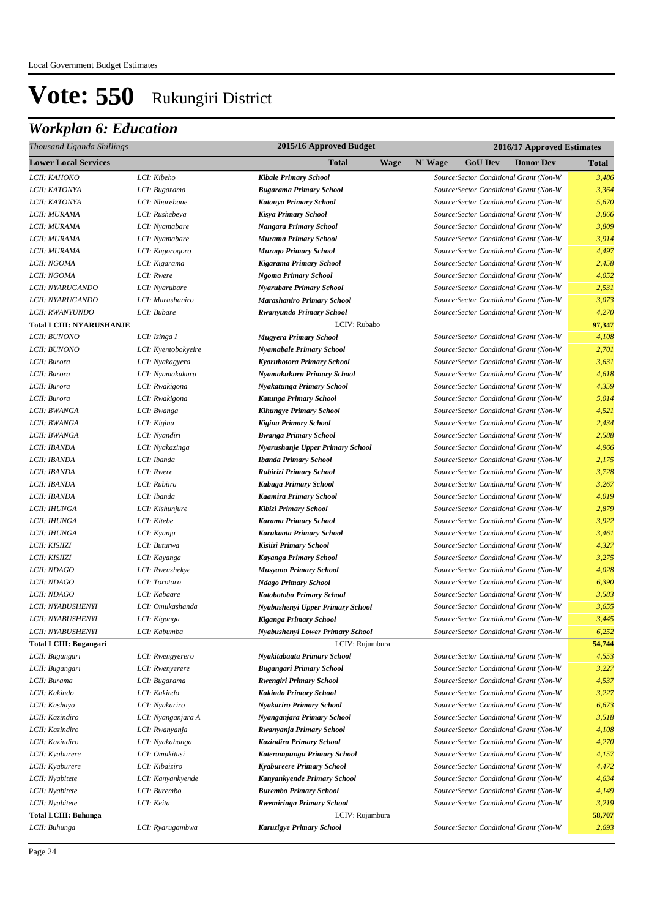Local Government Budget Estimates

# Vote: 550 Rukungiri District

## *Workplan 6: Education*

| *Thousand Uganda Shillings* | | 2015/16 Approved Budget | | 2016/17 Approved Estimates | | | | |
|---|---|---|---|---|---|---|---|---|
| **Lower Local Services** | | **Total** | **Wage** | **N' Wage** | **GoU Dev** | **Donor Dev** | | **Total** |
| *LCII: KAHOKO* | *LCI: Kibeho* | ***Kibale Primary School*** | | | *Source:Sector Conditional Grant (Non-W* | | | *3,486* |
| *LCII: KATONYA* | *LCI: Bugarama* | ***Bugarama Primary School*** | | | *Source:Sector Conditional Grant (Non-W* | | | *3,364* |
| *LCII: KATONYA* | *LCI: Nburebane* | ***Katonya Primary School*** | | | *Source:Sector Conditional Grant (Non-W* | | | *5,670* |
| *LCII: MURAMA* | *LCI: Rushebeya* | ***Kisya Primary School*** | | | *Source:Sector Conditional Grant (Non-W* | | | *3,866* |
| *LCII: MURAMA* | *LCI: Nyamabare* | ***Nangara Primary School*** | | | *Source:Sector Conditional Grant (Non-W* | | | *3,809* |
| *LCII: MURAMA* | *LCI: Nyamabare* | ***Murama Primary School*** | | | *Source:Sector Conditional Grant (Non-W* | | | *3,914* |
| *LCII: MURAMA* | *LCI: Kagorogoro* | ***Murago Primary School*** | | | *Source:Sector Conditional Grant (Non-W* | | | *4,497* |
| *LCII: NGOMA* | *LCI: Kigarama* | ***Kigarama Primary School*** | | | *Source:Sector Conditional Grant (Non-W* | | | *2,458* |
| *LCII: NGOMA* | *LCI: Rwere* | ***Ngoma Primary School*** | | | *Source:Sector Conditional Grant (Non-W* | | | *4,052* |
| *LCII: NYARUGANDO* | *LCI: Nyarubare* | ***Nyarubare Primary School*** | | | *Source:Sector Conditional Grant (Non-W* | | | *2,531* |
| *LCII: NYARUGANDO* | *LCI: Marashaniro* | ***Marashaniro Primary School*** | | | *Source:Sector Conditional Grant (Non-W* | | | *3,073* |
| *LCII: RWANYUNDO* | *LCI: Bubare* | ***Rwanyundo Primary School*** | | | *Source:Sector Conditional Grant (Non-W* | | | *4,270* |
| **Total LCIII: NYARUSHANJE** | | LCIV: Rubabo | | | | | | **97,347** |
| *LCII: BUNONO* | *LCI: Izinga I* | ***Mugyera Primary School*** | | | *Source:Sector Conditional Grant (Non-W* | | | *4,108* |
| *LCII: BUNONO* | *LCI: Kyentobokyeire* | ***Nyamabale Primary School*** | | | *Source:Sector Conditional Grant (Non-W* | | | *2,701* |
| *LCII: Burora* | *LCI: Nyakagyera* | ***Kyaruhotora Primary School*** | | | *Source:Sector Conditional Grant (Non-W* | | | *3,631* |
| *LCII: Burora* | *LCI: Nyamakukuru* | ***Nyamakukuru Primary School*** | | | *Source:Sector Conditional Grant (Non-W* | | | *4,618* |
| *LCII: Burora* | *LCI: Rwakigona* | ***Nyakatunga Primary School*** | | | *Source:Sector Conditional Grant (Non-W* | | | *4,359* |
| *LCII: Burora* | *LCI: Rwakigona* | ***Katunga Primary School*** | | | *Source:Sector Conditional Grant (Non-W* | | | *5,014* |
| *LCII: BWANGA* | *LCI: Bwanga* | ***Kihungye Primary School*** | | | *Source:Sector Conditional Grant (Non-W* | | | *4,521* |
| *LCII: BWANGA* | *LCI: Kigina* | ***Kigina Primary School*** | | | *Source:Sector Conditional Grant (Non-W* | | | *2,434* |
| *LCII: BWANGA* | *LCI: Nyandiri* | ***Bwanga Primary School*** | | | *Source:Sector Conditional Grant (Non-W* | | | *2,588* |
| *LCII: IBANDA* | *LCI: Nyakazinga* | ***Nyarushanje Upper Primary School*** | | | *Source:Sector Conditional Grant (Non-W* | | | *4,966* |
| *LCII: IBANDA* | *LCI: Ibanda* | ***Ibanda Primary School*** | | | *Source:Sector Conditional Grant (Non-W* | | | *2,175* |
| *LCII: IBANDA* | *LCI: Rwere* | ***Rubirizi Primary School*** | | | *Source:Sector Conditional Grant (Non-W* | | | *3,728* |
| *LCII: IBANDA* | *LCI: Rubiira* | ***Kabuga Primary School*** | | | *Source:Sector Conditional Grant (Non-W* | | | *3,267* |
| *LCII: IBANDA* | *LCI: Ibanda* | ***Kaamira Primary School*** | | | *Source:Sector Conditional Grant (Non-W* | | | *4,019* |
| *LCII: IHUNGA* | *LCI: Kishunjure* | ***Kibizi Primary School*** | | | *Source:Sector Conditional Grant (Non-W* | | | *2,879* |
| *LCII: IHUNGA* | *LCI: Kitebe* | ***Karama Primary School*** | | | *Source:Sector Conditional Grant (Non-W* | | | *3,922* |
| *LCII: IHUNGA* | *LCI: Kyanju* | ***Karukaata Primary School*** | | | *Source:Sector Conditional Grant (Non-W* | | | *3,461* |
| *LCII: KISIIZI* | *LCI: Buturwa* | ***Kisiizi Primary School*** | | | *Source:Sector Conditional Grant (Non-W* | | | *4,327* |
| *LCII: KISIIZI* | *LCI: Kayanga* | ***Kayanga Primary School*** | | | *Source:Sector Conditional Grant (Non-W* | | | *3,275* |
| *LCII: NDAGO* | *LCI: Rwenshekye* | ***Musyana Primary School*** | | | *Source:Sector Conditional Grant (Non-W* | | | *4,028* |
| *LCII: NDAGO* | *LCI: Torotoro* | ***Ndago Primary School*** | | | *Source:Sector Conditional Grant (Non-W* | | | *6,390* |
| *LCII: NDAGO* | *LCI: Kabaare* | ***Katobotobo Primary School*** | | | *Source:Sector Conditional Grant (Non-W* | | | *3,583* |
| *LCII: NYABUSHENYI* | *LCI: Omukashanda* | ***Nyabushenyi Upper Primary School*** | | | *Source:Sector Conditional Grant (Non-W* | | | *3,655* |
| *LCII: NYABUSHENYI* | *LCI: Kiganga* | ***Kiganga Primary School*** | | | *Source:Sector Conditional Grant (Non-W* | | | *3,445* |
| *LCII: NYABUSHENYI* | *LCI: Kabumba* | ***Nyabushenyi Lower Primary School*** | | | *Source:Sector Conditional Grant (Non-W* | | | *6,252* |
| **Total LCIII: Bugangari** | | LCIV: Rujumbura | | | | | | **54,744** |
| *LCII: Bugangari* | *LCI: Rwengyerero* | ***Nyakitabaata Primary School*** | | | *Source:Sector Conditional Grant (Non-W* | | | *4,553* |
| *LCII: Bugangari* | *LCI: Rwenyerere* | ***Bugangari Primary School*** | | | *Source:Sector Conditional Grant (Non-W* | | | *3,227* |
| *LCII: Burama* | *LCI: Bugarama* | ***Rwengiri Primary School*** | | | *Source:Sector Conditional Grant (Non-W* | | | *4,537* |
| *LCII: Kakindo* | *LCI: Kakindo* | ***Kakindo Primary School*** | | | *Source:Sector Conditional Grant (Non-W* | | | *3,227* |
| *LCII: Kashayo* | *LCI: Nyakariro* | ***Nyakariro Primary School*** | | | *Source:Sector Conditional Grant (Non-W* | | | *6,673* |
| *LCII: Kazindiro* | *LCI: Nyanganjara A* | ***Nyanganjara Primary School*** | | | *Source:Sector Conditional Grant (Non-W* | | | *3,518* |
| *LCII: Kazindiro* | *LCI: Rwanyanja* | ***Rwanyanja Primary School*** | | | *Source:Sector Conditional Grant (Non-W* | | | *4,108* |
| *LCII: Kazindiro* | *LCI: Nyakahanga* | ***Kazindiro Primary School*** | | | *Source:Sector Conditional Grant (Non-W* | | | *4,270* |
| *LCII: Kyaburere* | *LCI: Omukitusi* | ***Katerampungu Primary School*** | | | *Source:Sector Conditional Grant (Non-W* | | | *4,157* |
| *LCII: Kyaburere* | *LCI: Kibaiziro* | ***Kyabureere Primary School*** | | | *Source:Sector Conditional Grant (Non-W* | | | *4,472* |
| *LCII: Nyabitete* | *LCI: Kanyankyende* | ***Kanyankyende Primary School*** | | | *Source:Sector Conditional Grant (Non-W* | | | *4,634* |
| *LCII: Nyabitete* | *LCI: Burembo* | ***Burembo Primary School*** | | | *Source:Sector Conditional Grant (Non-W* | | | *4,149* |
| *LCII: Nyabitete* | *LCI: Keita* | ***Rwemiringa Primary School*** | | | *Source:Sector Conditional Grant (Non-W* | | | *3,219* |
| **Total LCIII: Buhunga** | | LCIV: Rujumbura | | | | | | **58,707** |
| *LCII: Buhunga* | *LCI: Ryarugambwa* | ***Karuzigye Primary School*** | | | *Source:Sector Conditional Grant (Non-W* | | | *2,693* |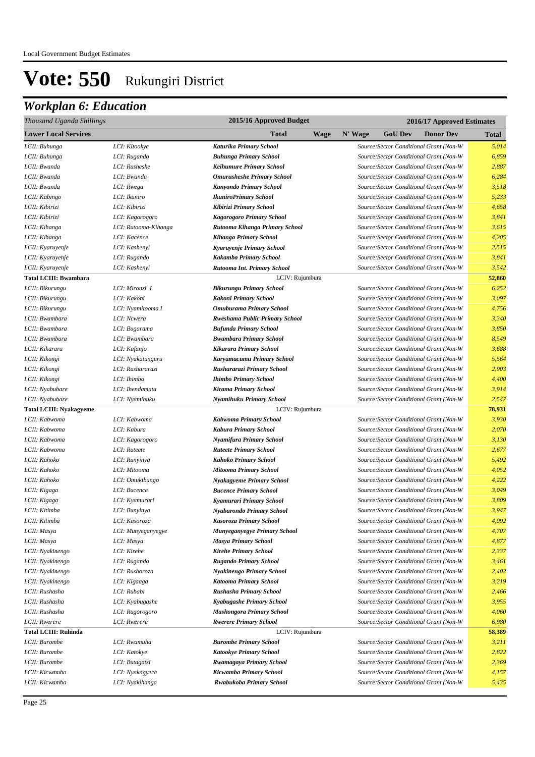Local Government Budget Estimates

# Vote: 550 Rukungiri District

## Workplan 6: Education

| *Thousand Uganda Shillings* | | 2015/16 Approved Budget | | 2016/17 Approved Estimates | | | | |
|---|---|---|---|---|---|---|---|---|
| **Lower Local Services** | | **Total** | **Wage** | **N' Wage** | **GoU Dev** | **Donor Dev** | | **Total** |
| *LCII: Buhunga* | *LCI: Kitookye* | ***Katurika Primary School*** | | *Source:Sector Conditional Grant (Non-W* | | | | *5,014* |
| *LCII: Buhunga* | *LCI: Rugando* | ***Buhunga Primary School*** | | *Source:Sector Conditional Grant (Non-W* | | | | *6,859* |
| *LCII: Bwanda* | *LCI: Rusheshe* | ***Keihumure Primary School*** | | *Source:Sector Conditional Grant (Non-W* | | | | *2,887* |
| *LCII: Bwanda* | *LCI: Bwanda* | ***Omurusheshe Primary School*** | | *Source:Sector Conditional Grant (Non-W* | | | | *6,284* |
| *LCII: Bwanda* | *LCI: Rwega* | ***Kanyondo Primary School*** | | *Source:Sector Conditional Grant (Non-W* | | | | *3,518* |
| *LCII: Kabingo* | *LCI: Ikuniro* | ***IkuniroPrimary School*** | | *Source:Sector Conditional Grant (Non-W* | | | | *5,233* |
| *LCII: Kibirizi* | *LCI: Kibirizi* | ***Kibirizi Primary School*** | | *Source:Sector Conditional Grant (Non-W* | | | | *4,658* |
| *LCII: Kibirizi* | *LCI: Kagorogoro* | ***Kagorogoro Primary School*** | | *Source:Sector Conditional Grant (Non-W* | | | | *3,841* |
| *LCII: Kihanga* | *LCI: Rutooma-Kihanga* | ***Rutooma Kihanga Primary School*** | | *Source:Sector Conditional Grant (Non-W* | | | | *3,615* |
| *LCII: Kihanga* | *LCI: Kacence* | ***Kihanga Primary School*** | | *Source:Sector Conditional Grant (Non-W* | | | | *4,205* |
| *LCII: Kyaruyenje* | *LCI: Kashenyi* | ***Kyaruyenje Primary School*** | | *Source:Sector Conditional Grant (Non-W* | | | | *2,515* |
| *LCII: Kyaruyenje* | *LCI: Rugando* | ***Kakamba Primary School*** | | *Source:Sector Conditional Grant (Non-W* | | | | *3,841* |
| *LCII: Kyaruyenje* | *LCI: Kashenyi* | ***Rutooma Int. Primary School*** | | *Source:Sector Conditional Grant (Non-W* | | | | *3,542* |
| **Total LCIII: Bwambara** | | LCIV: Rujumbura | | | | | | **52,860** |
| *LCII: Bikurungu* | *LCI: Mironzi I* | ***Bikurungu Primary School*** | | *Source:Sector Conditional Grant (Non-W* | | | | *6,252* |
| *LCII: Bikurungu* | *LCI: Kakoni* | ***Kakoni Primary School*** | | *Source:Sector Conditional Grant (Non-W* | | | | *3,097* |
| *LCII: Bikurungu* | *LCI: Nyamitooma I* | ***Omuburama Primary School*** | | *Source:Sector Conditional Grant (Non-W* | | | | *4,756* |
| *LCII: Bwambara* | *LCI: Ncwera* | ***Rweshama Public Primary School*** | | *Source:Sector Conditional Grant (Non-W* | | | | *3,340* |
| *LCII: Bwambara* | *LCI: Bugarama* | ***Bufunda Primary School*** | | *Source:Sector Conditional Grant (Non-W* | | | | *3,850* |
| *LCII: Bwambara* | *LCI: Bwambara* | ***Bwambara Primary School*** | | *Source:Sector Conditional Grant (Non-W* | | | | *8,549* |
| *LCII: Kikarara* | *LCI: Kafunjo* | ***Kikarara Primary School*** | | *Source:Sector Conditional Grant (Non-W* | | | | *3,688* |
| *LCII: Kikongi* | *LCI: Nyakatunguru* | ***Karyamacumu Primary School*** | | *Source:Sector Conditional Grant (Non-W* | | | | *5,564* |
| *LCII: Kikongi* | *LCI: Rushararazi* | ***Rushararazi Primary School*** | | *Source:Sector Conditional Grant (Non-W* | | | | *2,903* |
| *LCII: Kikongi* | *LCI: Ihimbo* | ***Ihimbo Primary School*** | | *Source:Sector Conditional Grant (Non-W* | | | | *4,400* |
| *LCII: Nyabubare* | *LCI: Ihendamata* | ***Kirama Primary School*** | | *Source:Sector Conditional Grant (Non-W* | | | | *3,914* |
| *LCII: Nyabubare* | *LCI: Nyamihuku* | ***Nyamihuku Primary School*** | | *Source:Sector Conditional Grant (Non-W* | | | | *2,547* |
| **Total LCIII: Nyakagyeme** | | LCIV: Rujumbura | | | | | | **78,931** |
| *LCII: Kabwoma* | *LCI: Kabwoma* | ***Kabwoma Primary School*** | | *Source:Sector Conditional Grant (Non-W* | | | | *3,930* |
| *LCII: Kabwoma* | *LCI: Kabura* | ***Kabura Primary School*** | | *Source:Sector Conditional Grant (Non-W* | | | | *2,070* |
| *LCII: Kabwoma* | *LCI: Kagorogoro* | ***Nyamifura Primary School*** | | *Source:Sector Conditional Grant (Non-W* | | | | *3,130* |
| *LCII: Kabwoma* | *LCI: Ruteete* | ***Ruteete Primary School*** | | *Source:Sector Conditional Grant (Non-W* | | | | *2,677* |
| *LCII: Kahoko* | *LCI: Runyinya* | ***Kahoko Primary School*** | | *Source:Sector Conditional Grant (Non-W* | | | | *5,492* |
| *LCII: Kahoko* | *LCI: Mitooma* | ***Mitooma Primary School*** | | *Source:Sector Conditional Grant (Non-W* | | | | *4,052* |
| *LCII: Kahoko* | *LCI: Omukibungo* | ***Nyakagyeme Primary School*** | | *Source:Sector Conditional Grant (Non-W* | | | | *4,222* |
| *LCII: Kigaga* | *LCI: Bucence* | ***Bucence Primary School*** | | *Source:Sector Conditional Grant (Non-W* | | | | *3,049* |
| *LCII: Kigaga* | *LCI: Kyamurari* | ***Kyamurari Primary School*** | | *Source:Sector Conditional Grant (Non-W* | | | | *3,809* |
| *LCII: Kitimba* | *LCI: Bunyinya* | ***Nyaburondo Primary School*** | | *Source:Sector Conditional Grant (Non-W* | | | | *3,947* |
| *LCII: Kitimba* | *LCI: Kasoroza* | ***Kasoroza Primary School*** | | *Source:Sector Conditional Grant (Non-W* | | | | *4,092* |
| *LCII: Masya* | *LCI: Munyeganyegye* | ***Munyeganyegye Primary School*** | | *Source:Sector Conditional Grant (Non-W* | | | | *4,707* |
| *LCII: Masya* | *LCI: Masya* | ***Masya Primary School*** | | *Source:Sector Conditional Grant (Non-W* | | | | *4,877* |
| *LCII: Nyakinengo* | *LCI: Kirehe* | ***Kirehe Primary School*** | | *Source:Sector Conditional Grant (Non-W* | | | | *2,337* |
| *LCII: Nyakinengo* | *LCI: Rugando* | ***Rugando Primary School*** | | *Source:Sector Conditional Grant (Non-W* | | | | *3,461* |
| *LCII: Nyakinengo* | *LCI: Rushoroza* | ***Nyakinengo Primary School*** | | *Source:Sector Conditional Grant (Non-W* | | | | *2,402* |
| *LCII: Nyakinengo* | *LCI: Kigaaga* | ***Katooma Primary School*** | | *Source:Sector Conditional Grant (Non-W* | | | | *3,219* |
| *LCII: Rushasha* | *LCI: Rubabi* | ***Rushasha Primary School*** | | *Source:Sector Conditional Grant (Non-W* | | | | *2,466* |
| *LCII: Rushasha* | *LCI: Kyabugashe* | ***Kyabugashe Primary School*** | | *Source:Sector Conditional Grant (Non-W* | | | | *3,955* |
| *LCII: Rushasha* | *LCI: Rugorogoro* | ***Mashongora Primary School*** | | *Source:Sector Conditional Grant (Non-W* | | | | *4,060* |
| *LCII: Rwerere* | *LCI: Rwerere* | ***Rwerere Primary School*** | | *Source:Sector Conditional Grant (Non-W* | | | | *6,980* |
| **Total LCIII: Ruhinda** | | LCIV: Rujumbura | | | | | | **58,389** |
| *LCII: Burombe* | *LCI: Rwamuha* | ***Burombe Primary School*** | | *Source:Sector Conditional Grant (Non-W* | | | | *3,211* |
| *LCII: Burombe* | *LCI: Katokye* | ***Katookye Primary School*** | | *Source:Sector Conditional Grant (Non-W* | | | | *2,822* |
| *LCII: Burombe* | *LCI: Butagatsi* | ***Rwamagaya Primary School*** | | *Source:Sector Conditional Grant (Non-W* | | | | *2,369* |
| *LCII: Kicwamba* | *LCI: Nyakagyera* | ***Kicwamba Primary School*** | | *Source:Sector Conditional Grant (Non-W* | | | | *4,157* |
| *LCII: Kicwamba* | *LCI: Nyakihanga* | ***Rwabukoba Primary School*** | | *Source:Sector Conditional Grant (Non-W* | | | | *5,435* |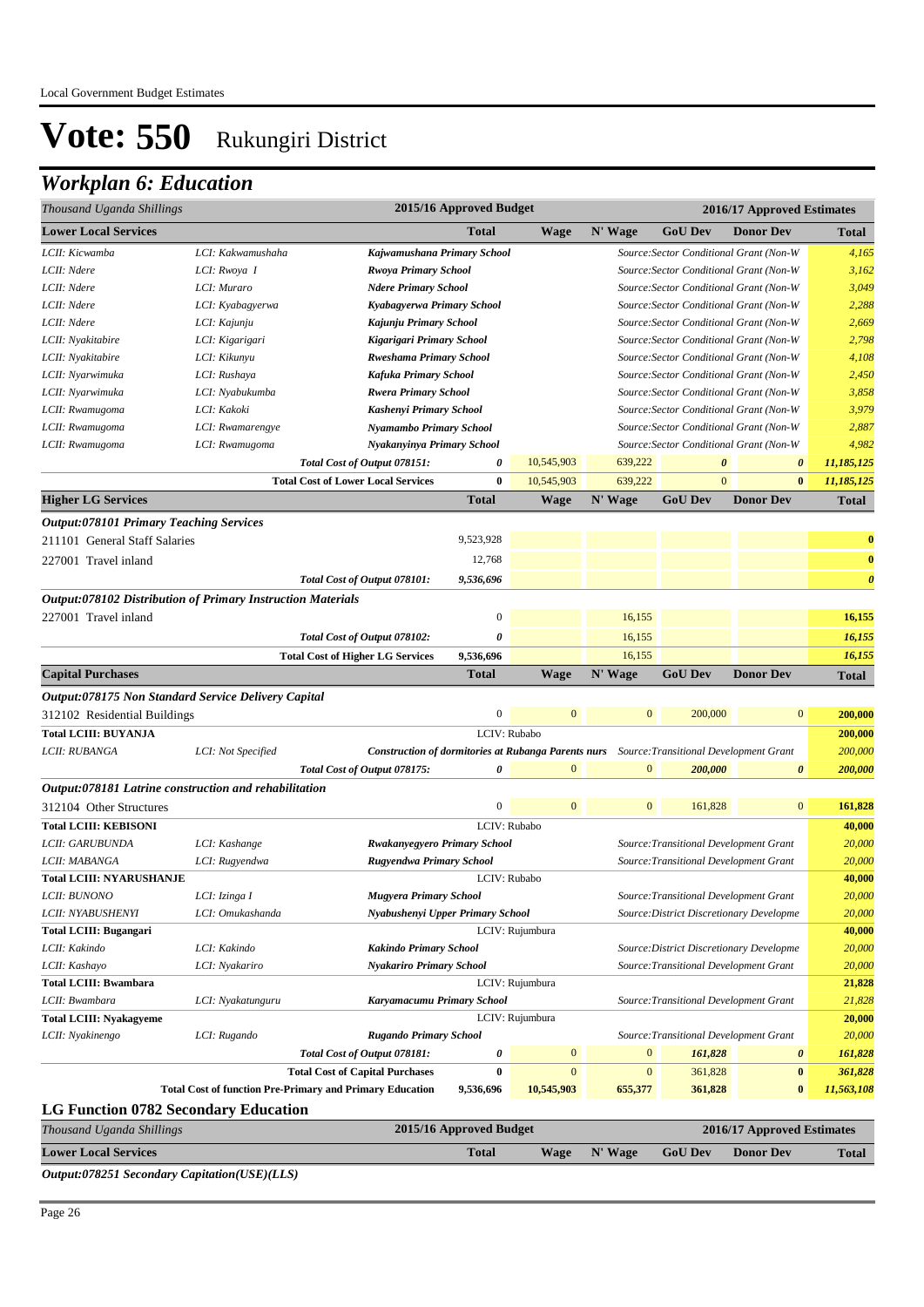Local Government Budget Estimates

# Vote: 550 Rukungiri District

## Workplan 6: Education

| Thousand Uganda Shillings | | | 2015/16 Approved Budget | | | | 2016/17 Approved Estimates | |
|---|---|---|---|---|---|---|---|---|
| **Lower Local Services** | | | **Total** | **Wage** | **N' Wage** | **GoU Dev** | **Donor Dev** | **Total** |
| *LCII: Kicwamba* | *LCI: Kakwamushaha* | *Kajwamushana Primary School* | | | | *Source:Sector Conditional Grant (Non-W* | | *4,165* |
| *LCII: Ndere* | *LCI: Rwoya I* | *Rwoya Primary School* | | | | *Source:Sector Conditional Grant (Non-W* | | *3,162* |
| *LCII: Ndere* | *LCI: Muraro* | *Ndere Primary School* | | | | *Source:Sector Conditional Grant (Non-W* | | *3,049* |
| *LCII: Ndere* | *LCI: Kyabagyerwa* | *Kyabagyerwa Primary School* | | | | *Source:Sector Conditional Grant (Non-W* | | *2,288* |
| *LCII: Ndere* | *LCI: Kajunju* | *Kajunju Primary School* | | | | *Source:Sector Conditional Grant (Non-W* | | *2,669* |
| *LCII: Nyakitabire* | *LCI: Kigarigari* | *Kigarigari Primary School* | | | | *Source:Sector Conditional Grant (Non-W* | | *2,798* |
| *LCII: Nyakitabire* | *LCI: Kikunyu* | *Rweshama Primary School* | | | | *Source:Sector Conditional Grant (Non-W* | | *4,108* |
| *LCII: Nyarwimuka* | *LCI: Rushaya* | *Kafuka Primary School* | | | | *Source:Sector Conditional Grant (Non-W* | | *2,450* |
| *LCII: Nyarwimuka* | *LCI: Nyabukumba* | *Rwera Primary School* | | | | *Source:Sector Conditional Grant (Non-W* | | *3,858* |
| *LCII: Rwamugoma* | *LCI: Kakoki* | *Kashenyi Primary School* | | | | *Source:Sector Conditional Grant (Non-W* | | *3,979* |
| *LCII: Rwamugoma* | *LCI: Rwamarengye* | *Nyamambo Primary School* | | | | *Source:Sector Conditional Grant (Non-W* | | *2,887* |
| *LCII: Rwamugoma* | *LCI: Rwamugoma* | *Nyakanyinya Primary School* | | | | *Source:Sector Conditional Grant (Non-W* | | *4,982* |
| | | *Total Cost of Output 078151:* | *0* | 10,545,903 | 639,222 | *0* | *0* | *11,185,125* |
| | | **Total Cost of Lower Local Services** | **0** | 10,545,903 | 639,222 | 0 | **0** | *11,185,125* |
| **Higher LG Services** | | | **Total** | **Wage** | **N' Wage** | **GoU Dev** | **Donor Dev** | **Total** |
| ***Output:078101 Primary Teaching Services*** | | | | | | | | |
| 211101 General Staff Salaries | | | 9,523,928 | | | | | **0** |
| 227001 Travel inland | | | 12,768 | | | | | **0** |
| | | *Total Cost of Output 078101:* | *9,536,696* | | | | | *0* |
| ***Output:078102 Distribution of Primary Instruction Materials*** | | | | | | | | |
| 227001 Travel inland | | | 0 | | 16,155 | | | **16,155** |
| | | *Total Cost of Output 078102:* | *0* | | 16,155 | | | *16,155* |
| | | **Total Cost of Higher LG Services** | **9,536,696** | | 16,155 | | | *16,155* |
| **Capital Purchases** | | | **Total** | **Wage** | **N' Wage** | **GoU Dev** | **Donor Dev** | **Total** |
| ***Output:078175 Non Standard Service Delivery Capital*** | | | | | | | | |
| 312102 Residential Buildings | | | 0 | 0 | 0 | 200,000 | 0 | **200,000** |
| **Total LCIII: BUYANJA** | | | LCIV: Rubabo | | | | | **200,000** |
| *LCII: RUBANGA* | *LCI: Not Specified* | *Construction of dormitories at Rubanga Parents nurs* | | | | *Source:Transitional Development Grant* | | *200,000* |
| | | *Total Cost of Output 078175:* | *0* | 0 | 0 | *200,000* | *0* | *200,000* |
| ***Output:078181 Latrine construction and rehabilitation*** | | | | | | | | |
| 312104 Other Structures | | | 0 | 0 | 0 | 161,828 | 0 | **161,828** |
| **Total LCIII: KEBISONI** | | | LCIV: Rubabo | | | | | **40,000** |
| *LCII: GARUBUNDA* | *LCI: Kashange* | *Rwakanyegyero Primary School* | | | | *Source:Transitional Development Grant* | | *20,000* |
| *LCII: MABANGA* | *LCI: Rugyendwa* | *Rugyendwa Primary School* | | | | *Source:Transitional Development Grant* | | *20,000* |
| **Total LCIII: NYARUSHANJE** | | | LCIV: Rubabo | | | | | **40,000** |
| *LCII: BUNONO* | *LCI: Izinga I* | *Mugyera Primary School* | | | | *Source:Transitional Development Grant* | | *20,000* |
| *LCII: NYABUSHENYI* | *LCI: Omukashanda* | *Nyabushenyi Upper Primary School* | | | | *Source:District Discretionary Developme* | | *20,000* |
| **Total LCIII: Bugangari** | | | LCIV: Rujumbura | | | | | **40,000** |
| *LCII: Kakindo* | *LCI: Kakindo* | *Kakindo Primary School* | | | | *Source:District Discretionary Developme* | | *20,000* |
| *LCII: Kashayo* | *LCI: Nyakariro* | *Nyakariro Primary School* | | | | *Source:Transitional Development Grant* | | *20,000* |
| **Total LCIII: Bwambara** | | | LCIV: Rujumbura | | | | | **21,828** |
| *LCII: Bwambara* | *LCI: Nyakatunguru* | *Karyamacumu Primary School* | | | | *Source:Transitional Development Grant* | | *21,828* |
| **Total LCIII: Nyakagyeme** | | | LCIV: Rujumbura | | | | | **20,000** |
| *LCII: Nyakinengo* | *LCI: Rugando* | *Rugando Primary School* | | | | *Source:Transitional Development Grant* | | *20,000* |
| | | *Total Cost of Output 078181:* | *0* | 0 | 0 | *161,828* | *0* | *161,828* |
| | | **Total Cost of Capital Purchases** | **0** | 0 | 0 | 361,828 | **0** | *361,828* |
| | **Total Cost of function Pre-Primary and Primary Education** | | **9,536,696** | **10,545,903** | **655,377** | **361,828** | **0** | ***11,563,108*** |

### LG Function 0782 Secondary Education

| Thousand Uganda Shillings | 2015/16 Approved Budget | | | | 2016/17 Approved Estimates | |
|---|---|---|---|---|---|---|
| **Lower Local Services** | **Total** | **Wage** | **N' Wage** | **GoU Dev** | **Donor Dev** | **Total** |

***Output:078251 Secondary Capitation(USE)(LLS)***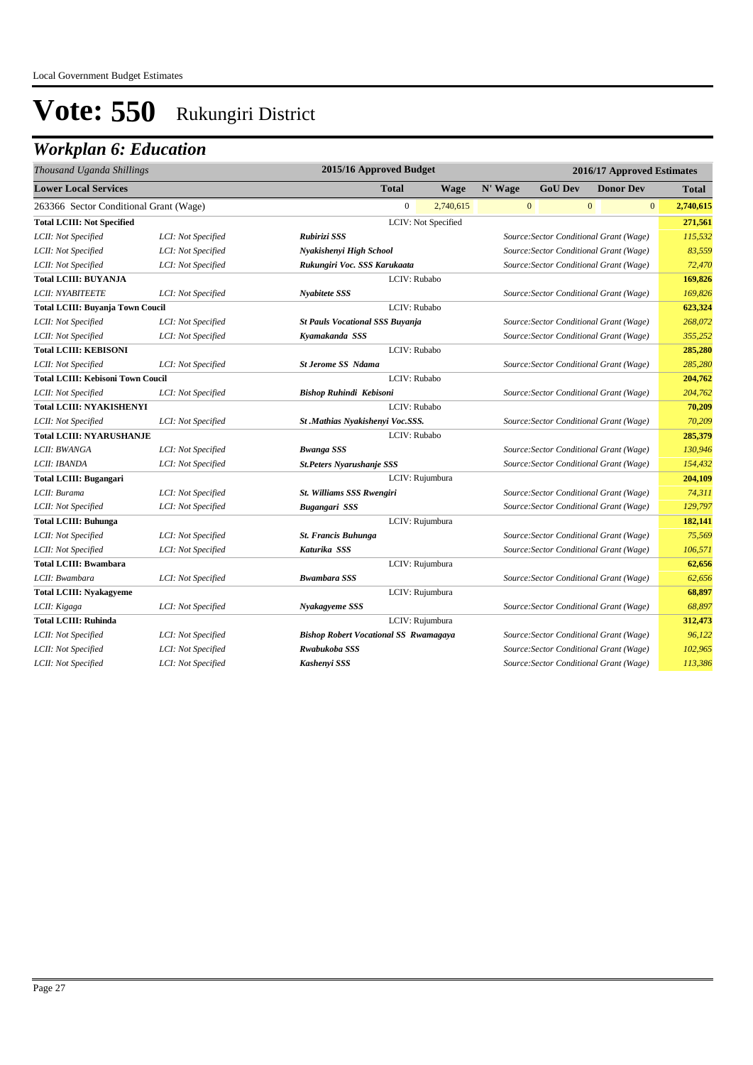Local Government Budget Estimates

# Vote: 550 Rukungiri District

## Workplan 6: Education

| *Thousand Uganda Shillings* | | 2015/16 Approved Budget | | | 2016/17 Approved Estimates | | | |
|---|---|---|---|---|---|---|---|---|
| **Lower Local Services** | | | **Total** | **Wage** | **N' Wage** | **GoU Dev** | **Donor Dev** | **Total** |
| 263366 Sector Conditional Grant (Wage) | | | 0 | 2,740,615 | 0 | 0 | 0 | **2,740,615** |
| **Total LCIII: Not Specified** | | LCIV: Not Specified | | | | | | **271,561** |
| *LCII: Not Specified* | *LCI: Not Specified* | ***Rubirizi SSS*** | | | *Source:Sector Conditional Grant (Wage)* | | | *115,532* |
| *LCII: Not Specified* | *LCI: Not Specified* | ***Nyakishenyi High School*** | | | *Source:Sector Conditional Grant (Wage)* | | | *83,559* |
| *LCII: Not Specified* | *LCI: Not Specified* | ***Rukungiri Voc. SSS Karukaata*** | | | *Source:Sector Conditional Grant (Wage)* | | | *72,470* |
| **Total LCIII: BUYANJA** | | LCIV: Rubabo | | | | | | **169,826** |
| *LCII: NYABITEETE* | *LCI: Not Specified* | ***Nyabitete SSS*** | | | *Source:Sector Conditional Grant (Wage)* | | | *169,826* |
| **Total LCIII: Buyanja Town Coucil** | | LCIV: Rubabo | | | | | | **623,324** |
| *LCII: Not Specified* | *LCI: Not Specified* | ***St Pauls Vocational SSS Buyanja*** | | | *Source:Sector Conditional Grant (Wage)* | | | *268,072* |
| *LCII: Not Specified* | *LCI: Not Specified* | ***Kyamakanda SSS*** | | | *Source:Sector Conditional Grant (Wage)* | | | *355,252* |
| **Total LCIII: KEBISONI** | | LCIV: Rubabo | | | | | | **285,280** |
| *LCII: Not Specified* | *LCI: Not Specified* | ***St Jerome SS Ndama*** | | | *Source:Sector Conditional Grant (Wage)* | | | *285,280* |
| **Total LCIII: Kebisoni Town Coucil** | | LCIV: Rubabo | | | | | | **204,762** |
| *LCII: Not Specified* | *LCI: Not Specified* | ***Bishop Ruhindi Kebisoni*** | | | *Source:Sector Conditional Grant (Wage)* | | | *204,762* |
| **Total LCIII: NYAKISHENYI** | | LCIV: Rubabo | | | | | | **70,209** |
| *LCII: Not Specified* | *LCI: Not Specified* | ***St .Mathias Nyakishenyi Voc.SSS.*** | | | *Source:Sector Conditional Grant (Wage)* | | | *70,209* |
| **Total LCIII: NYARUSHANJE** | | LCIV: Rubabo | | | | | | **285,379** |
| *LCII: BWANGA* | *LCI: Not Specified* | ***Bwanga SSS*** | | | *Source:Sector Conditional Grant (Wage)* | | | *130,946* |
| *LCII: IBANDA* | *LCI: Not Specified* | ***St.Peters Nyarushanje SSS*** | | | *Source:Sector Conditional Grant (Wage)* | | | *154,432* |
| **Total LCIII: Bugangari** | | LCIV: Rujumbura | | | | | | **204,109** |
| *LCII: Burama* | *LCI: Not Specified* | ***St. Williams SSS Rwengiri*** | | | *Source:Sector Conditional Grant (Wage)* | | | *74,311* |
| *LCII: Not Specified* | *LCI: Not Specified* | ***Bugangari SSS*** | | | *Source:Sector Conditional Grant (Wage)* | | | *129,797* |
| **Total LCIII: Buhunga** | | LCIV: Rujumbura | | | | | | **182,141** |
| *LCII: Not Specified* | *LCI: Not Specified* | ***St. Francis Buhunga*** | | | *Source:Sector Conditional Grant (Wage)* | | | *75,569* |
| *LCII: Not Specified* | *LCI: Not Specified* | ***Katurika SSS*** | | | *Source:Sector Conditional Grant (Wage)* | | | *106,571* |
| **Total LCIII: Bwambara** | | LCIV: Rujumbura | | | | | | **62,656** |
| *LCII: Bwambara* | *LCI: Not Specified* | ***Bwambara SSS*** | | | *Source:Sector Conditional Grant (Wage)* | | | *62,656* |
| **Total LCIII: Nyakagyeme** | | LCIV: Rujumbura | | | | | | **68,897** |
| *LCII: Kigaga* | *LCI: Not Specified* | ***Nyakagyeme SSS*** | | | *Source:Sector Conditional Grant (Wage)* | | | *68,897* |
| **Total LCIII: Ruhinda** | | LCIV: Rujumbura | | | | | | **312,473** |
| *LCII: Not Specified* | *LCI: Not Specified* | ***Bishop Robert Vocational SS Rwamagaya*** | | | *Source:Sector Conditional Grant (Wage)* | | | *96,122* |
| *LCII: Not Specified* | *LCI: Not Specified* | ***Rwabukoba SSS*** | | | *Source:Sector Conditional Grant (Wage)* | | | *102,965* |
| *LCII: Not Specified* | *LCI: Not Specified* | ***Kashenyi SSS*** | | | *Source:Sector Conditional Grant (Wage)* | | | *113,386* |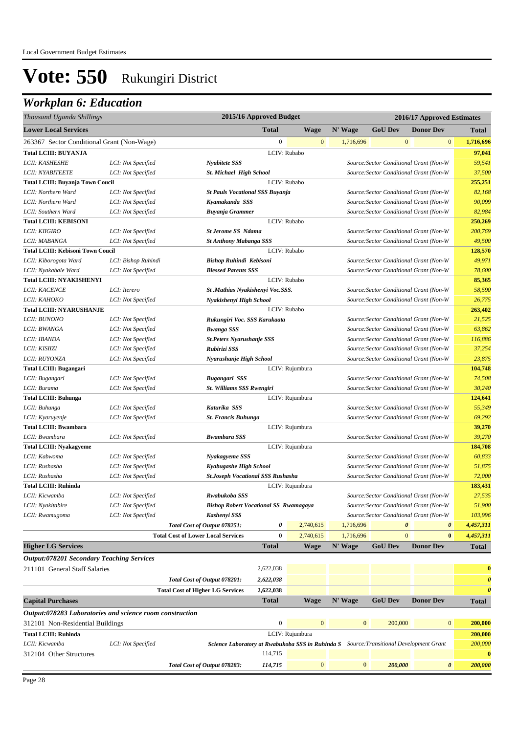Local Government Budget Estimates

# Vote: 550 Rukungiri District

## *Workplan 6: Education*

| *Thousand Uganda Shillings* | | | 2015/16 Approved Budget | | 2016/17 Approved Estimates | | | |
|---|---|---|---|---|---|---|---|---|
| **Lower Local Services** | | | **Total** | **Wage** | **N' Wage** | **GoU Dev** | **Donor Dev** | **Total** |
| 263367 Sector Conditional Grant (Non-Wage) | | | 0 | 0 | 1,716,696 | 0 | 0 | **1,716,696** |
| **Total LCIII: BUYANJA** | | | LCIV: Rubabo | | | | | **97,041** |
| *LCII: KASHESHE* | *LCI: Not Specified* | ***Nyabitete SSS*** | | | | *Source:Sector Conditional Grant (Non-W* | | *59,541* |
| *LCII: NYABITEETE* | *LCI: Not Specified* | ***St. Michael High School*** | | | | *Source:Sector Conditional Grant (Non-W* | | *37,500* |
| **Total LCIII: Buyanja Town Coucil** | | | LCIV: Rubabo | | | | | **255,251** |
| *LCII: Northern Ward* | *LCI: Not Specified* | ***St Pauls Vocational SSS Buyanja*** | | | | *Source:Sector Conditional Grant (Non-W* | | *82,168* |
| *LCII: Northern Ward* | *LCI: Not Specified* | ***Kyamakanda SSS*** | | | | *Source:Sector Conditional Grant (Non-W* | | *90,099* |
| *LCII: Southern Ward* | *LCI: Not Specified* | ***Buyanja Grammer*** | | | | *Source:Sector Conditional Grant (Non-W* | | *82,984* |
| **Total LCIII: KEBISONI** | | | LCIV: Rubabo | | | | | **250,269** |
| *LCII: KIIGIRO* | *LCI: Not Specified* | ***St Jerome SS Ndama*** | | | | *Source:Sector Conditional Grant (Non-W* | | *200,769* |
| *LCII: MABANGA* | *LCI: Not Specified* | ***St Anthony Mabanga SSS*** | | | | *Source:Sector Conditional Grant (Non-W* | | *49,500* |
| **Total LCIII: Kebisoni Town Coucil** | | | LCIV: Rubabo | | | | | **128,570** |
| *LCII: Kiborogota Ward* | *LCI: Bishop Ruhindi* | ***Bishop Ruhindi Kebisoni*** | | | | *Source:Sector Conditional Grant (Non-W* | | *49,971* |
| *LCII: Nyakabale Ward* | *LCI: Not Specified* | ***Blessed Parents SSS*** | | | | *Source:Sector Conditional Grant (Non-W* | | *78,600* |
| **Total LCIII: NYAKISHENYI** | | | LCIV: Rubabo | | | | | **85,365** |
| *LCII: KACENCE* | *LCI: Iterero* | ***St .Mathias Nyakishenyi Voc.SSS.*** | | | | *Source:Sector Conditional Grant (Non-W* | | *58,590* |
| *LCII: KAHOKO* | *LCI: Not Specified* | ***Nyakishenyi High School*** | | | | *Source:Sector Conditional Grant (Non-W* | | *26,775* |
| **Total LCIII: NYARUSHANJE** | | | LCIV: Rubabo | | | | | **263,402** |
| *LCII: BUNONO* | *LCI: Not Specified* | ***Rukungiri Voc. SSS Karukaata*** | | | | *Source:Sector Conditional Grant (Non-W* | | *21,525* |
| *LCII: BWANGA* | *LCI: Not Specified* | ***Bwanga SSS*** | | | | *Source:Sector Conditional Grant (Non-W* | | *63,862* |
| *LCII: IBANDA* | *LCI: Not Specified* | ***St.Peters Nyarushanje SSS*** | | | | *Source:Sector Conditional Grant (Non-W* | | *116,886* |
| *LCII: KISIIZI* | *LCI: Not Specified* | ***Rubirizi SSS*** | | | | *Source:Sector Conditional Grant (Non-W* | | *37,254* |
| *LCII: RUYONZA* | *LCI: Not Specified* | ***Nyarushanje High School*** | | | | *Source:Sector Conditional Grant (Non-W* | | *23,875* |
| **Total LCIII: Bugangari** | | | LCIV: Rujumbura | | | | | **104,748** |
| *LCII: Bugangari* | *LCI: Not Specified* | ***Bugangari SSS*** | | | | *Source:Sector Conditional Grant (Non-W* | | *74,508* |
| *LCII: Burama* | *LCI: Not Specified* | ***St. Williams SSS Rwengiri*** | | | | *Source:Sector Conditional Grant (Non-W* | | *30,240* |
| **Total LCIII: Buhunga** | | | LCIV: Rujumbura | | | | | **124,641** |
| *LCII: Buhunga* | *LCI: Not Specified* | ***Katurika SSS*** | | | | *Source:Sector Conditional Grant (Non-W* | | *55,349* |
| *LCII: Kyaruyenje* | *LCI: Not Specified* | ***St. Francis Buhunga*** | | | | *Source:Sector Conditional Grant (Non-W* | | *69,292* |
| **Total LCIII: Bwambara** | | | LCIV: Rujumbura | | | | | **39,270** |
| *LCII: Bwambara* | *LCI: Not Specified* | ***Bwambara SSS*** | | | | *Source:Sector Conditional Grant (Non-W* | | *39,270* |
| **Total LCIII: Nyakagyeme** | | | LCIV: Rujumbura | | | | | **184,708** |
| *LCII: Kabwoma* | *LCI: Not Specified* | ***Nyakagyeme SSS*** | | | | *Source:Sector Conditional Grant (Non-W* | | *60,833* |
| *LCII: Rushasha* | *LCI: Not Specified* | ***Kyabugashe High School*** | | | | *Source:Sector Conditional Grant (Non-W* | | *51,875* |
| *LCII: Rushasha* | *LCI: Not Specified* | ***St.Joseph Vocational SSS Rushasha*** | | | | *Source:Sector Conditional Grant (Non-W* | | *72,000* |
| **Total LCIII: Ruhinda** | | | LCIV: Rujumbura | | | | | **183,431** |
| *LCII: Kicwamba* | *LCI: Not Specified* | ***Rwabukoba SSS*** | | | | *Source:Sector Conditional Grant (Non-W* | | *27,535* |
| *LCII: Nyakitabire* | *LCI: Not Specified* | ***Bishop Robert Vocational SS Rwamagaya*** | | | | *Source:Sector Conditional Grant (Non-W* | | *51,900* |
| *LCII: Rwamugoma* | *LCI: Not Specified* | ***Kashenyi SSS*** | | | | *Source:Sector Conditional Grant (Non-W* | | *103,996* |
| | | *Total Cost of Output 078251:* | *0* | 2,740,615 | 1,716,696 | *0* | *0* | *4,457,311* |
| | | **Total Cost of Lower Local Services** | **0** | 2,740,615 | 1,716,696 | 0 | **0** | *4,457,311* |
| **Higher LG Services** | | | **Total** | **Wage** | **N' Wage** | **GoU Dev** | **Donor Dev** | **Total** |
| ***Output:078201 Secondary Teaching Services*** | | | | | | | | |
| 211101 General Staff Salaries | | | 2,622,038 | | | | | **0** |
| | | *Total Cost of Output 078201:* | *2,622,038* | | | | | *0* |
| | | **Total Cost of Higher LG Services** | **2,622,038** | | | | | *0* |
| **Capital Purchases** | | | **Total** | **Wage** | **N' Wage** | **GoU Dev** | **Donor Dev** | **Total** |
| ***Output:078283 Laboratories and science room construction*** | | | | | | | | |
| 312101 Non-Residential Buildings | | | 0 | 0 | 0 | 200,000 | 0 | **200,000** |
| **Total LCIII: Ruhinda** | | | LCIV: Rujumbura | | | | | **200,000** |
| *LCII: Kicwamba* | *LCI: Not Specified* | ***Science Laboratory at Rwabukoba SSS in Ruhinda S*** | | | | *Source:Transitional Development Grant* | | *200,000* |
| 312104 Other Structures | | | 114,715 | | | | | **0** |
| | | *Total Cost of Output 078283:* | *114,715* | 0 | 0 | *200,000* | *0* | *200,000* |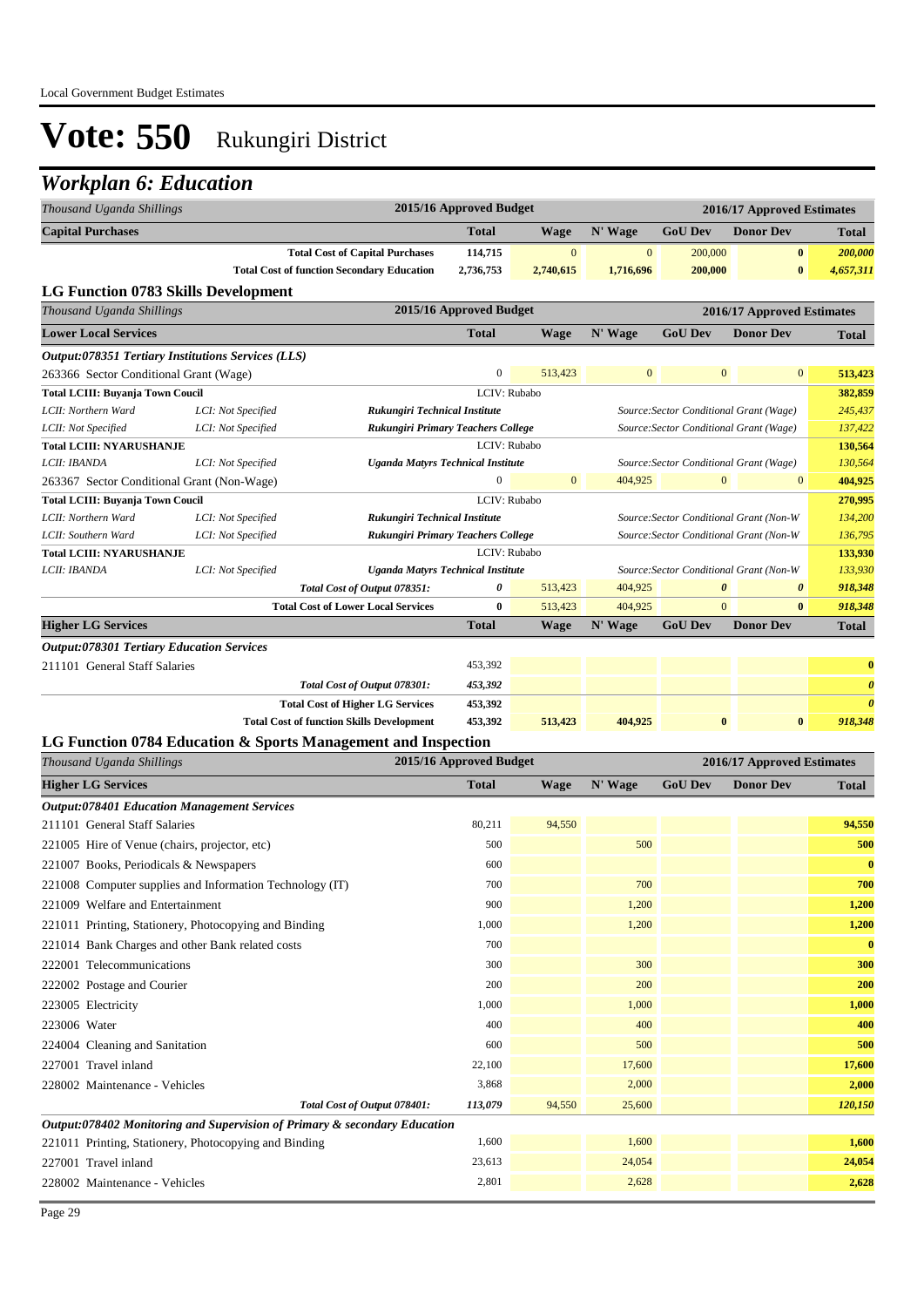# Vote: 550 Rukungiri District

## Workplan 6: Education

| Thousand Uganda Shillings | | | 2015/16 Approved Budget | 2016/17 Approved Estimates | | | | |
|---|---|---|---|---|---|---|---|---|
| **Capital Purchases** | | | **Total** | **Wage** | **N' Wage** | **GoU Dev** | **Donor Dev** | **Total** |
| | | **Total Cost of Capital Purchases** | 114,715 | 0 | 0 | 200,000 | 0 | 200,000 |
| | | **Total Cost of function Secondary Education** | 2,736,753 | 2,740,615 | 1,716,696 | 200,000 | 0 | 4,657,311 |

### LG Function 0783 Skills Development

| Thousand Uganda Shillings | | | 2015/16 Approved Budget | 2016/17 Approved Estimates | | | | |
|---|---|---|---|---|---|---|---|---|
| **Lower Local Services** | | | **Total** | **Wage** | **N' Wage** | **GoU Dev** | **Donor Dev** | **Total** |
| ***Output:078351 Tertiary Institutions Services (LLS)*** | | | | | | | | |
| 263366 Sector Conditional Grant (Wage) | | | 0 | 513,423 | 0 | 0 | 0 | 513,423 |
| **Total LCIII: Buyanja Town Coucil** | | | LCIV: Rubabo | | | | | 382,859 |
| *LCII: Northern Ward* | *LCI: Not Specified* | *Rukungiri Technical Institute* | | | *Source:Sector Conditional Grant (Wage)* | | | 245,437 |
| *LCII: Not Specified* | *LCI: Not Specified* | *Rukungiri Primary Teachers College* | | | *Source:Sector Conditional Grant (Wage)* | | | 137,422 |
| **Total LCIII: NYARUSHANJE** | | | LCIV: Rubabo | | | | | 130,564 |
| *LCII: IBANDA* | *LCI: Not Specified* | *Uganda Matyrs Technical Institute* | | | *Source:Sector Conditional Grant (Wage)* | | | 130,564 |
| 263367 Sector Conditional Grant (Non-Wage) | | | 0 | 0 | 404,925 | 0 | 0 | 404,925 |
| **Total LCIII: Buyanja Town Coucil** | | | LCIV: Rubabo | | | | | 270,995 |
| *LCII: Northern Ward* | *LCI: Not Specified* | *Rukungiri Technical Institute* | | | *Source:Sector Conditional Grant (Non-W* | | | 134,200 |
| *LCII: Southern Ward* | *LCI: Not Specified* | *Rukungiri Primary Teachers College* | | | *Source:Sector Conditional Grant (Non-W* | | | 136,795 |
| **Total LCIII: NYARUSHANJE** | | | LCIV: Rubabo | | | | | 133,930 |
| *LCII: IBANDA* | *LCI: Not Specified* | *Uganda Matyrs Technical Institute* | | | *Source:Sector Conditional Grant (Non-W* | | | 133,930 |
| | | *Total Cost of Output 078351:* | 0 | 513,423 | 404,925 | 0 | 0 | 918,348 |
| | | **Total Cost of Lower Local Services** | 0 | 513,423 | 404,925 | 0 | 0 | 918,348 |
| **Higher LG Services** | | | **Total** | **Wage** | **N' Wage** | **GoU Dev** | **Donor Dev** | **Total** |
| ***Output:078301 Tertiary Education Services*** | | | | | | | | |
| 211101 General Staff Salaries | | | 453,392 | | | | | 0 |
| | | *Total Cost of Output 078301:* | 453,392 | | | | | 0 |
| | | **Total Cost of Higher LG Services** | 453,392 | | | | | 0 |
| | | **Total Cost of function Skills Development** | 453,392 | 513,423 | 404,925 | 0 | 0 | 918,348 |

### LG Function 0784 Education & Sports Management and Inspection

| Thousand Uganda Shillings | 2015/16 Approved Budget | 2016/17 Approved Estimates | | | | |
|---|---|---|---|---|---|---|
| **Higher LG Services** | **Total** | **Wage** | **N' Wage** | **GoU Dev** | **Donor Dev** | **Total** |
| ***Output:078401 Education Management Services*** | | | | | | |
| 211101 General Staff Salaries | 80,211 | 94,550 | | | | 94,550 |
| 221005 Hire of Venue (chairs, projector, etc) | 500 | | 500 | | | 500 |
| 221007 Books, Periodicals & Newspapers | 600 | | | | | 0 |
| 221008 Computer supplies and Information Technology (IT) | 700 | | 700 | | | 700 |
| 221009 Welfare and Entertainment | 900 | | 1,200 | | | 1,200 |
| 221011 Printing, Stationery, Photocopying and Binding | 1,000 | | 1,200 | | | 1,200 |
| 221014 Bank Charges and other Bank related costs | 700 | | | | | 0 |
| 222001 Telecommunications | 300 | | 300 | | | 300 |
| 222002 Postage and Courier | 200 | | 200 | | | 200 |
| 223005 Electricity | 1,000 | | 1,000 | | | 1,000 |
| 223006 Water | 400 | | 400 | | | 400 |
| 224004 Cleaning and Sanitation | 600 | | 500 | | | 500 |
| 227001 Travel inland | 22,100 | | 17,600 | | | 17,600 |
| 228002 Maintenance - Vehicles | 3,868 | | 2,000 | | | 2,000 |
| *Total Cost of Output 078401:* | 113,079 | 94,550 | 25,600 | | | 120,150 |
| ***Output:078402 Monitoring and Supervision of Primary & secondary Education*** | | | | | | |
| 221011 Printing, Stationery, Photocopying and Binding | 1,600 | | 1,600 | | | 1,600 |
| 227001 Travel inland | 23,613 | | 24,054 | | | 24,054 |
| 228002 Maintenance - Vehicles | 2,801 | | 2,628 | | | 2,628 |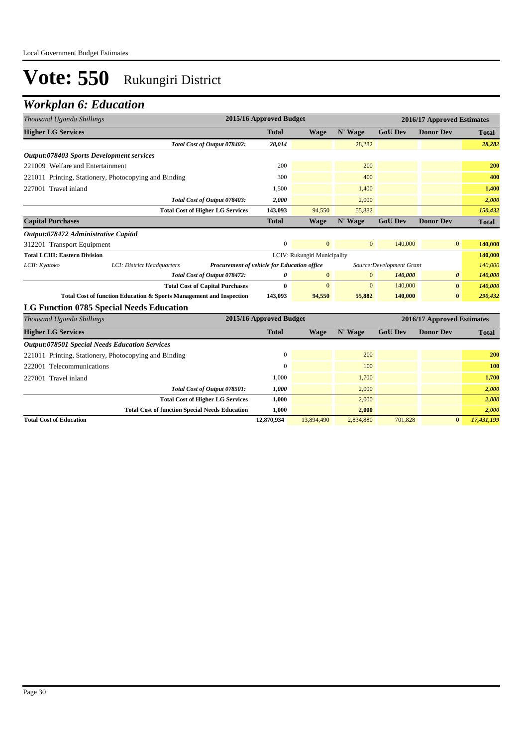Local Government Budget Estimates

# Vote: 550 Rukungiri District

## Workplan 6: Education

| Thousand Uganda Shillings | 2015/16 Approved Budget | 2016/17 Approved Estimates | | | | |
|---|---|---|---|---|---|---|
| **Higher LG Services** | **Total** | **Wage** | **N' Wage** | **GoU Dev** | **Donor Dev** | **Total** |
| *Total Cost of Output 078402:* | *28,014* | | 28,282 | | | *28,282* |
| ***Output:078403 Sports Development services*** | | | | | | |
| 221009 Welfare and Entertainment | 200 | | 200 | | | **200** |
| 221011 Printing, Stationery, Photocopying and Binding | 300 | | 400 | | | **400** |
| 227001 Travel inland | 1,500 | | 1,400 | | | **1,400** |
| *Total Cost of Output 078403:* | *2,000* | | 2,000 | | | *2,000* |
| **Total Cost of Higher LG Services** | **143,093** | 94,550 | 55,882 | | | *150,432* |
| **Capital Purchases** | **Total** | **Wage** | **N' Wage** | **GoU Dev** | **Donor Dev** | **Total** |
| ***Output:078472 Administrative Capital*** | | | | | | |
| 312201 Transport Equipment | 0 | 0 | 0 | 140,000 | 0 | **140,000** |
| **Total LCIII: Eastern Division** | | LCIV: Rukungiri Municipality | | | | **140,000** |
| *LCII: Kyatoko* — *LCI: District Headquarters* — ***Procurement of vehicle for Education office*** | | | | *Source:Development Grant* | | *140,000* |
| *Total Cost of Output 078472:* | *0* | 0 | 0 | *140,000* | *0* | *140,000* |
| **Total Cost of Capital Purchases** | **0** | 0 | 0 | 140,000 | **0** | *140,000* |
| **Total Cost of function Education & Sports Management and Inspection** | **143,093** | **94,550** | **55,882** | **140,000** | **0** | *290,432* |

### LG Function 0785 Special Needs Education

| Thousand Uganda Shillings | 2015/16 Approved Budget | 2016/17 Approved Estimates | | | | |
|---|---|---|---|---|---|---|
| **Higher LG Services** | **Total** | **Wage** | **N' Wage** | **GoU Dev** | **Donor Dev** | **Total** |
| ***Output:078501 Special Needs Education Services*** | | | | | | |
| 221011 Printing, Stationery, Photocopying and Binding | 0 | | 200 | | | **200** |
| 222001 Telecommunications | 0 | | 100 | | | **100** |
| 227001 Travel inland | 1,000 | | 1,700 | | | **1,700** |
| *Total Cost of Output 078501:* | *1,000* | | 2,000 | | | *2,000* |
| **Total Cost of Higher LG Services** | **1,000** | | 2,000 | | | *2,000* |
| **Total Cost of function Special Needs Education** | **1,000** | | **2,000** | | | *2,000* |
| **Total Cost of Education** | **12,870,934** | 13,894,490 | 2,834,880 | 701,828 | **0** | *17,431,199* |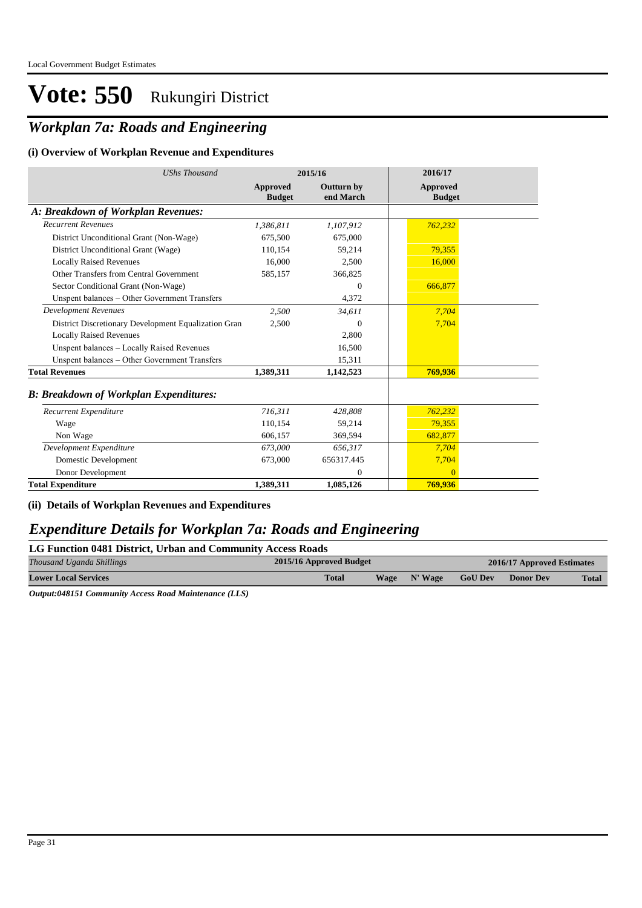# Vote: 550 Rukungiri District

## *Workplan 7a: Roads and Engineering*

### (i) Overview of Workplan Revenue and Expenditures

| *UShs Thousand* | 2015/16 | | 2016/17 |
|---|---|---|---|
| | **Approved Budget** | **Outturn by end March** | **Approved Budget** |
| ***A: Breakdown of Workplan Revenues:*** | | | |
| *Recurrent Revenues* | *1,386,811* | *1,107,912* | *762,232* |
| District Unconditional Grant (Non-Wage) | 675,500 | 675,000 | |
| District Unconditional Grant (Wage) | 110,154 | 59,214 | 79,355 |
| Locally Raised Revenues | 16,000 | 2,500 | 16,000 |
| Other Transfers from Central Government | 585,157 | 366,825 | |
| Sector Conditional Grant (Non-Wage) | | 0 | 666,877 |
| Unspent balances – Other Government Transfers | | 4,372 | |
| *Development Revenues* | *2,500* | *34,611* | *7,704* |
| District Discretionary Development Equalization Gran | 2,500 | 0 | 7,704 |
| Locally Raised Revenues | | 2,800 | |
| Unspent balances – Locally Raised Revenues | | 16,500 | |
| Unspent balances – Other Government Transfers | | 15,311 | |
| **Total Revenues** | **1,389,311** | **1,142,523** | **769,936** |
| ***B: Breakdown of Workplan Expenditures:*** | | | |
| *Recurrent Expenditure* | *716,311* | *428,808* | *762,232* |
| Wage | 110,154 | 59,214 | 79,355 |
| Non Wage | 606,157 | 369,594 | 682,877 |
| *Development Expenditure* | *673,000* | *656,317* | *7,704* |
| Domestic Development | 673,000 | 656317.445 | 7,704 |
| Donor Development | | 0 | 0 |
| **Total Expenditure** | **1,389,311** | **1,085,126** | **769,936** |

### (ii) Details of Workplan Revenues and Expenditures

## *Expenditure Details for Workplan 7a: Roads and Engineering*

### LG Function 0481 District, Urban and Community Access Roads

| *Thousand Uganda Shillings* | 2015/16 Approved Budget | 2016/17 Approved Estimates | | | | |
|---|---|---|---|---|---|---|
| **Lower Local Services** | **Total** | **Wage** | **N' Wage** | **GoU Dev** | **Donor Dev** | **Total** |

***Output:048151 Community Access Road Maintenance (LLS)***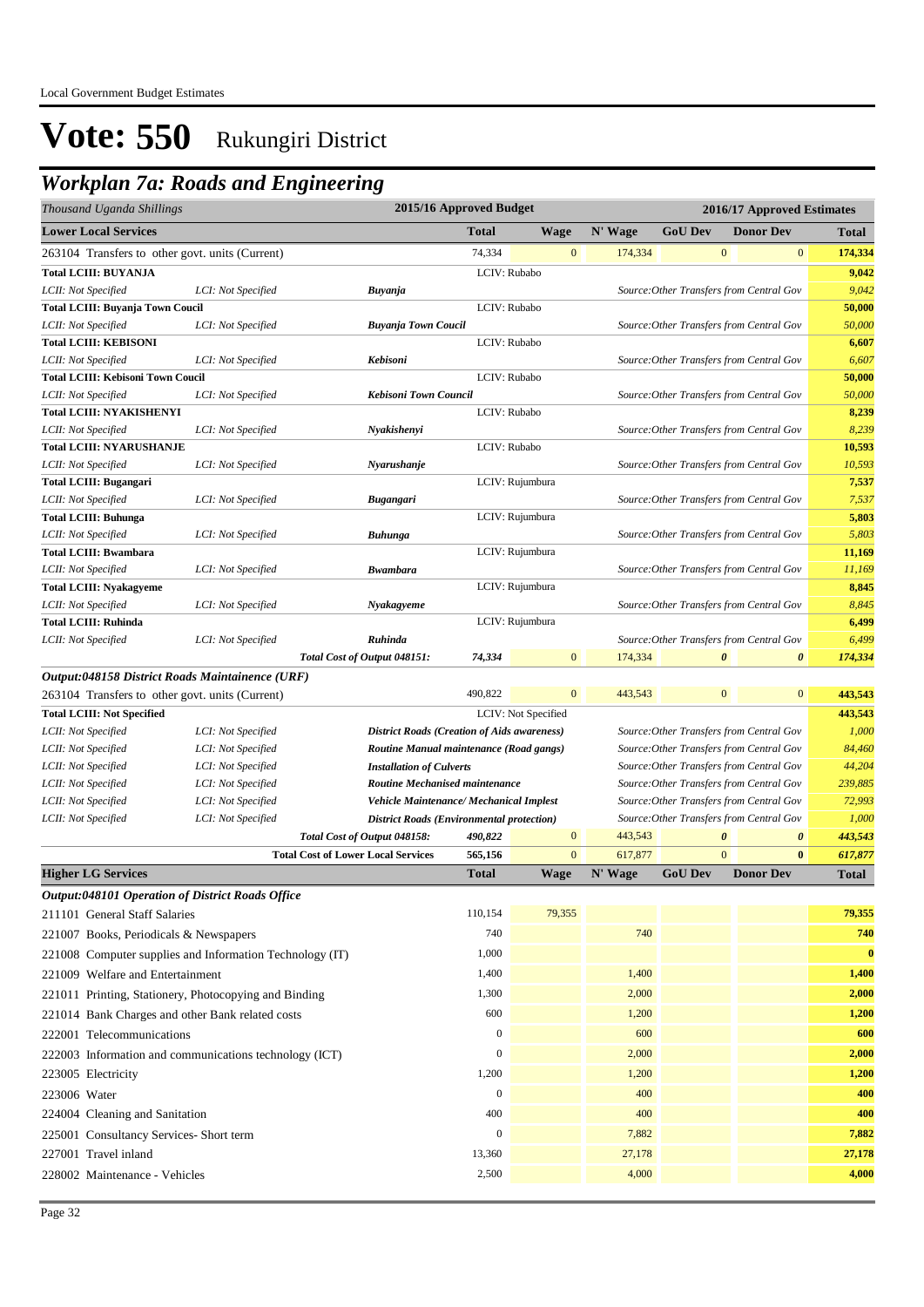Local Government Budget Estimates

# Vote: 550 Rukungiri District

## Workplan 7a: Roads and Engineering

| Thousand Uganda Shillings | | | 2015/16 Approved Budget | 2016/17 Approved Estimates | | | | |
|---|---|---|---|---|---|---|---|---|
| **Lower Local Services** | | | **Total** | **Wage** | **N' Wage** | **GoU Dev** | **Donor Dev** | **Total** |
| 263104 Transfers to other govt. units (Current) | | | 74,334 | 0 | 174,334 | 0 | 0 | **174,334** |
| **Total LCIII: BUYANJA** | | | LCIV: Rubabo | | | | | **9,042** |
| *LCII: Not Specified* | *LCI: Not Specified* | ***Buyanja*** | | | *Source:Other Transfers from Central Gov* | | | *9,042* |
| **Total LCIII: Buyanja Town Coucil** | | | LCIV: Rubabo | | | | | **50,000** |
| *LCII: Not Specified* | *LCI: Not Specified* | ***Buyanja Town Coucil*** | | | *Source:Other Transfers from Central Gov* | | | *50,000* |
| **Total LCIII: KEBISONI** | | | LCIV: Rubabo | | | | | **6,607** |
| *LCII: Not Specified* | *LCI: Not Specified* | ***Kebisoni*** | | | *Source:Other Transfers from Central Gov* | | | *6,607* |
| **Total LCIII: Kebisoni Town Coucil** | | | LCIV: Rubabo | | | | | **50,000** |
| *LCII: Not Specified* | *LCI: Not Specified* | ***Kebisoni Town Council*** | | | *Source:Other Transfers from Central Gov* | | | *50,000* |
| **Total LCIII: NYAKISHENYI** | | | LCIV: Rubabo | | | | | **8,239** |
| *LCII: Not Specified* | *LCI: Not Specified* | ***Nyakishenyi*** | | | *Source:Other Transfers from Central Gov* | | | *8,239* |
| **Total LCIII: NYARUSHANJE** | | | LCIV: Rubabo | | | | | **10,593** |
| *LCII: Not Specified* | *LCI: Not Specified* | ***Nyarushanje*** | | | *Source:Other Transfers from Central Gov* | | | *10,593* |
| **Total LCIII: Bugangari** | | | LCIV: Rujumbura | | | | | **7,537** |
| *LCII: Not Specified* | *LCI: Not Specified* | ***Bugangari*** | | | *Source:Other Transfers from Central Gov* | | | *7,537* |
| **Total LCIII: Buhunga** | | | LCIV: Rujumbura | | | | | **5,803** |
| *LCII: Not Specified* | *LCI: Not Specified* | ***Buhunga*** | | | *Source:Other Transfers from Central Gov* | | | *5,803* |
| **Total LCIII: Bwambara** | | | LCIV: Rujumbura | | | | | **11,169** |
| *LCII: Not Specified* | *LCI: Not Specified* | ***Bwambara*** | | | *Source:Other Transfers from Central Gov* | | | *11,169* |
| **Total LCIII: Nyakagyeme** | | | LCIV: Rujumbura | | | | | **8,845** |
| *LCII: Not Specified* | *LCI: Not Specified* | ***Nyakagyeme*** | | | *Source:Other Transfers from Central Gov* | | | *8,845* |
| **Total LCIII: Ruhinda** | | | LCIV: Rujumbura | | | | | **6,499** |
| *LCII: Not Specified* | *LCI: Not Specified* | ***Ruhinda*** | | | *Source:Other Transfers from Central Gov* | | | *6,499* |
| | | ***Total Cost of Output 048151:*** | ***74,334*** | 0 | 174,334 | ***0*** | ***0*** | ***174,334*** |
| ***Output:048158 District Roads Maintainence (URF)*** | | | | | | | | |
| 263104 Transfers to other govt. units (Current) | | | 490,822 | 0 | 443,543 | 0 | 0 | **443,543** |
| **Total LCIII: Not Specified** | | | LCIV: Not Specified | | | | | **443,543** |
| *LCII: Not Specified* | *LCI: Not Specified* | ***District Roads (Creation of Aids awareness)*** | | | *Source:Other Transfers from Central Gov* | | | *1,000* |
| *LCII: Not Specified* | *LCI: Not Specified* | ***Routine Manual maintenance (Road gangs)*** | | | *Source:Other Transfers from Central Gov* | | | *84,460* |
| *LCII: Not Specified* | *LCI: Not Specified* | ***Installation of Culverts*** | | | *Source:Other Transfers from Central Gov* | | | *44,204* |
| *LCII: Not Specified* | *LCI: Not Specified* | ***Routine Mechanised maintenance*** | | | *Source:Other Transfers from Central Gov* | | | *239,885* |
| *LCII: Not Specified* | *LCI: Not Specified* | ***Vehicle Maintenance/ Mechanical Implest*** | | | *Source:Other Transfers from Central Gov* | | | *72,993* |
| *LCII: Not Specified* | *LCI: Not Specified* | ***District Roads (Environmental protection)*** | | | *Source:Other Transfers from Central Gov* | | | *1,000* |
| | | ***Total Cost of Output 048158:*** | ***490,822*** | 0 | 443,543 | ***0*** | ***0*** | ***443,543*** |
| | | **Total Cost of Lower Local Services** | **565,156** | 0 | 617,877 | 0 | **0** | ***617,877*** |
| **Higher LG Services** | | | **Total** | **Wage** | **N' Wage** | **GoU Dev** | **Donor Dev** | **Total** |
| ***Output:048101 Operation of District Roads Office*** | | | | | | | | |
| 211101 General Staff Salaries | | | 110,154 | 79,355 | | | | **79,355** |
| 221007 Books, Periodicals & Newspapers | | | 740 | | 740 | | | **740** |
| 221008 Computer supplies and Information Technology (IT) | | | 1,000 | | | | | **0** |
| 221009 Welfare and Entertainment | | | 1,400 | | 1,400 | | | **1,400** |
| 221011 Printing, Stationery, Photocopying and Binding | | | 1,300 | | 2,000 | | | **2,000** |
| 221014 Bank Charges and other Bank related costs | | | 600 | | 1,200 | | | **1,200** |
| 222001 Telecommunications | | | 0 | | 600 | | | **600** |
| 222003 Information and communications technology (ICT) | | | 0 | | 2,000 | | | **2,000** |
| 223005 Electricity | | | 1,200 | | 1,200 | | | **1,200** |
| 223006 Water | | | 0 | | 400 | | | **400** |
| 224004 Cleaning and Sanitation | | | 400 | | 400 | | | **400** |
| 225001 Consultancy Services- Short term | | | 0 | | 7,882 | | | **7,882** |
| 227001 Travel inland | | | 13,360 | | 27,178 | | | **27,178** |
| 228002 Maintenance - Vehicles | | | 2,500 | | 4,000 | | | **4,000** |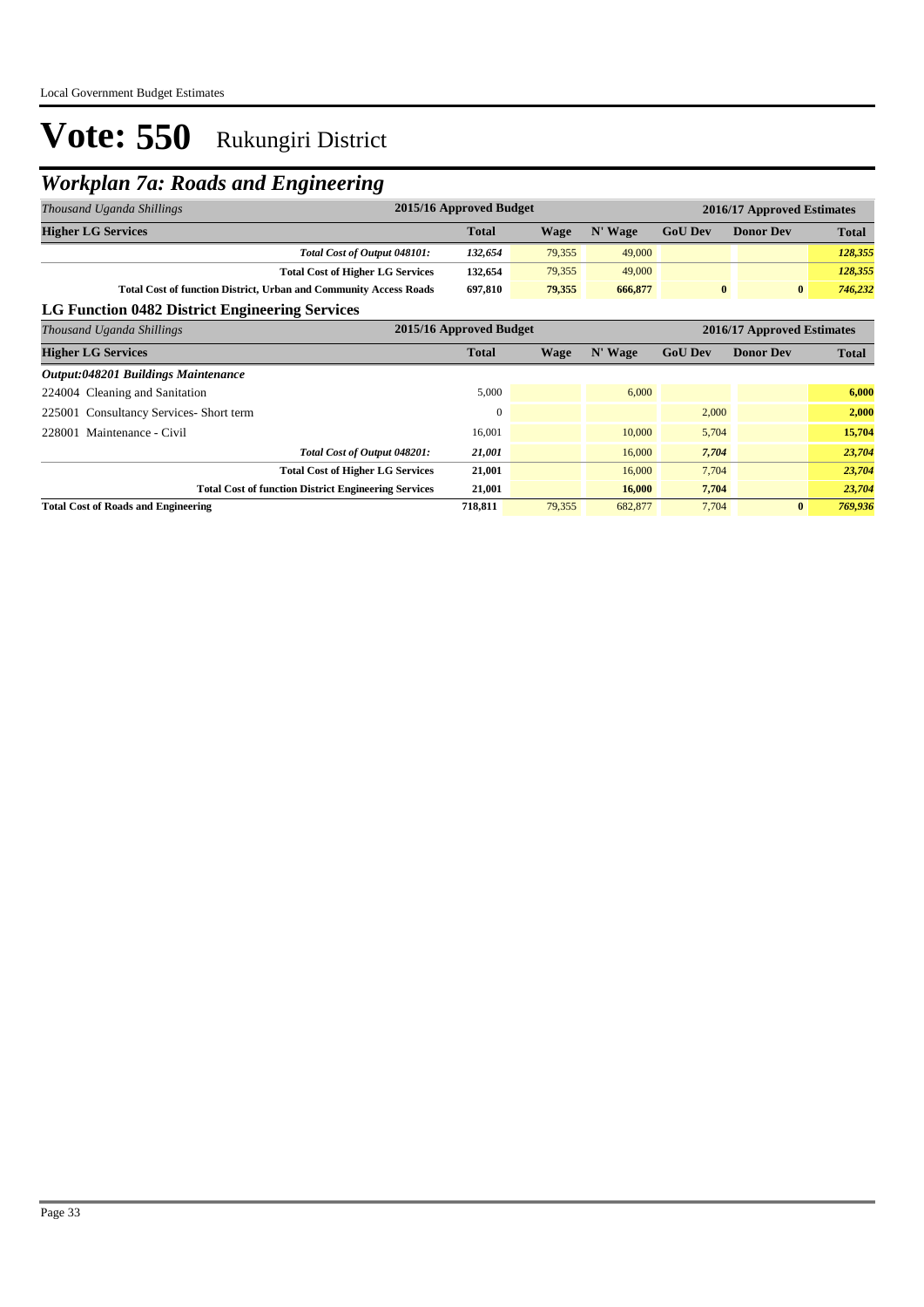# Vote: 550 Rukungiri District

## Workplan 7a: Roads and Engineering

| *Thousand Uganda Shillings* | 2015/16 Approved Budget | 2016/17 Approved Estimates | | | | |
|---|---|---|---|---|---|---|
| **Higher LG Services** | **Total** | **Wage** | **N' Wage** | **GoU Dev** | **Donor Dev** | **Total** |
| ***Total Cost of Output 048101:*** | ***132,654*** | 79,355 | 49,000 | | | ***128,355*** |
| **Total Cost of Higher LG Services** | **132,654** | 79,355 | 49,000 | | | ***128,355*** |
| **Total Cost of function District, Urban and Community Access Roads** | **697,810** | **79,355** | **666,877** | **0** | **0** | ***746,232*** |

### LG Function 0482 District Engineering Services

| *Thousand Uganda Shillings* | 2015/16 Approved Budget | 2016/17 Approved Estimates | | | | |
|---|---|---|---|---|---|---|
| **Higher LG Services** | **Total** | **Wage** | **N' Wage** | **GoU Dev** | **Donor Dev** | **Total** |
| ***Output:048201 Buildings Maintenance*** | | | | | | |
| 224004 Cleaning and Sanitation | 5,000 | | 6,000 | | | **6,000** |
| 225001 Consultancy Services- Short term | 0 | | | 2,000 | | **2,000** |
| 228001 Maintenance - Civil | 16,001 | | 10,000 | 5,704 | | **15,704** |
| ***Total Cost of Output 048201:*** | ***21,001*** | | 16,000 | ***7,704*** | | ***23,704*** |
| **Total Cost of Higher LG Services** | **21,001** | | 16,000 | 7,704 | | ***23,704*** |
| **Total Cost of function District Engineering Services** | **21,001** | | **16,000** | **7,704** | | ***23,704*** |
| **Total Cost of Roads and Engineering** | **718,811** | 79,355 | 682,877 | 7,704 | **0** | ***769,936*** |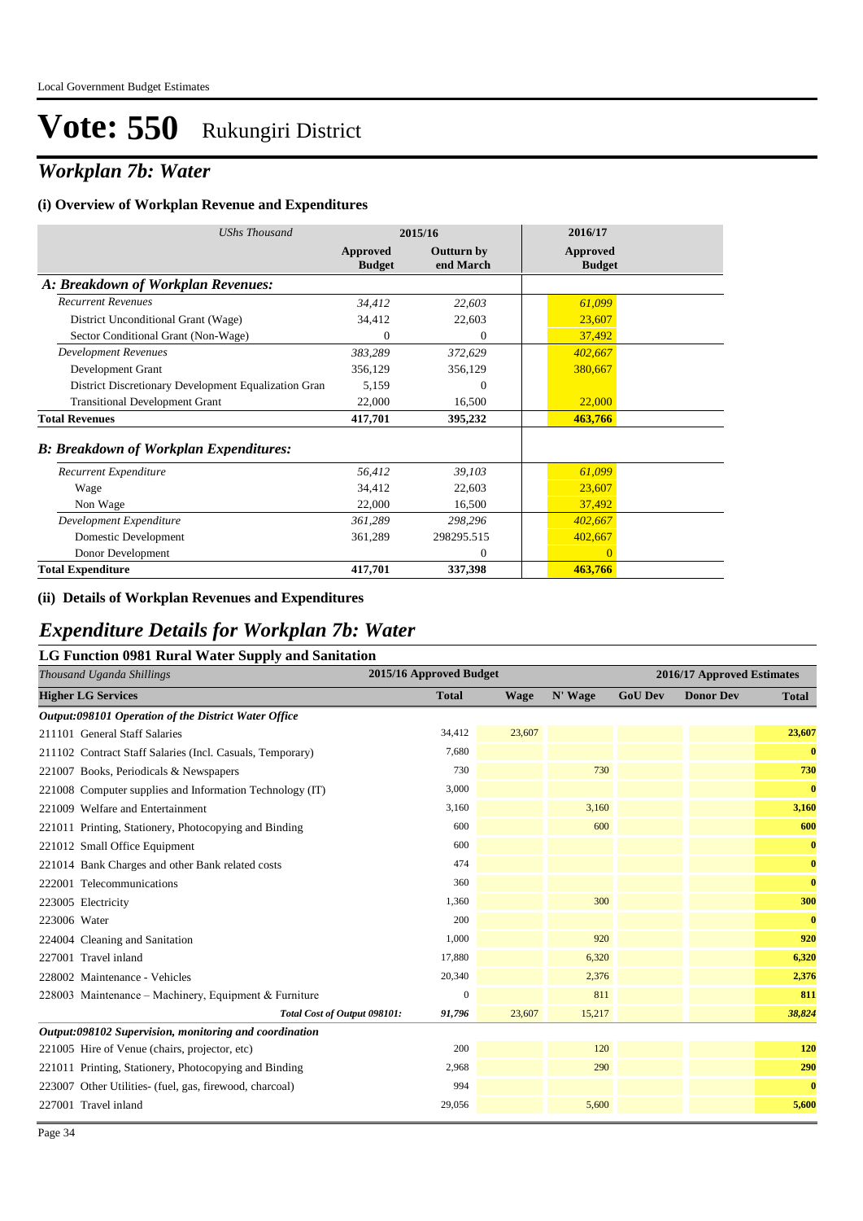Local Government Budget Estimates

# Vote: 550 Rukungiri District

## *Workplan 7b: Water*

### (i) Overview of Workplan Revenue and Expenditures

| *UShs Thousand* | 2015/16 | | 2016/17 |
|---|---|---|---|
| | **Approved Budget** | **Outturn by end March** | **Approved Budget** |
| ***A: Breakdown of Workplan Revenues:*** | | | |
| *Recurrent Revenues* | *34,412* | *22,603* | *61,099* |
| District Unconditional Grant (Wage) | 34,412 | 22,603 | 23,607 |
| Sector Conditional Grant (Non-Wage) | 0 | 0 | 37,492 |
| *Development Revenues* | *383,289* | *372,629* | *402,667* |
| Development Grant | 356,129 | 356,129 | 380,667 |
| District Discretionary Development Equalization Gran | 5,159 | 0 | |
| Transitional Development Grant | 22,000 | 16,500 | 22,000 |
| **Total Revenues** | **417,701** | **395,232** | **463,766** |
| ***B: Breakdown of Workplan Expenditures:*** | | | |
| *Recurrent Expenditure* | *56,412* | *39,103* | *61,099* |
| Wage | 34,412 | 22,603 | 23,607 |
| Non Wage | 22,000 | 16,500 | 37,492 |
| *Development Expenditure* | *361,289* | *298,296* | *402,667* |
| Domestic Development | 361,289 | 298295.515 | 402,667 |
| Donor Development | | 0 | 0 |
| **Total Expenditure** | **417,701** | **337,398** | **463,766** |

### (ii) Details of Workplan Revenues and Expenditures

## *Expenditure Details for Workplan 7b: Water*

### LG Function 0981 Rural Water Supply and Sanitation

| *Thousand Uganda Shillings* | 2015/16 Approved Budget | 2016/17 Approved Estimates | | | | |
|---|---|---|---|---|---|---|
| **Higher LG Services** | **Total** | **Wage** | **N' Wage** | **GoU Dev** | **Donor Dev** | **Total** |
| ***Output:098101 Operation of the District Water Office*** | | | | | | |
| 211101 General Staff Salaries | 34,412 | 23,607 | | | | **23,607** |
| 211102 Contract Staff Salaries (Incl. Casuals, Temporary) | 7,680 | | | | | **0** |
| 221007 Books, Periodicals & Newspapers | 730 | | 730 | | | **730** |
| 221008 Computer supplies and Information Technology (IT) | 3,000 | | | | | **0** |
| 221009 Welfare and Entertainment | 3,160 | | 3,160 | | | **3,160** |
| 221011 Printing, Stationery, Photocopying and Binding | 600 | | 600 | | | **600** |
| 221012 Small Office Equipment | 600 | | | | | **0** |
| 221014 Bank Charges and other Bank related costs | 474 | | | | | **0** |
| 222001 Telecommunications | 360 | | | | | **0** |
| 223005 Electricity | 1,360 | | 300 | | | **300** |
| 223006 Water | 200 | | | | | **0** |
| 224004 Cleaning and Sanitation | 1,000 | | 920 | | | **920** |
| 227001 Travel inland | 17,880 | | 6,320 | | | **6,320** |
| 228002 Maintenance - Vehicles | 20,340 | | 2,376 | | | **2,376** |
| 228003 Maintenance – Machinery, Equipment & Furniture | 0 | | 811 | | | **811** |
| ***Total Cost of Output 098101:*** | ***91,796*** | ***23,607*** | ***15,217*** | | | ***38,824*** |
| ***Output:098102 Supervision, monitoring and coordination*** | | | | | | |
| 221005 Hire of Venue (chairs, projector, etc) | 200 | | 120 | | | **120** |
| 221011 Printing, Stationery, Photocopying and Binding | 2,968 | | 290 | | | **290** |
| 223007 Other Utilities- (fuel, gas, firewood, charcoal) | 994 | | | | | **0** |
| 227001 Travel inland | 29,056 | | 5,600 | | | **5,600** |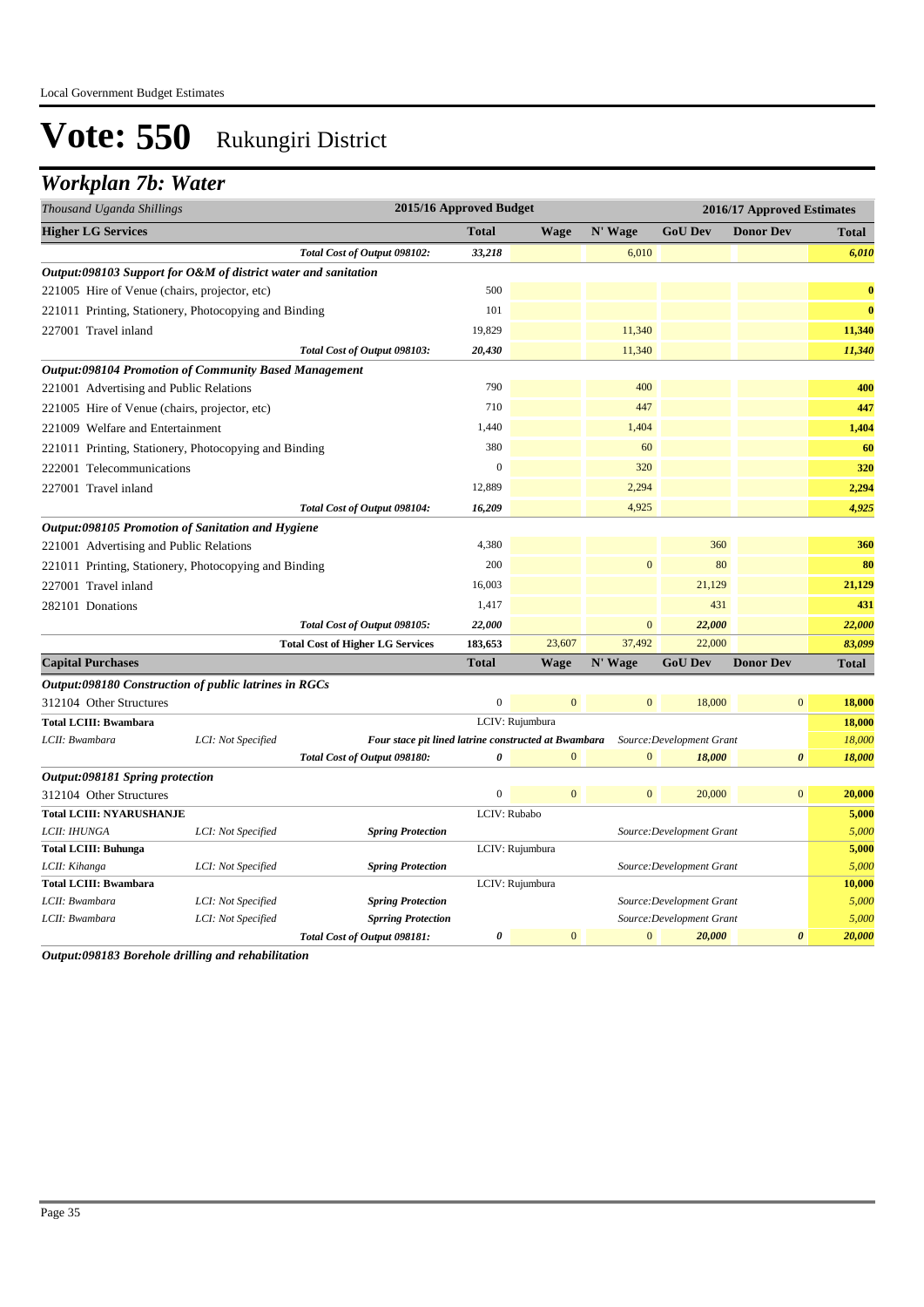# Vote: 550 Rukungiri District

## *Workplan 7b: Water*

| *Thousand Uganda Shillings* | | | 2015/16 Approved Budget | 2016/17 Approved Estimates | | | | |
|---|---|---|---|---|---|---|---|---|
| **Higher LG Services** | | | **Total** | **Wage** | **N' Wage** | **GoU Dev** | **Donor Dev** | **Total** |
| | | *Total Cost of Output 098102:* | *33,218* | | *6,010* | | | *6,010* |
| ***Output:098103 Support for O&M of district water and sanitation*** | | | | | | | | |
| 221005 Hire of Venue (chairs, projector, etc) | | | 500 | | | | | **0** |
| 221011 Printing, Stationery, Photocopying and Binding | | | 101 | | | | | **0** |
| 227001 Travel inland | | | 19,829 | | 11,340 | | | **11,340** |
| | | *Total Cost of Output 098103:* | *20,430* | | *11,340* | | | *11,340* |
| ***Output:098104 Promotion of Community Based Management*** | | | | | | | | |
| 221001 Advertising and Public Relations | | | 790 | | 400 | | | **400** |
| 221005 Hire of Venue (chairs, projector, etc) | | | 710 | | 447 | | | **447** |
| 221009 Welfare and Entertainment | | | 1,440 | | 1,404 | | | **1,404** |
| 221011 Printing, Stationery, Photocopying and Binding | | | 380 | | 60 | | | **60** |
| 222001 Telecommunications | | | 0 | | 320 | | | **320** |
| 227001 Travel inland | | | 12,889 | | 2,294 | | | **2,294** |
| | | *Total Cost of Output 098104:* | *16,209* | | *4,925* | | | *4,925* |
| ***Output:098105 Promotion of Sanitation and Hygiene*** | | | | | | | | |
| 221001 Advertising and Public Relations | | | 4,380 | | | 360 | | **360** |
| 221011 Printing, Stationery, Photocopying and Binding | | | 200 | | 0 | 80 | | **80** |
| 227001 Travel inland | | | 16,003 | | | 21,129 | | **21,129** |
| 282101 Donations | | | 1,417 | | | 431 | | **431** |
| | | *Total Cost of Output 098105:* | *22,000* | | *0* | *22,000* | | *22,000* |
| | | **Total Cost of Higher LG Services** | **183,653** | 23,607 | 37,492 | 22,000 | | **83,099** |
| **Capital Purchases** | | | **Total** | **Wage** | **N' Wage** | **GoU Dev** | **Donor Dev** | **Total** |
| ***Output:098180 Construction of public latrines in RGCs*** | | | | | | | | |
| 312104 Other Structures | | | 0 | 0 | 0 | 18,000 | 0 | **18,000** |
| **Total LCIII: Bwambara** | | | LCIV: Rujumbura | | | | | **18,000** |
| *LCII: Bwambara* | *LCI: Not Specified* | ***Four stace pit lined latrine constructed at Bwambara*** | | | | *Source:Development Grant* | | *18,000* |
| | | *Total Cost of Output 098180:* | *0* | *0* | *0* | *18,000* | *0* | *18,000* |
| ***Output:098181 Spring protection*** | | | | | | | | |
| 312104 Other Structures | | | 0 | 0 | 0 | 20,000 | 0 | **20,000** |
| **Total LCIII: NYARUSHANJE** | | | LCIV: Rubabo | | | | | **5,000** |
| *LCII: IHUNGA* | *LCI: Not Specified* | ***Spring Protection*** | | | | *Source:Development Grant* | | *5,000* |
| **Total LCIII: Buhunga** | | | LCIV: Rujumbura | | | | | **5,000** |
| *LCII: Kihanga* | *LCI: Not Specified* | ***Spring Protection*** | | | | *Source:Development Grant* | | *5,000* |
| **Total LCIII: Bwambara** | | | LCIV: Rujumbura | | | | | **10,000** |
| *LCII: Bwambara* | *LCI: Not Specified* | ***Spring Protection*** | | | | *Source:Development Grant* | | *5,000* |
| *LCII: Bwambara* | *LCI: Not Specified* | ***Sprring Protection*** | | | | *Source:Development Grant* | | *5,000* |
| | | *Total Cost of Output 098181:* | *0* | *0* | *0* | *20,000* | *0* | *20,000* |

***Output:098183 Borehole drilling and rehabilitation***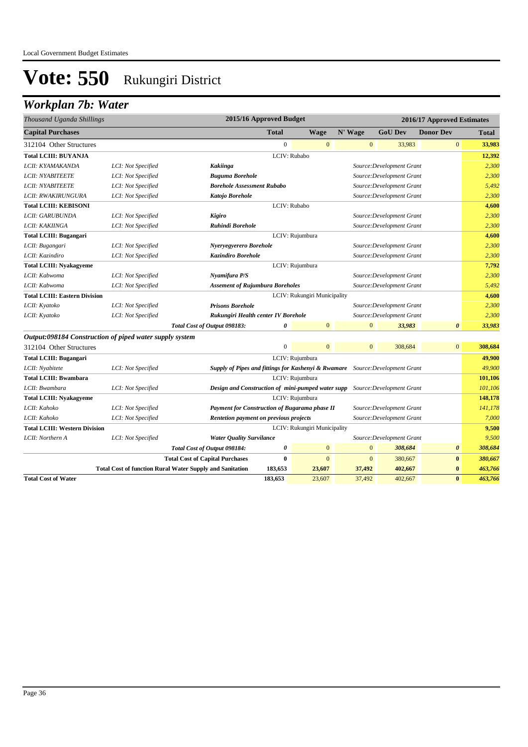Local Government Budget Estimates

# Vote: 550 Rukungiri District

## Workplan 7b: Water

| Thousand Uganda Shillings | | | 2015/16 Approved Budget | 2016/17 Approved Estimates | | | | |
|---|---|---|---|---|---|---|---|---|
| **Capital Purchases** | | | **Total** | **Wage** | **N' Wage** | **GoU Dev** | **Donor Dev** | **Total** |
| 312104 Other Structures | | | 0 | 0 | 0 | 33,983 | 0 | **33,983** |
| **Total LCIII: BUYANJA** | | | LCIV: Rubabo | | | | | **12,392** |
| *LCII: KYAMAKANDA* | *LCI: Not Specified* | ***Kakiinga*** | | | | *Source:Development Grant* | | *2,300* |
| *LCII: NYABITEETE* | *LCI: Not Specified* | ***Buguma Borehole*** | | | | *Source:Development Grant* | | *2,300* |
| *LCII: NYABITEETE* | *LCI: Not Specified* | ***Borehole Assessment Rubabo*** | | | | *Source:Development Grant* | | *5,492* |
| *LCII: RWAKIRUNGURA* | *LCI: Not Specified* | ***Katojo Borehole*** | | | | *Source:Development Grant* | | *2,300* |
| **Total LCIII: KEBISONI** | | | LCIV: Rubabo | | | | | **4,600** |
| *LCII: GARUBUNDA* | *LCI: Not Specified* | ***Kigiro*** | | | | *Source:Development Grant* | | *2,300* |
| *LCII: KAKIINGA* | *LCI: Not Specified* | ***Ruhindi Borehole*** | | | | *Source:Development Grant* | | *2,300* |
| **Total LCIII: Bugangari** | | | LCIV: Rujumbura | | | | | **4,600** |
| *LCII: Bugangari* | *LCI: Not Specified* | ***Nyeryegyerero Borehole*** | | | | *Source:Development Grant* | | *2,300* |
| *LCII: Kazindiro* | *LCI: Not Specified* | ***Kazindiro Borehole*** | | | | *Source:Development Grant* | | *2,300* |
| **Total LCIII: Nyakagyeme** | | | LCIV: Rujumbura | | | | | **7,792** |
| *LCII: Kabwoma* | *LCI: Not Specified* | ***Nyamifura P/S*** | | | | *Source:Development Grant* | | *2,300* |
| *LCII: Kabwoma* | *LCI: Not Specified* | ***Assement of Rujumbura Boreholes*** | | | | *Source:Development Grant* | | *5,492* |
| **Total LCIII: Eastern Division** | | | LCIV: Rukungiri Municipality | | | | | **4,600** |
| *LCII: Kyatoko* | *LCI: Not Specified* | ***Prisons Borehole*** | | | | *Source:Development Grant* | | *2,300* |
| *LCII: Kyatoko* | *LCI: Not Specified* | ***Rukungiri Health center IV Borehole*** | | | | *Source:Development Grant* | | *2,300* |
| | | ***Total Cost of Output 098183:*** | ***0*** | 0 | 0 | ***33,983*** | ***0*** | ***33,983*** |
| ***Output:098184 Construction of piped water supply system*** | | | | | | | | |
| 312104 Other Structures | | | 0 | 0 | 0 | 308,684 | 0 | **308,684** |
| **Total LCIII: Bugangari** | | | LCIV: Rujumbura | | | | | **49,900** |
| *LCII: Nyabitete* | *LCI: Not Specified* | ***Supply of Pipes and fittings for Kashenyi & Rwamare*** | | | | *Source:Development Grant* | | *49,900* |
| **Total LCIII: Bwambara** | | | LCIV: Rujumbura | | | | | **101,106** |
| *LCII: Bwambara* | *LCI: Not Specified* | ***Design and Construction of mini-pumped water supp*** | | | | *Source:Development Grant* | | *101,106* |
| **Total LCIII: Nyakagyeme** | | | LCIV: Rujumbura | | | | | **148,178** |
| *LCII: Kahoko* | *LCI: Not Specified* | ***Payment for Construction of Bugarama phase II*** | | | | *Source:Development Grant* | | *141,178* |
| *LCII: Kahoko* | *LCI: Not Specified* | ***Rentetion payment on previous projects*** | | | | *Source:Development Grant* | | *7,000* |
| **Total LCIII: Western Division** | | | LCIV: Rukungiri Municipality | | | | | **9,500** |
| *LCII: Northern A* | *LCI: Not Specified* | ***Water Quality Survilance*** | | | | *Source:Development Grant* | | *9,500* |
| | | ***Total Cost of Output 098184:*** | ***0*** | 0 | 0 | ***308,684*** | ***0*** | ***308,684*** |
| | | **Total Cost of Capital Purchases** | **0** | 0 | 0 | 380,667 | **0** | ***380,667*** |
| | | **Total Cost of function Rural Water Supply and Sanitation** | **183,653** | **23,607** | **37,492** | **402,667** | **0** | ***463,766*** |
| **Total Cost of Water** | | | **183,653** | 23,607 | 37,492 | 402,667 | **0** | ***463,766*** |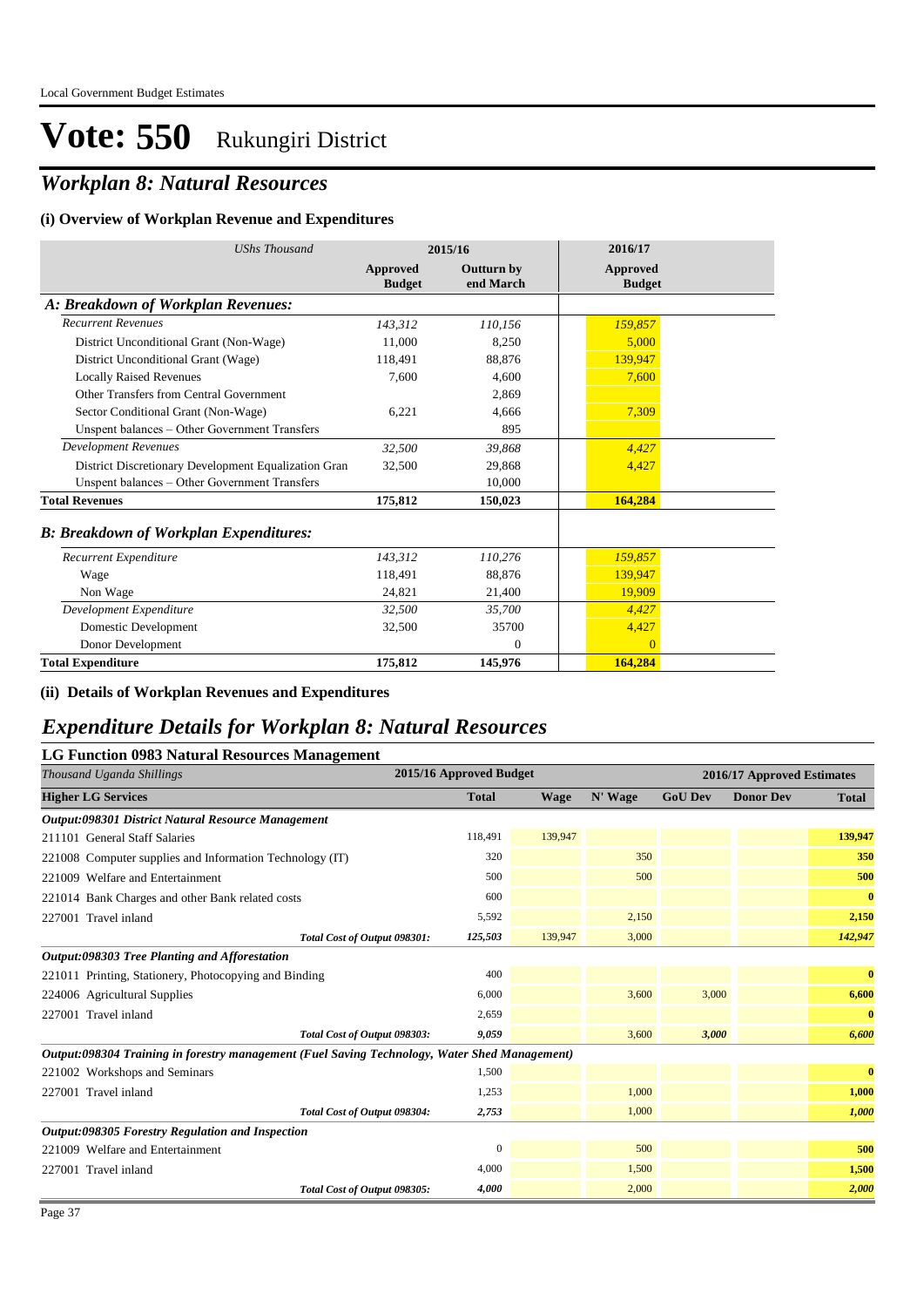# Vote: 550 Rukungiri District

## *Workplan 8: Natural Resources*

### (i) Overview of Workplan Revenue and Expenditures

| *UShs Thousand* | 2015/16 | | 2016/17 |
|---|---|---|---|
| | **Approved Budget** | **Outturn by end March** | **Approved Budget** |
| ***A: Breakdown of Workplan Revenues:*** | | | |
| *Recurrent Revenues* | *143,312* | *110,156* | *159,857* |
| District Unconditional Grant (Non-Wage) | 11,000 | 8,250 | 5,000 |
| District Unconditional Grant (Wage) | 118,491 | 88,876 | 139,947 |
| Locally Raised Revenues | 7,600 | 4,600 | 7,600 |
| Other Transfers from Central Government | | 2,869 | |
| Sector Conditional Grant (Non-Wage) | 6,221 | 4,666 | 7,309 |
| Unspent balances – Other Government Transfers | | 895 | |
| *Development Revenues* | *32,500* | *39,868* | *4,427* |
| District Discretionary Development Equalization Gran | 32,500 | 29,868 | 4,427 |
| Unspent balances – Other Government Transfers | | 10,000 | |
| **Total Revenues** | **175,812** | **150,023** | **164,284** |
| ***B: Breakdown of Workplan Expenditures:*** | | | |
| *Recurrent Expenditure* | *143,312* | *110,276* | *159,857* |
| Wage | 118,491 | 88,876 | 139,947 |
| Non Wage | 24,821 | 21,400 | 19,909 |
| *Development Expenditure* | *32,500* | *35,700* | *4,427* |
| Domestic Development | 32,500 | 35700 | 4,427 |
| Donor Development | | 0 | 0 |
| **Total Expenditure** | **175,812** | **145,976** | **164,284** |

### (ii) Details of Workplan Revenues and Expenditures

## *Expenditure Details for Workplan 8: Natural Resources*

### LG Function 0983 Natural Resources Management

| *Thousand Uganda Shillings* | 2015/16 Approved Budget | 2016/17 Approved Estimates | | | | |
|---|---|---|---|---|---|---|
| **Higher LG Services** | **Total** | **Wage** | **N' Wage** | **GoU Dev** | **Donor Dev** | **Total** |
| ***Output:098301 District Natural Resource Management*** | | | | | | |
| 211101 General Staff Salaries | 118,491 | 139,947 | | | | **139,947** |
| 221008 Computer supplies and Information Technology (IT) | 320 | | 350 | | | **350** |
| 221009 Welfare and Entertainment | 500 | | 500 | | | **500** |
| 221014 Bank Charges and other Bank related costs | 600 | | | | | **0** |
| 227001 Travel inland | 5,592 | | 2,150 | | | **2,150** |
| *Total Cost of Output 098301:* | *125,503* | 139,947 | 3,000 | | | ***142,947*** |
| ***Output:098303 Tree Planting and Afforestation*** | | | | | | |
| 221011 Printing, Stationery, Photocopying and Binding | 400 | | | | | **0** |
| 224006 Agricultural Supplies | 6,000 | | 3,600 | 3,000 | | **6,600** |
| 227001 Travel inland | 2,659 | | | | | **0** |
| *Total Cost of Output 098303:* | *9,059* | | 3,600 | *3,000* | | ***6,600*** |
| ***Output:098304 Training in forestry management (Fuel Saving Technology, Water Shed Management)*** | | | | | | |
| 221002 Workshops and Seminars | 1,500 | | | | | **0** |
| 227001 Travel inland | 1,253 | | 1,000 | | | **1,000** |
| *Total Cost of Output 098304:* | *2,753* | | 1,000 | | | ***1,000*** |
| ***Output:098305 Forestry Regulation and Inspection*** | | | | | | |
| 221009 Welfare and Entertainment | 0 | | 500 | | | **500** |
| 227001 Travel inland | 4,000 | | 1,500 | | | **1,500** |
| *Total Cost of Output 098305:* | *4,000* | | 2,000 | | | ***2,000*** |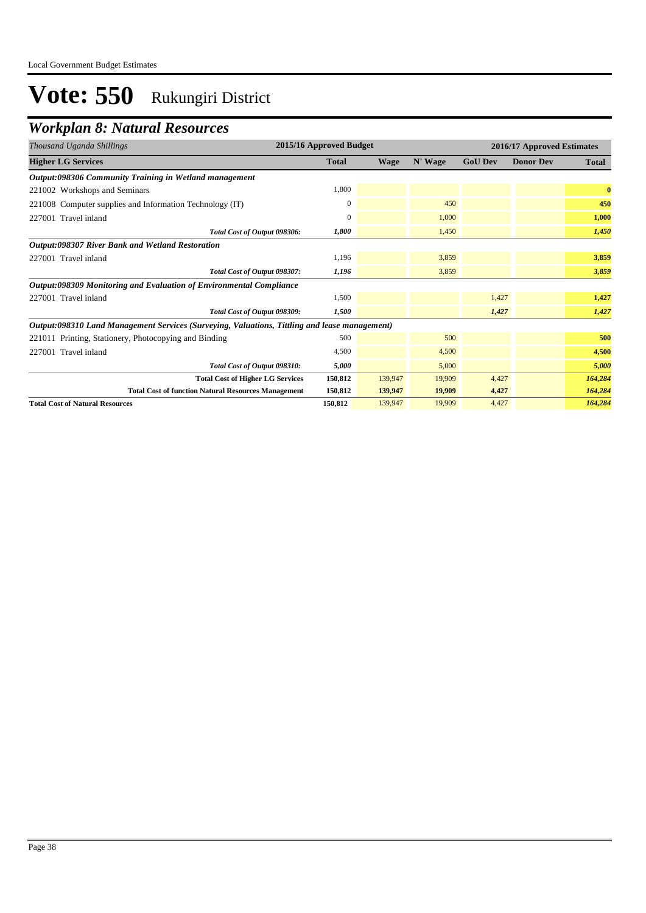# Vote: 550 Rukungiri District

## Workplan 8: Natural Resources

| *Thousand Uganda Shillings* | 2015/16 Approved Budget | | | 2016/17 Approved Estimates | | |
|---|---|---|---|---|---|---|
| **Higher LG Services** | **Total** | **Wage** | **N' Wage** | **GoU Dev** | **Donor Dev** | **Total** |
| ***Output:098306 Community Training in Wetland management*** | | | | | | |
| 221002 Workshops and Seminars | 1,800 | | | | | **0** |
| 221008 Computer supplies and Information Technology (IT) | 0 | | 450 | | | **450** |
| 227001 Travel inland | 0 | | 1,000 | | | **1,000** |
| *Total Cost of Output 098306:* | ***1,800*** | | 1,450 | | | ***1,450*** |
| ***Output:098307 River Bank and Wetland Restoration*** | | | | | | |
| 227001 Travel inland | 1,196 | | 3,859 | | | **3,859** |
| *Total Cost of Output 098307:* | ***1,196*** | | 3,859 | | | ***3,859*** |
| ***Output:098309 Monitoring and Evaluation of Environmental Compliance*** | | | | | | |
| 227001 Travel inland | 1,500 | | | 1,427 | | **1,427** |
| *Total Cost of Output 098309:* | ***1,500*** | | | ***1,427*** | | ***1,427*** |
| ***Output:098310 Land Management Services (Surveying, Valuations, Tittling and lease management)*** | | | | | | |
| 221011 Printing, Stationery, Photocopying and Binding | 500 | | 500 | | | **500** |
| 227001 Travel inland | 4,500 | | 4,500 | | | **4,500** |
| *Total Cost of Output 098310:* | ***5,000*** | | 5,000 | | | ***5,000*** |
| **Total Cost of Higher LG Services** | **150,812** | 139,947 | 19,909 | 4,427 | | ***164,284*** |
| **Total Cost of function Natural Resources Management** | **150,812** | **139,947** | **19,909** | **4,427** | | ***164,284*** |
| **Total Cost of Natural Resources** | **150,812** | 139,947 | 19,909 | 4,427 | | ***164,284*** |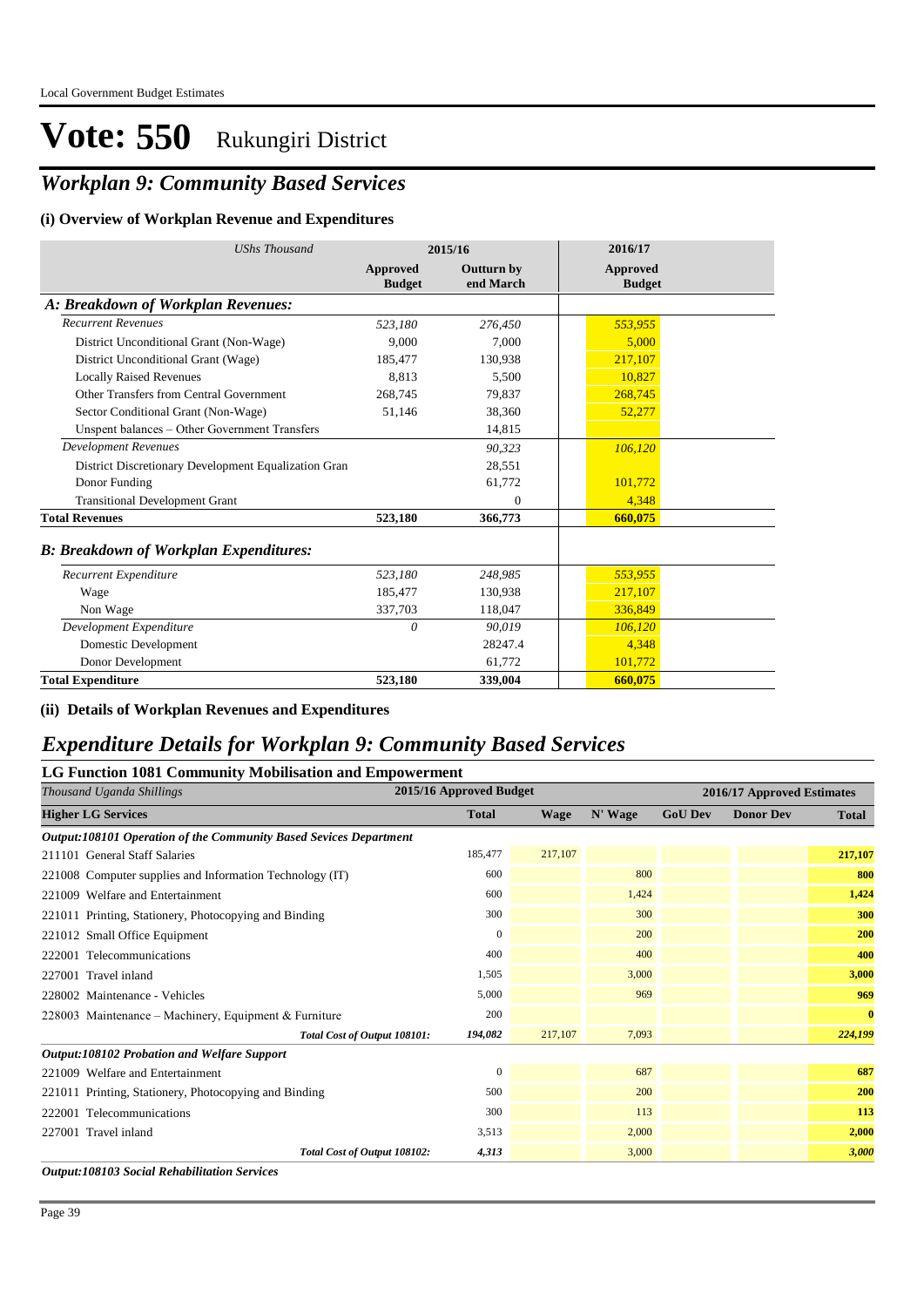Local Government Budget Estimates

# Vote: 550 Rukungiri District

## *Workplan 9: Community Based Services*

### (i) Overview of Workplan Revenue and Expenditures

| *UShs Thousand* | 2015/16 | | 2016/17 |
|---|---|---|---|
| | **Approved Budget** | **Outturn by end March** | **Approved Budget** |
| ***A: Breakdown of Workplan Revenues:*** | | | |
| *Recurrent Revenues* | *523,180* | *276,450* | *553,955* |
| District Unconditional Grant (Non-Wage) | 9,000 | 7,000 | 5,000 |
| District Unconditional Grant (Wage) | 185,477 | 130,938 | 217,107 |
| Locally Raised Revenues | 8,813 | 5,500 | 10,827 |
| Other Transfers from Central Government | 268,745 | 79,837 | 268,745 |
| Sector Conditional Grant (Non-Wage) | 51,146 | 38,360 | 52,277 |
| Unspent balances – Other Government Transfers | | 14,815 | |
| *Development Revenues* | | *90,323* | *106,120* |
| District Discretionary Development Equalization Gran | | 28,551 | |
| Donor Funding | | 61,772 | 101,772 |
| Transitional Development Grant | | 0 | 4,348 |
| **Total Revenues** | **523,180** | **366,773** | **660,075** |
| ***B: Breakdown of Workplan Expenditures:*** | | | |
| *Recurrent Expenditure* | *523,180* | *248,985* | *553,955* |
| Wage | 185,477 | 130,938 | 217,107 |
| Non Wage | 337,703 | 118,047 | 336,849 |
| *Development Expenditure* | *0* | *90,019* | *106,120* |
| Domestic Development | | 28247.4 | 4,348 |
| Donor Development | | 61,772 | 101,772 |
| **Total Expenditure** | **523,180** | **339,004** | **660,075** |

### (ii) Details of Workplan Revenues and Expenditures

## *Expenditure Details for Workplan 9: Community Based Services*

### LG Function 1081 Community Mobilisation and Empowerment

| *Thousand Uganda Shillings* | 2015/16 Approved Budget | 2016/17 Approved Estimates | | | | |
|---|---|---|---|---|---|---|
| **Higher LG Services** | **Total** | **Wage** | **N' Wage** | **GoU Dev** | **Donor Dev** | **Total** |
| ***Output:108101 Operation of the Community Based Sevices Department*** | | | | | | |
| 211101 General Staff Salaries | 185,477 | 217,107 | | | | **217,107** |
| 221008 Computer supplies and Information Technology (IT) | 600 | | 800 | | | **800** |
| 221009 Welfare and Entertainment | 600 | | 1,424 | | | **1,424** |
| 221011 Printing, Stationery, Photocopying and Binding | 300 | | 300 | | | **300** |
| 221012 Small Office Equipment | 0 | | 200 | | | **200** |
| 222001 Telecommunications | 400 | | 400 | | | **400** |
| 227001 Travel inland | 1,505 | | 3,000 | | | **3,000** |
| 228002 Maintenance - Vehicles | 5,000 | | 969 | | | **969** |
| 228003 Maintenance – Machinery, Equipment & Furniture | 200 | | | | | **0** |
| ***Total Cost of Output 108101:*** | ***194,082*** | 217,107 | 7,093 | | | ***224,199*** |
| ***Output:108102 Probation and Welfare Support*** | | | | | | |
| 221009 Welfare and Entertainment | 0 | | 687 | | | **687** |
| 221011 Printing, Stationery, Photocopying and Binding | 500 | | 200 | | | **200** |
| 222001 Telecommunications | 300 | | 113 | | | **113** |
| 227001 Travel inland | 3,513 | | 2,000 | | | **2,000** |
| ***Total Cost of Output 108102:*** | ***4,313*** | | 3,000 | | | ***3,000*** |

***Output:108103 Social Rehabilitation Services***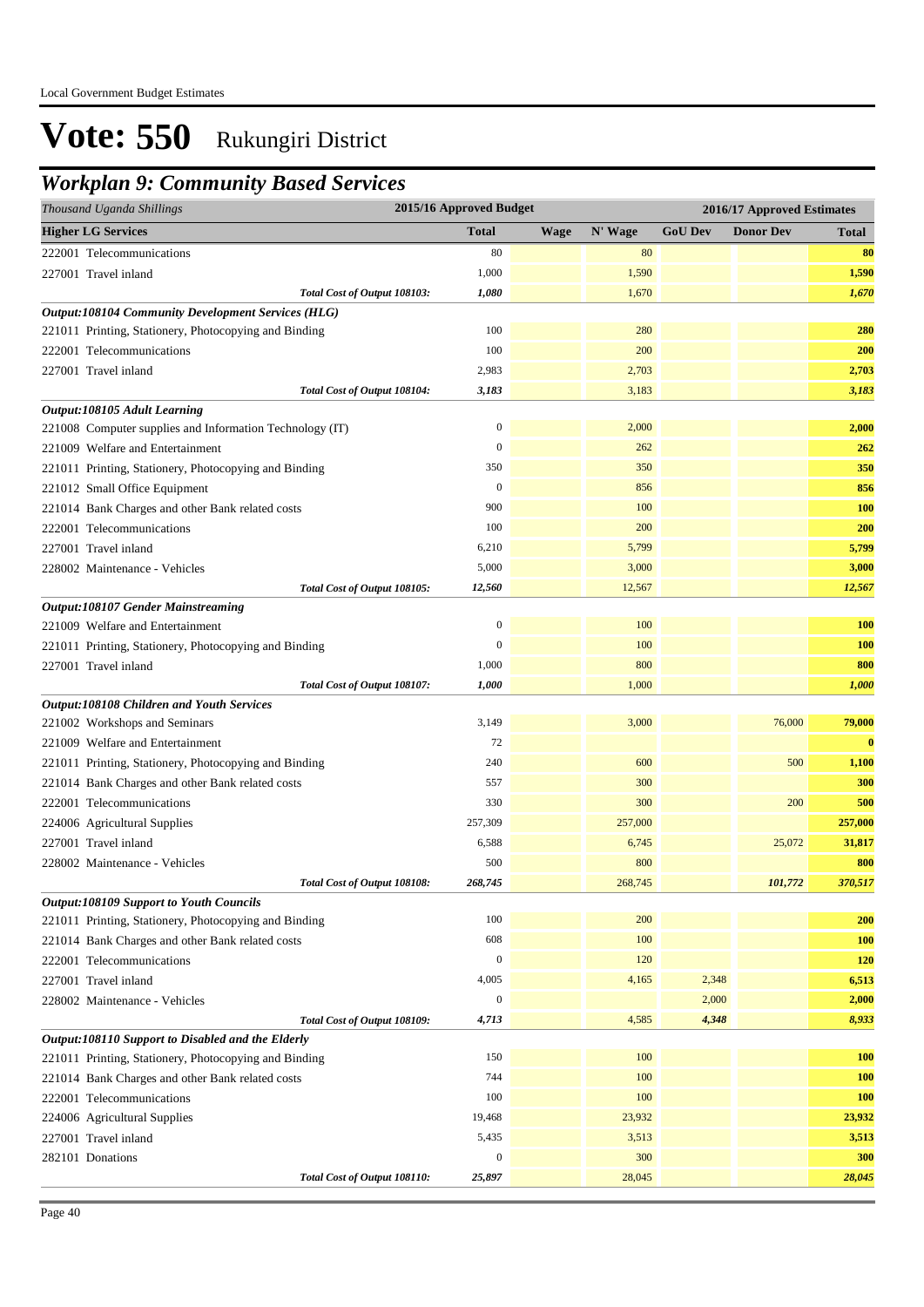Local Government Budget Estimates

# Vote: 550 Rukungiri District

## *Workplan 9: Community Based Services*

| *Thousand Uganda Shillings* | 2015/16 Approved Budget | 2016/17 Approved Estimates | | | | |
|---|---|---|---|---|---|---|
| **Higher LG Services** | **Total** | **Wage** | **N' Wage** | **GoU Dev** | **Donor Dev** | **Total** |
| 222001 Telecommunications | 80 | | 80 | | | **80** |
| 227001 Travel inland | 1,000 | | 1,590 | | | **1,590** |
| *Total Cost of Output 108103:* | *1,080* | | 1,670 | | | *1,670* |
| ***Output:108104 Community Development Services (HLG)*** | | | | | | |
| 221011 Printing, Stationery, Photocopying and Binding | 100 | | 280 | | | **280** |
| 222001 Telecommunications | 100 | | 200 | | | **200** |
| 227001 Travel inland | 2,983 | | 2,703 | | | **2,703** |
| *Total Cost of Output 108104:* | *3,183* | | 3,183 | | | *3,183* |
| ***Output:108105 Adult Learning*** | | | | | | |
| 221008 Computer supplies and Information Technology (IT) | 0 | | 2,000 | | | **2,000** |
| 221009 Welfare and Entertainment | 0 | | 262 | | | **262** |
| 221011 Printing, Stationery, Photocopying and Binding | 350 | | 350 | | | **350** |
| 221012 Small Office Equipment | 0 | | 856 | | | **856** |
| 221014 Bank Charges and other Bank related costs | 900 | | 100 | | | **100** |
| 222001 Telecommunications | 100 | | 200 | | | **200** |
| 227001 Travel inland | 6,210 | | 5,799 | | | **5,799** |
| 228002 Maintenance - Vehicles | 5,000 | | 3,000 | | | **3,000** |
| *Total Cost of Output 108105:* | *12,560* | | 12,567 | | | *12,567* |
| ***Output:108107 Gender Mainstreaming*** | | | | | | |
| 221009 Welfare and Entertainment | 0 | | 100 | | | **100** |
| 221011 Printing, Stationery, Photocopying and Binding | 0 | | 100 | | | **100** |
| 227001 Travel inland | 1,000 | | 800 | | | **800** |
| *Total Cost of Output 108107:* | *1,000* | | 1,000 | | | *1,000* |
| ***Output:108108 Children and Youth Services*** | | | | | | |
| 221002 Workshops and Seminars | 3,149 | | 3,000 | | 76,000 | **79,000** |
| 221009 Welfare and Entertainment | 72 | | | | | **0** |
| 221011 Printing, Stationery, Photocopying and Binding | 240 | | 600 | | 500 | **1,100** |
| 221014 Bank Charges and other Bank related costs | 557 | | 300 | | | **300** |
| 222001 Telecommunications | 330 | | 300 | | 200 | **500** |
| 224006 Agricultural Supplies | 257,309 | | 257,000 | | | **257,000** |
| 227001 Travel inland | 6,588 | | 6,745 | | 25,072 | **31,817** |
| 228002 Maintenance - Vehicles | 500 | | 800 | | | **800** |
| *Total Cost of Output 108108:* | *268,745* | | 268,745 | | *101,772* | *370,517* |
| ***Output:108109 Support to Youth Councils*** | | | | | | |
| 221011 Printing, Stationery, Photocopying and Binding | 100 | | 200 | | | **200** |
| 221014 Bank Charges and other Bank related costs | 608 | | 100 | | | **100** |
| 222001 Telecommunications | 0 | | 120 | | | **120** |
| 227001 Travel inland | 4,005 | | 4,165 | 2,348 | | **6,513** |
| 228002 Maintenance - Vehicles | 0 | | | 2,000 | | **2,000** |
| *Total Cost of Output 108109:* | *4,713* | | 4,585 | *4,348* | | *8,933* |
| ***Output:108110 Support to Disabled and the Elderly*** | | | | | | |
| 221011 Printing, Stationery, Photocopying and Binding | 150 | | 100 | | | **100** |
| 221014 Bank Charges and other Bank related costs | 744 | | 100 | | | **100** |
| 222001 Telecommunications | 100 | | 100 | | | **100** |
| 224006 Agricultural Supplies | 19,468 | | 23,932 | | | **23,932** |
| 227001 Travel inland | 5,435 | | 3,513 | | | **3,513** |
| 282101 Donations | 0 | | 300 | | | **300** |
| *Total Cost of Output 108110:* | *25,897* | | 28,045 | | | *28,045* |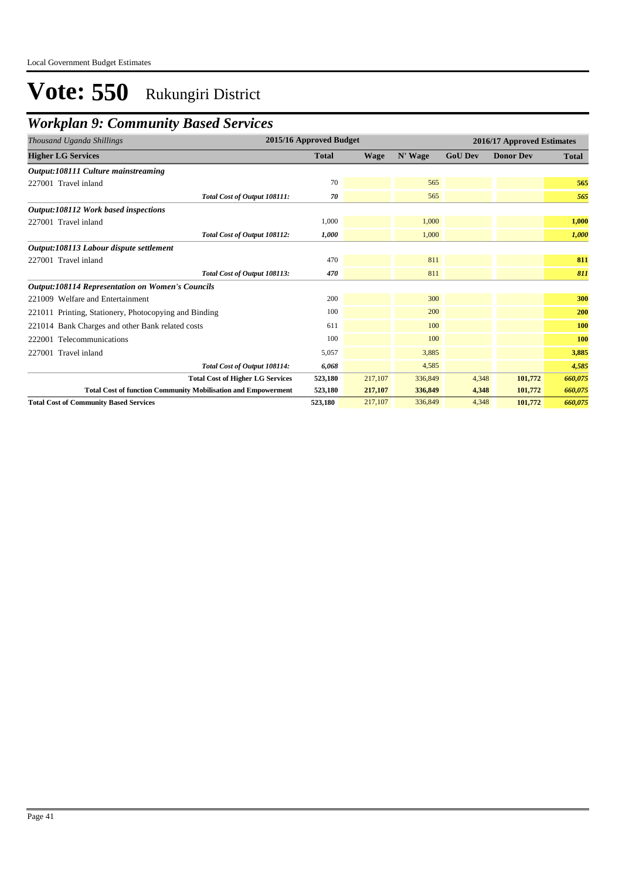# Vote: 550 Rukungiri District

## *Workplan 9: Community Based Services*

| *Thousand Uganda Shillings* | 2015/16 Approved Budget | 2016/17 Approved Estimates | | | | |
|---|---|---|---|---|---|---|
| **Higher LG Services** | **Total** | **Wage** | **N' Wage** | **GoU Dev** | **Donor Dev** | **Total** |
| ***Output:108111 Culture mainstreaming*** | | | | | | |
| 227001 Travel inland | 70 | | 565 | | | **565** |
| *Total Cost of Output 108111:* | ***70*** | | 565 | | | ***565*** |
| ***Output:108112 Work based inspections*** | | | | | | |
| 227001 Travel inland | 1,000 | | 1,000 | | | **1,000** |
| *Total Cost of Output 108112:* | ***1,000*** | | 1,000 | | | ***1,000*** |
| ***Output:108113 Labour dispute settlement*** | | | | | | |
| 227001 Travel inland | 470 | | 811 | | | **811** |
| *Total Cost of Output 108113:* | ***470*** | | 811 | | | ***811*** |
| ***Output:108114 Representation on Women's Councils*** | | | | | | |
| 221009 Welfare and Entertainment | 200 | | 300 | | | **300** |
| 221011 Printing, Stationery, Photocopying and Binding | 100 | | 200 | | | **200** |
| 221014 Bank Charges and other Bank related costs | 611 | | 100 | | | **100** |
| 222001 Telecommunications | 100 | | 100 | | | **100** |
| 227001 Travel inland | 5,057 | | 3,885 | | | **3,885** |
| *Total Cost of Output 108114:* | ***6,068*** | | 4,585 | | | ***4,585*** |
| **Total Cost of Higher LG Services** | **523,180** | 217,107 | 336,849 | 4,348 | **101,772** | ***660,075*** |
| **Total Cost of function Community Mobilisation and Empowerment** | **523,180** | **217,107** | **336,849** | **4,348** | **101,772** | ***660,075*** |
| **Total Cost of Community Based Services** | **523,180** | 217,107 | 336,849 | 4,348 | **101,772** | ***660,075*** |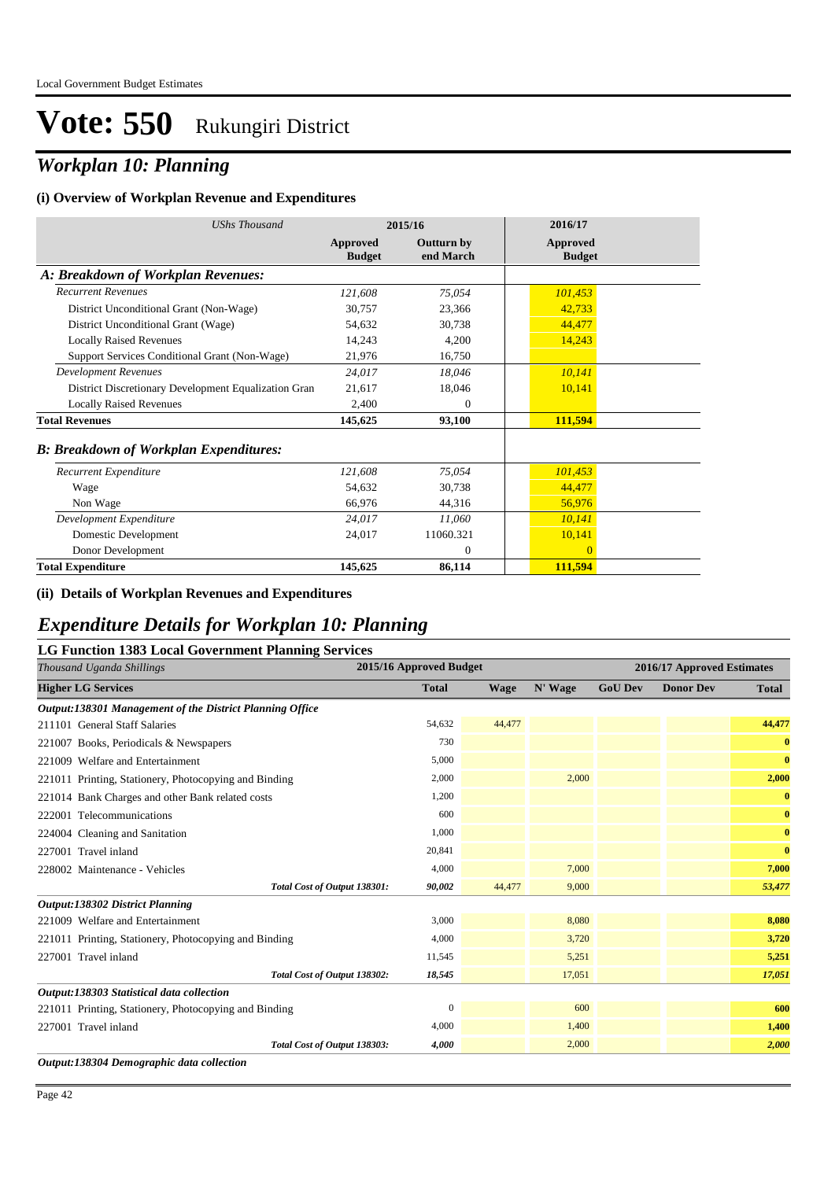Local Government Budget Estimates

# Vote: 550 Rukungiri District

## *Workplan 10: Planning*

### (i) Overview of Workplan Revenue and Expenditures

| *UShs Thousand* | 2015/16 | | 2016/17 |
|---|---|---|---|
| | **Approved Budget** | **Outturn by end March** | **Approved Budget** |
| ***A: Breakdown of Workplan Revenues:*** | | | |
| *Recurrent Revenues* | *121,608* | *75,054* | *101,453* |
| District Unconditional Grant (Non-Wage) | 30,757 | 23,366 | 42,733 |
| District Unconditional Grant (Wage) | 54,632 | 30,738 | 44,477 |
| Locally Raised Revenues | 14,243 | 4,200 | 14,243 |
| Support Services Conditional Grant (Non-Wage) | 21,976 | 16,750 | |
| *Development Revenues* | *24,017* | *18,046* | *10,141* |
| District Discretionary Development Equalization Gran | 21,617 | 18,046 | 10,141 |
| Locally Raised Revenues | 2,400 | 0 | |
| **Total Revenues** | **145,625** | **93,100** | **111,594** |
| ***B: Breakdown of Workplan Expenditures:*** | | | |
| *Recurrent Expenditure* | *121,608* | *75,054* | *101,453* |
| Wage | 54,632 | 30,738 | 44,477 |
| Non Wage | 66,976 | 44,316 | 56,976 |
| *Development Expenditure* | *24,017* | *11,060* | *10,141* |
| Domestic Development | 24,017 | 11060.321 | 10,141 |
| Donor Development | | 0 | 0 |
| **Total Expenditure** | **145,625** | **86,114** | **111,594** |

### (ii) Details of Workplan Revenues and Expenditures

## *Expenditure Details for Workplan 10: Planning*

### LG Function 1383 Local Government Planning Services

| *Thousand Uganda Shillings* | 2015/16 Approved Budget | 2016/17 Approved Estimates | | | | |
|---|---|---|---|---|---|---|
| **Higher LG Services** | **Total** | **Wage** | **N' Wage** | **GoU Dev** | **Donor Dev** | **Total** |
| ***Output:138301 Management of the District Planning Office*** | | | | | | |
| 211101 General Staff Salaries | 54,632 | 44,477 | | | | **44,477** |
| 221007 Books, Periodicals & Newspapers | 730 | | | | | **0** |
| 221009 Welfare and Entertainment | 5,000 | | | | | **0** |
| 221011 Printing, Stationery, Photocopying and Binding | 2,000 | | 2,000 | | | **2,000** |
| 221014 Bank Charges and other Bank related costs | 1,200 | | | | | **0** |
| 222001 Telecommunications | 600 | | | | | **0** |
| 224004 Cleaning and Sanitation | 1,000 | | | | | **0** |
| 227001 Travel inland | 20,841 | | | | | **0** |
| 228002 Maintenance - Vehicles | 4,000 | | 7,000 | | | **7,000** |
| ***Total Cost of Output 138301:*** | ***90,002*** | *44,477* | *9,000* | | | ***53,477*** |
| ***Output:138302 District Planning*** | | | | | | |
| 221009 Welfare and Entertainment | 3,000 | | 8,080 | | | **8,080** |
| 221011 Printing, Stationery, Photocopying and Binding | 4,000 | | 3,720 | | | **3,720** |
| 227001 Travel inland | 11,545 | | 5,251 | | | **5,251** |
| ***Total Cost of Output 138302:*** | ***18,545*** | | *17,051* | | | ***17,051*** |
| ***Output:138303 Statistical data collection*** | | | | | | |
| 221011 Printing, Stationery, Photocopying and Binding | 0 | | 600 | | | **600** |
| 227001 Travel inland | 4,000 | | 1,400 | | | **1,400** |
| ***Total Cost of Output 138303:*** | ***4,000*** | | *2,000* | | | ***2,000*** |

***Output:138304 Demographic data collection***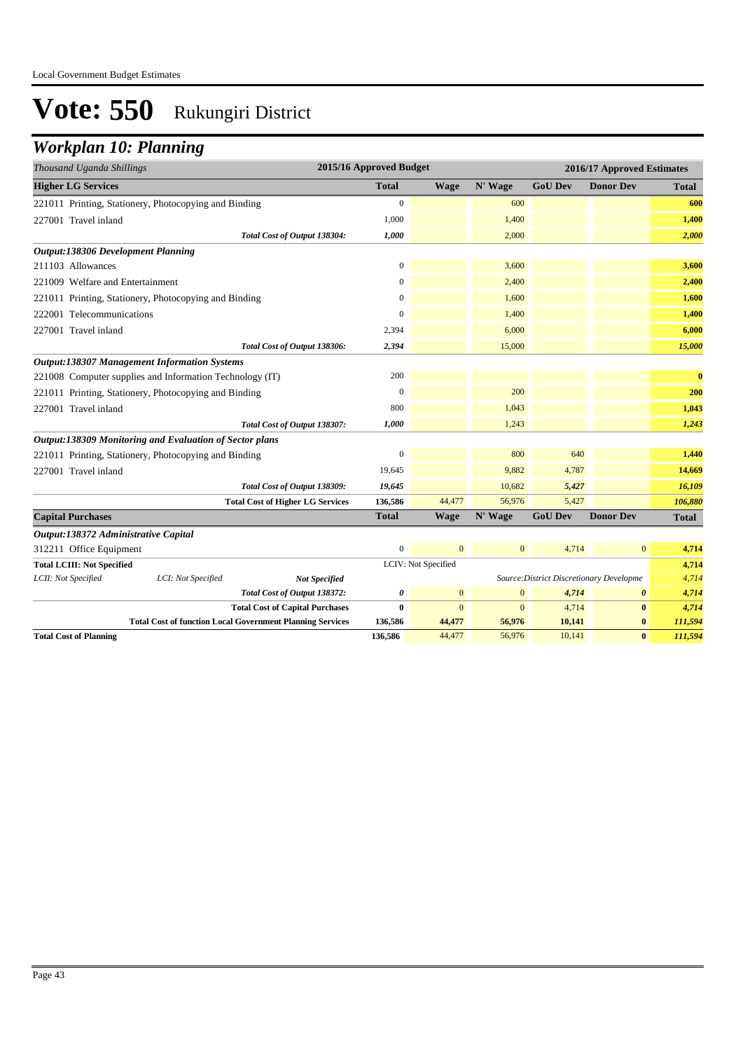Local Government Budget Estimates

# Vote: 550 Rukungiri District

## Workplan 10: Planning

| Thousand Uganda Shillings | 2015/16 Approved Budget | 2016/17 Approved Estimates | | | | |
|---|---|---|---|---|---|---|
| **Higher LG Services** | **Total** | **Wage** | **N' Wage** | **GoU Dev** | **Donor Dev** | **Total** |
| 221011 Printing, Stationery, Photocopying and Binding | 0 | | 600 | | | **600** |
| 227001 Travel inland | 1,000 | | 1,400 | | | **1,400** |
| *Total Cost of Output 138304:* | *1,000* | | 2,000 | | | ***2,000*** |
| ***Output:138306 Development Planning*** | | | | | | |
| 211103 Allowances | 0 | | 3,600 | | | **3,600** |
| 221009 Welfare and Entertainment | 0 | | 2,400 | | | **2,400** |
| 221011 Printing, Stationery, Photocopying and Binding | 0 | | 1,600 | | | **1,600** |
| 222001 Telecommunications | 0 | | 1,400 | | | **1,400** |
| 227001 Travel inland | 2,394 | | 6,000 | | | **6,000** |
| *Total Cost of Output 138306:* | *2,394* | | 15,000 | | | ***15,000*** |
| ***Output:138307 Management Information Systems*** | | | | | | |
| 221008 Computer supplies and Information Technology (IT) | 200 | | | | | **0** |
| 221011 Printing, Stationery, Photocopying and Binding | 0 | | 200 | | | **200** |
| 227001 Travel inland | 800 | | 1,043 | | | **1,043** |
| *Total Cost of Output 138307:* | *1,000* | | 1,243 | | | ***1,243*** |
| ***Output:138309 Monitoring and Evaluation of Sector plans*** | | | | | | |
| 221011 Printing, Stationery, Photocopying and Binding | 0 | | 800 | 640 | | **1,440** |
| 227001 Travel inland | 19,645 | | 9,882 | 4,787 | | **14,669** |
| *Total Cost of Output 138309:* | *19,645* | | 10,682 | *5,427* | | ***16,109*** |
| **Total Cost of Higher LG Services** | **136,586** | 44,477 | 56,976 | 5,427 | | ***106,880*** |
| **Capital Purchases** | **Total** | **Wage** | **N' Wage** | **GoU Dev** | **Donor Dev** | **Total** |
| ***Output:138372 Administrative Capital*** | | | | | | |
| 312211 Office Equipment | 0 | 0 | 0 | 4,714 | 0 | **4,714** |
| **Total LCIII: Not Specified** | LCIV: Not Specified | | | | | **4,714** |
| *LCII: Not Specified* *LCI: Not Specified* ***Not Specified*** | | | Source:District Discretionary Developme | | | *4,714* |
| *Total Cost of Output 138372:* | ***0*** | 0 | 0 | ***4,714*** | ***0*** | ***4,714*** |
| **Total Cost of Capital Purchases** | **0** | 0 | 0 | 4,714 | **0** | ***4,714*** |
| **Total Cost of function Local Government Planning Services** | **136,586** | **44,477** | **56,976** | **10,141** | **0** | ***111,594*** |
| **Total Cost of Planning** | **136,586** | 44,477 | 56,976 | 10,141 | **0** | ***111,594*** |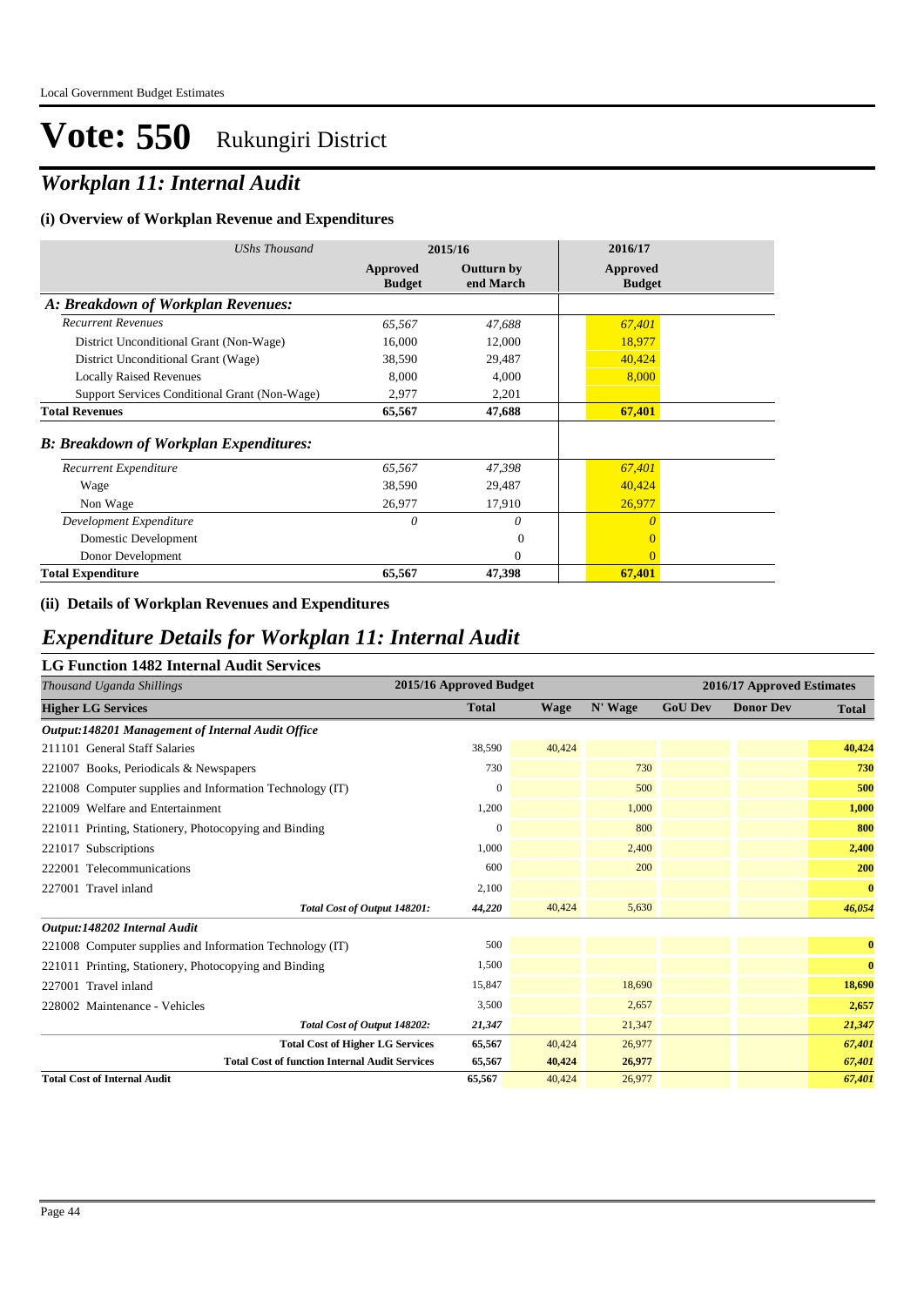Local Government Budget Estimates

# Vote: 550 Rukungiri District

## Workplan 11: Internal Audit

### (i) Overview of Workplan Revenue and Expenditures

| *UShs Thousand* | 2015/16 | | 2016/17 |
|---|---|---|---|
| | **Approved Budget** | **Outturn by end March** | **Approved Budget** |
| ***A: Breakdown of Workplan Revenues:*** | | | |
| *Recurrent Revenues* | *65,567* | *47,688* | *67,401* |
| District Unconditional Grant (Non-Wage) | 16,000 | 12,000 | 18,977 |
| District Unconditional Grant (Wage) | 38,590 | 29,487 | 40,424 |
| Locally Raised Revenues | 8,000 | 4,000 | 8,000 |
| Support Services Conditional Grant (Non-Wage) | 2,977 | 2,201 | |
| **Total Revenues** | **65,567** | **47,688** | **67,401** |
| ***B: Breakdown of Workplan Expenditures:*** | | | |
| *Recurrent Expenditure* | *65,567* | *47,398* | *67,401* |
| Wage | 38,590 | 29,487 | 40,424 |
| Non Wage | 26,977 | 17,910 | 26,977 |
| *Development Expenditure* | *0* | *0* | *0* |
| Domestic Development | | 0 | 0 |
| Donor Development | | 0 | 0 |
| **Total Expenditure** | **65,567** | **47,398** | **67,401** |

### (ii) Details of Workplan Revenues and Expenditures

## Expenditure Details for Workplan 11: Internal Audit

### LG Function 1482 Internal Audit Services

| *Thousand Uganda Shillings* | 2015/16 Approved Budget | 2016/17 Approved Estimates | | | | |
|---|---|---|---|---|---|---|
| **Higher LG Services** | **Total** | **Wage** | **N' Wage** | **GoU Dev** | **Donor Dev** | **Total** |
| ***Output:148201 Management of Internal Audit Office*** | | | | | | |
| 211101 General Staff Salaries | 38,590 | 40,424 | | | | **40,424** |
| 221007 Books, Periodicals & Newspapers | 730 | | 730 | | | **730** |
| 221008 Computer supplies and Information Technology (IT) | 0 | | 500 | | | **500** |
| 221009 Welfare and Entertainment | 1,200 | | 1,000 | | | **1,000** |
| 221011 Printing, Stationery, Photocopying and Binding | 0 | | 800 | | | **800** |
| 221017 Subscriptions | 1,000 | | 2,400 | | | **2,400** |
| 222001 Telecommunications | 600 | | 200 | | | **200** |
| 227001 Travel inland | 2,100 | | | | | **0** |
| *Total Cost of Output 148201:* | *44,220* | 40,424 | 5,630 | | | *46,054* |
| ***Output:148202 Internal Audit*** | | | | | | |
| 221008 Computer supplies and Information Technology (IT) | 500 | | | | | **0** |
| 221011 Printing, Stationery, Photocopying and Binding | 1,500 | | | | | **0** |
| 227001 Travel inland | 15,847 | | 18,690 | | | **18,690** |
| 228002 Maintenance - Vehicles | 3,500 | | 2,657 | | | **2,657** |
| *Total Cost of Output 148202:* | *21,347* | | 21,347 | | | *21,347* |
| **Total Cost of Higher LG Services** | **65,567** | 40,424 | 26,977 | | | *67,401* |
| **Total Cost of function Internal Audit Services** | **65,567** | **40,424** | **26,977** | | | *67,401* |
| **Total Cost of Internal Audit** | **65,567** | 40,424 | 26,977 | | | *67,401* |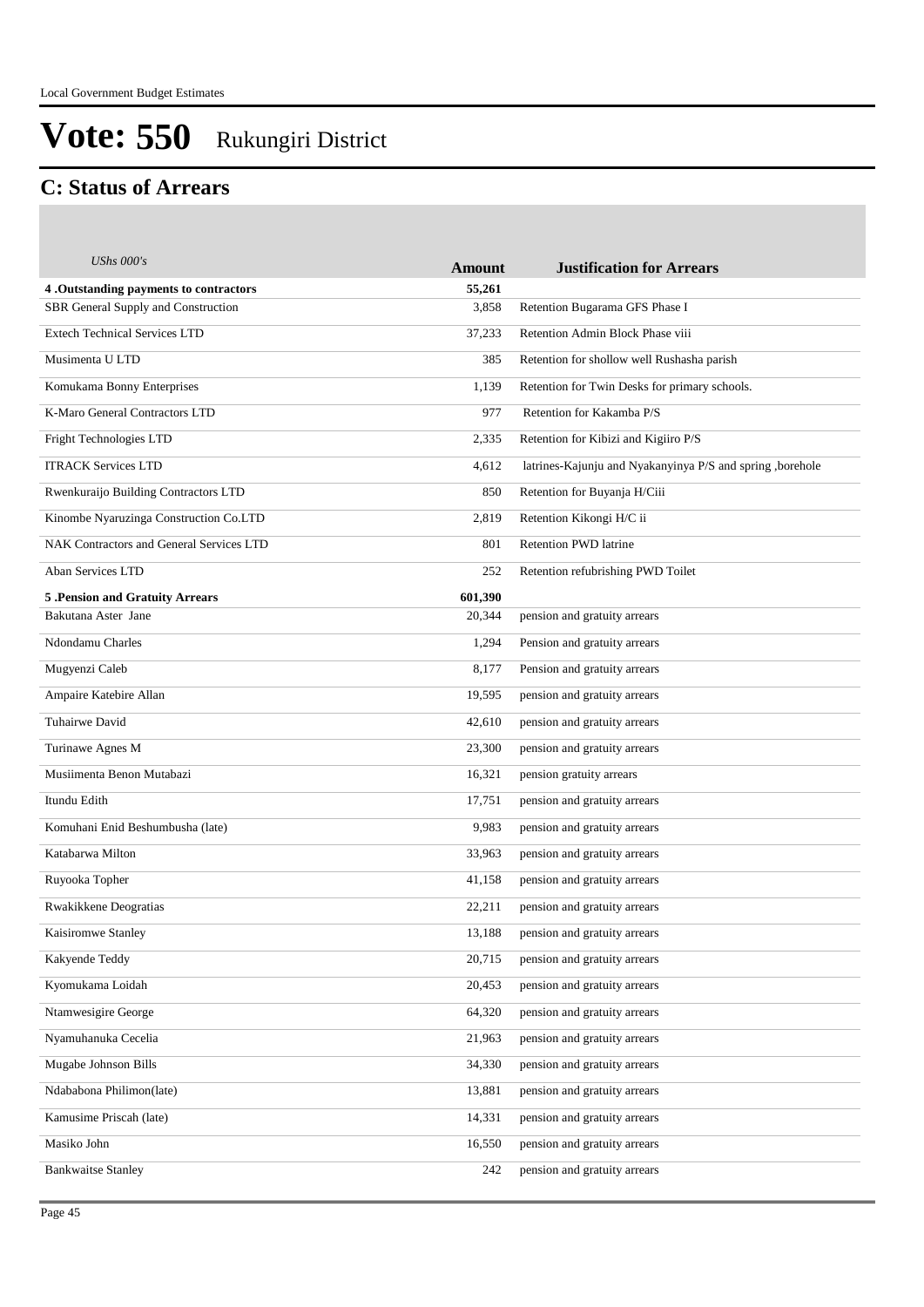# Vote: 550 Rukungiri District

## C: Status of Arrears

| *UShs 000's* | **Amount** | **Justification for Arrears** |
|---|---|---|
| **4 .Outstanding payments to contractors** | **55,261** | |
| SBR General Supply and Construction | 3,858 | Retention Bugarama GFS Phase I |
| Extech Technical Services LTD | 37,233 | Retention Admin Block Phase viii |
| Musimenta U LTD | 385 | Retention for shollow well Rushasha parish |
| Komukama Bonny Enterprises | 1,139 | Retention for Twin Desks for primary schools. |
| K-Maro General Contractors LTD | 977 | Retention for Kakamba P/S |
| Fright Technologies LTD | 2,335 | Retention for Kibizi and Kigiiro P/S |
| ITRACK Services LTD | 4,612 | latrines-Kajunju and Nyakanyinya P/S and spring ,borehole |
| Rwenkuraijo Building Contractors LTD | 850 | Retention for Buyanja H/Ciii |
| Kinombe Nyaruzinga Construction Co.LTD | 2,819 | Retention Kikongi H/C ii |
| NAK Contractors and General Services LTD | 801 | Retention PWD latrine |
| Aban Services LTD | 252 | Retention refubrishing PWD Toilet |
| **5 .Pension and Gratuity Arrears** | **601,390** | |
| Bakutana Aster Jane | 20,344 | pension and gratuity arrears |
| Ndondamu Charles | 1,294 | Pension and gratuity arrears |
| Mugyenzi Caleb | 8,177 | Pension and gratuity arrears |
| Ampaire Katebire Allan | 19,595 | pension and gratuity arrears |
| Tuhairwe David | 42,610 | pension and gratuity arrears |
| Turinawe Agnes M | 23,300 | pension and gratuity arrears |
| Musiimenta Benon Mutabazi | 16,321 | pension gratuity arrears |
| Itundu Edith | 17,751 | pension and gratuity arrears |
| Komuhani Enid Beshumbusha (late) | 9,983 | pension and gratuity arrears |
| Katabarwa Milton | 33,963 | pension and gratuity arrears |
| Ruyooka Topher | 41,158 | pension and gratuity arrears |
| Rwakikkene Deogratias | 22,211 | pension and gratuity arrears |
| Kaisiromwe Stanley | 13,188 | pension and gratuity arrears |
| Kakyende Teddy | 20,715 | pension and gratuity arrears |
| Kyomukama Loidah | 20,453 | pension and gratuity arrears |
| Ntamwesigire George | 64,320 | pension and gratuity arrears |
| Nyamuhanuka Cecelia | 21,963 | pension and gratuity arrears |
| Mugabe Johnson Bills | 34,330 | pension and gratuity arrears |
| Ndababona Philimon(late) | 13,881 | pension and gratuity arrears |
| Kamusime Priscah (late) | 14,331 | pension and gratuity arrears |
| Masiko John | 16,550 | pension and gratuity arrears |
| Bankwaitse Stanley | 242 | pension and gratuity arrears |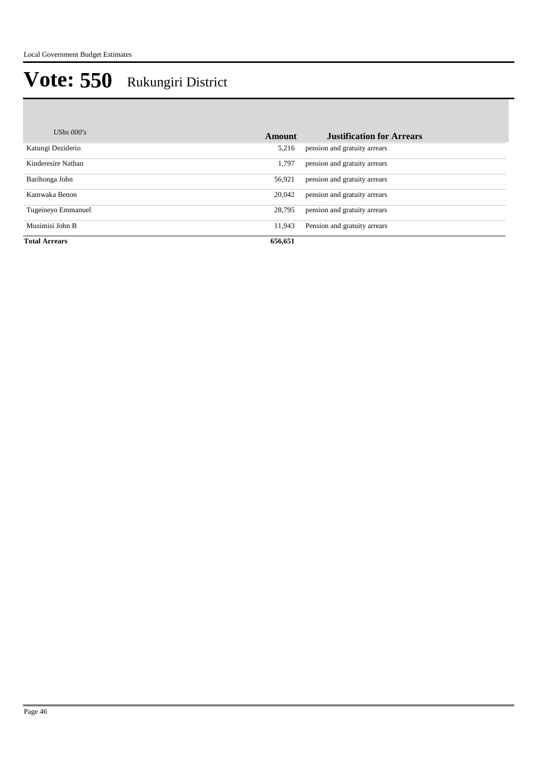# Vote: 550 Rukungiri District

| *UShs 000's* | **Amount** | **Justification for Arrears** |
|---|---|---|
| Katungi Deziderio | 5,216 | pension and gratuity arrears |
| Kinderesire Nathan | 1,797 | pension and gratuity arrears |
| Barihonga John | 56,921 | pension and gratuity arrears |
| Kamwaka Benon | 20,042 | pension and gratuity arrears |
| Tugeineyo Emmanuel | 28,795 | pension and gratuity arrears |
| Musimisi John B | 11,943 | Pension and gratuity arrears |
| **Total Arrears** | **656,651** | |